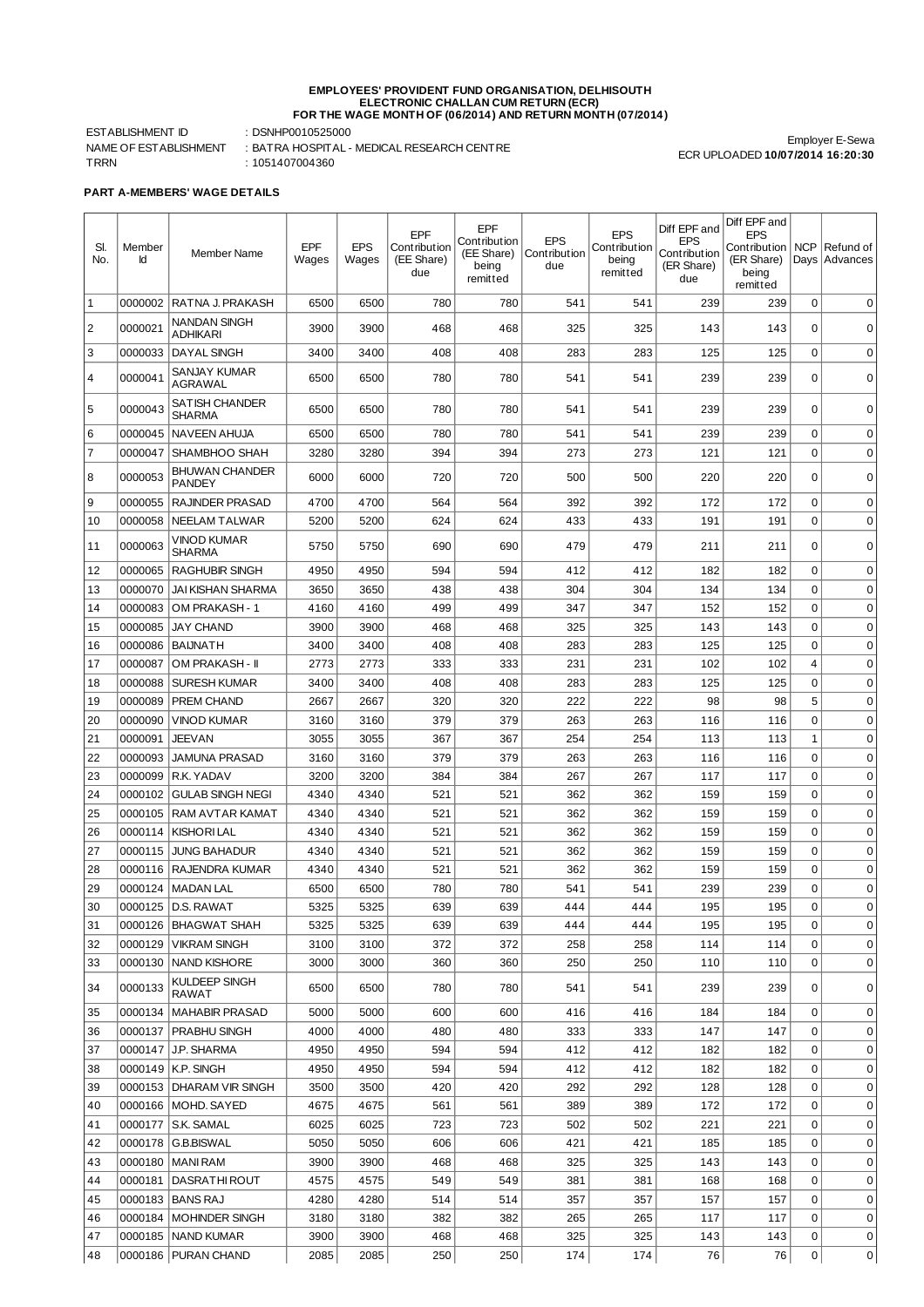**EMPLOYEES' PROVIDENT FUND ORGANISATION, DELHISOUTH**
**ELECTRONIC CHALLAN CUM RETURN (ECR)**
**FOR THE WAGE MONTH OF (06/2014) AND RETURN MONTH (07/2014)**

ESTABLISHMENT ID : DSNHP0010525000
NAME OF ESTABLISHMENT : BATRA HOSPITAL - MEDICAL RESEARCH CENTRE
TRRN : 1051407004360

Employer E-Sewa
ECR UPLOADED **10/07/2014 16:20:30**

**PART A-MEMBERS' WAGE DETAILS**

| Sl. No. | Member Id | Member Name | EPF Wages | EPS Wages | EPF Contribution (EE Share) due | EPF Contribution (EE Share) being remitted | EPS Contribution due | EPS Contribution being remitted | Diff EPF and EPS Contribution (ER Share) due | Diff EPF and EPS Contribution (ER Share) being remitted | NCP Days | Refund of Advances |
|---|---|---|---|---|---|---|---|---|---|---|---|---|
| 1 | 0000002 | RATNA J. PRAKASH | 6500 | 6500 | 780 | 780 | 541 | 541 | 239 | 239 | 0 | 0 |
| 2 | 0000021 | NANDAN SINGH ADHIKARI | 3900 | 3900 | 468 | 468 | 325 | 325 | 143 | 143 | 0 | 0 |
| 3 | 0000033 | DAYAL SINGH | 3400 | 3400 | 408 | 408 | 283 | 283 | 125 | 125 | 0 | 0 |
| 4 | 0000041 | SANJAY KUMAR AGRAWAL | 6500 | 6500 | 780 | 780 | 541 | 541 | 239 | 239 | 0 | 0 |
| 5 | 0000043 | SATISH CHANDER SHARMA | 6500 | 6500 | 780 | 780 | 541 | 541 | 239 | 239 | 0 | 0 |
| 6 | 0000045 | NAVEEN AHUJA | 6500 | 6500 | 780 | 780 | 541 | 541 | 239 | 239 | 0 | 0 |
| 7 | 0000047 | SHAMBHOO SHAH | 3280 | 3280 | 394 | 394 | 273 | 273 | 121 | 121 | 0 | 0 |
| 8 | 0000053 | BHUWAN CHANDER PANDEY | 6000 | 6000 | 720 | 720 | 500 | 500 | 220 | 220 | 0 | 0 |
| 9 | 0000055 | RAJINDER PRASAD | 4700 | 4700 | 564 | 564 | 392 | 392 | 172 | 172 | 0 | 0 |
| 10 | 0000058 | NEELAM TALWAR | 5200 | 5200 | 624 | 624 | 433 | 433 | 191 | 191 | 0 | 0 |
| 11 | 0000063 | VINOD KUMAR SHARMA | 5750 | 5750 | 690 | 690 | 479 | 479 | 211 | 211 | 0 | 0 |
| 12 | 0000065 | RAGHUBIR SINGH | 4950 | 4950 | 594 | 594 | 412 | 412 | 182 | 182 | 0 | 0 |
| 13 | 0000070 | JAI KISHAN SHARMA | 3650 | 3650 | 438 | 438 | 304 | 304 | 134 | 134 | 0 | 0 |
| 14 | 0000083 | OM PRAKASH - 1 | 4160 | 4160 | 499 | 499 | 347 | 347 | 152 | 152 | 0 | 0 |
| 15 | 0000085 | JAY CHAND | 3900 | 3900 | 468 | 468 | 325 | 325 | 143 | 143 | 0 | 0 |
| 16 | 0000086 | BAIJNATH | 3400 | 3400 | 408 | 408 | 283 | 283 | 125 | 125 | 0 | 0 |
| 17 | 0000087 | OM PRAKASH - II | 2773 | 2773 | 333 | 333 | 231 | 231 | 102 | 102 | 4 | 0 |
| 18 | 0000088 | SURESH KUMAR | 3400 | 3400 | 408 | 408 | 283 | 283 | 125 | 125 | 0 | 0 |
| 19 | 0000089 | PREM CHAND | 2667 | 2667 | 320 | 320 | 222 | 222 | 98 | 98 | 5 | 0 |
| 20 | 0000090 | VINOD KUMAR | 3160 | 3160 | 379 | 379 | 263 | 263 | 116 | 116 | 0 | 0 |
| 21 | 0000091 | JEEVAN | 3055 | 3055 | 367 | 367 | 254 | 254 | 113 | 113 | 1 | 0 |
| 22 | 0000093 | JAMUNA PRASAD | 3160 | 3160 | 379 | 379 | 263 | 263 | 116 | 116 | 0 | 0 |
| 23 | 0000099 | R.K. YADAV | 3200 | 3200 | 384 | 384 | 267 | 267 | 117 | 117 | 0 | 0 |
| 24 | 0000102 | GULAB SINGH NEGI | 4340 | 4340 | 521 | 521 | 362 | 362 | 159 | 159 | 0 | 0 |
| 25 | 0000105 | RAM AVTAR KAMAT | 4340 | 4340 | 521 | 521 | 362 | 362 | 159 | 159 | 0 | 0 |
| 26 | 0000114 | KISHORI LAL | 4340 | 4340 | 521 | 521 | 362 | 362 | 159 | 159 | 0 | 0 |
| 27 | 0000115 | JUNG BAHADUR | 4340 | 4340 | 521 | 521 | 362 | 362 | 159 | 159 | 0 | 0 |
| 28 | 0000116 | RAJENDRA KUMAR | 4340 | 4340 | 521 | 521 | 362 | 362 | 159 | 159 | 0 | 0 |
| 29 | 0000124 | MADAN LAL | 6500 | 6500 | 780 | 780 | 541 | 541 | 239 | 239 | 0 | 0 |
| 30 | 0000125 | D.S. RAWAT | 5325 | 5325 | 639 | 639 | 444 | 444 | 195 | 195 | 0 | 0 |
| 31 | 0000126 | BHAGWAT SHAH | 5325 | 5325 | 639 | 639 | 444 | 444 | 195 | 195 | 0 | 0 |
| 32 | 0000129 | VIKRAM SINGH | 3100 | 3100 | 372 | 372 | 258 | 258 | 114 | 114 | 0 | 0 |
| 33 | 0000130 | NAND KISHORE | 3000 | 3000 | 360 | 360 | 250 | 250 | 110 | 110 | 0 | 0 |
| 34 | 0000133 | KULDEEP SINGH RAWAT | 6500 | 6500 | 780 | 780 | 541 | 541 | 239 | 239 | 0 | 0 |
| 35 | 0000134 | MAHABIR PRASAD | 5000 | 5000 | 600 | 600 | 416 | 416 | 184 | 184 | 0 | 0 |
| 36 | 0000137 | PRABHU SINGH | 4000 | 4000 | 480 | 480 | 333 | 333 | 147 | 147 | 0 | 0 |
| 37 | 0000147 | J.P. SHARMA | 4950 | 4950 | 594 | 594 | 412 | 412 | 182 | 182 | 0 | 0 |
| 38 | 0000149 | K.P. SINGH | 4950 | 4950 | 594 | 594 | 412 | 412 | 182 | 182 | 0 | 0 |
| 39 | 0000153 | DHARAM VIR SINGH | 3500 | 3500 | 420 | 420 | 292 | 292 | 128 | 128 | 0 | 0 |
| 40 | 0000166 | MOHD. SAYED | 4675 | 4675 | 561 | 561 | 389 | 389 | 172 | 172 | 0 | 0 |
| 41 | 0000177 | S.K. SAMAL | 6025 | 6025 | 723 | 723 | 502 | 502 | 221 | 221 | 0 | 0 |
| 42 | 0000178 | G.B.BISWAL | 5050 | 5050 | 606 | 606 | 421 | 421 | 185 | 185 | 0 | 0 |
| 43 | 0000180 | MANI RAM | 3900 | 3900 | 468 | 468 | 325 | 325 | 143 | 143 | 0 | 0 |
| 44 | 0000181 | DASRATHI ROUT | 4575 | 4575 | 549 | 549 | 381 | 381 | 168 | 168 | 0 | 0 |
| 45 | 0000183 | BANS RAJ | 4280 | 4280 | 514 | 514 | 357 | 357 | 157 | 157 | 0 | 0 |
| 46 | 0000184 | MOHINDER SINGH | 3180 | 3180 | 382 | 382 | 265 | 265 | 117 | 117 | 0 | 0 |
| 47 | 0000185 | NAND KUMAR | 3900 | 3900 | 468 | 468 | 325 | 325 | 143 | 143 | 0 | 0 |
| 48 | 0000186 | PURAN CHAND | 2085 | 2085 | 250 | 250 | 174 | 174 | 76 | 76 | 0 | 0 |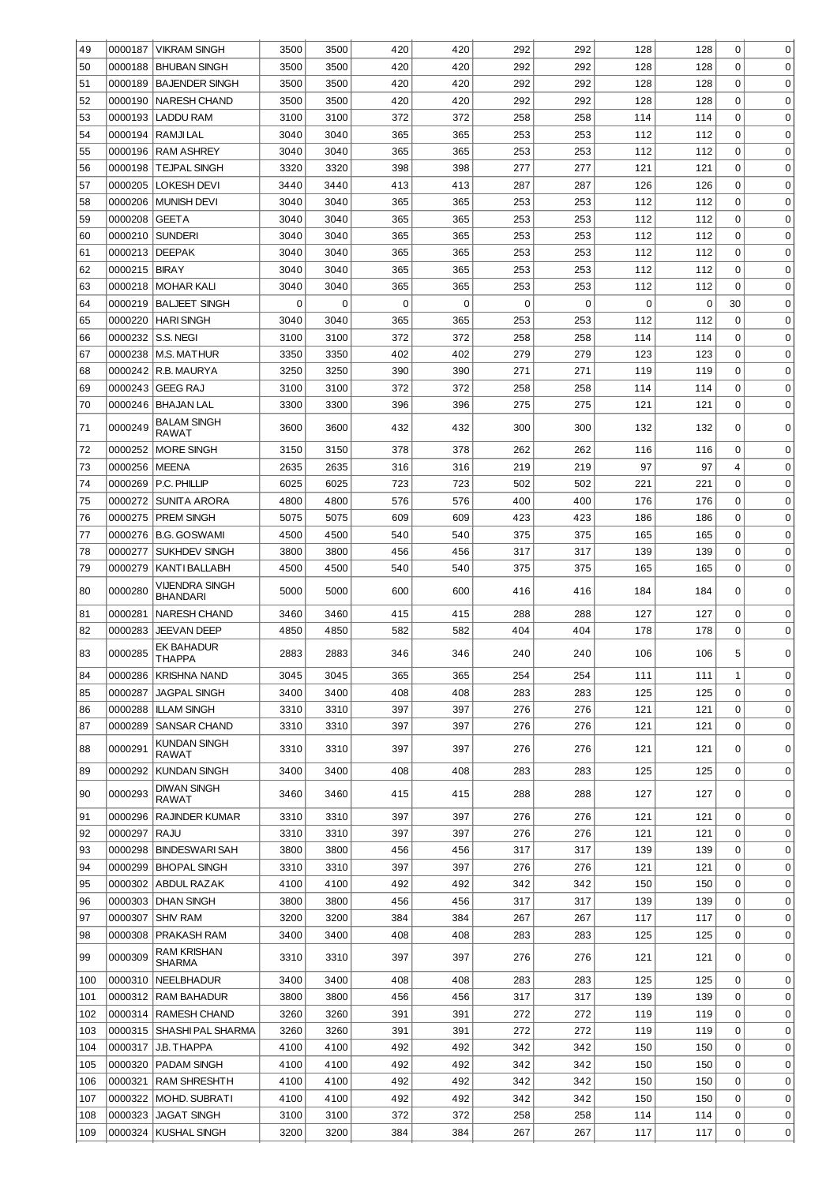| 49 | 0000187 | VIKRAM SINGH | 3500 | 3500 | 420 | 420 | 292 | 292 | 128 | 128 | 0 | 0 |
|---|---|---|---|---|---|---|---|---|---|---|---|---|
| 50 | 0000188 | BHUBAN SINGH | 3500 | 3500 | 420 | 420 | 292 | 292 | 128 | 128 | 0 | 0 |
| 51 | 0000189 | BAJENDER SINGH | 3500 | 3500 | 420 | 420 | 292 | 292 | 128 | 128 | 0 | 0 |
| 52 | 0000190 | NARESH CHAND | 3500 | 3500 | 420 | 420 | 292 | 292 | 128 | 128 | 0 | 0 |
| 53 | 0000193 | LADDU RAM | 3100 | 3100 | 372 | 372 | 258 | 258 | 114 | 114 | 0 | 0 |
| 54 | 0000194 | RAMJI LAL | 3040 | 3040 | 365 | 365 | 253 | 253 | 112 | 112 | 0 | 0 |
| 55 | 0000196 | RAM ASHREY | 3040 | 3040 | 365 | 365 | 253 | 253 | 112 | 112 | 0 | 0 |
| 56 | 0000198 | TEJPAL SINGH | 3320 | 3320 | 398 | 398 | 277 | 277 | 121 | 121 | 0 | 0 |
| 57 | 0000205 | LOKESH DEVI | 3440 | 3440 | 413 | 413 | 287 | 287 | 126 | 126 | 0 | 0 |
| 58 | 0000206 | MUNISH DEVI | 3040 | 3040 | 365 | 365 | 253 | 253 | 112 | 112 | 0 | 0 |
| 59 | 0000208 | GEETA | 3040 | 3040 | 365 | 365 | 253 | 253 | 112 | 112 | 0 | 0 |
| 60 | 0000210 | SUNDERI | 3040 | 3040 | 365 | 365 | 253 | 253 | 112 | 112 | 0 | 0 |
| 61 | 0000213 | DEEPAK | 3040 | 3040 | 365 | 365 | 253 | 253 | 112 | 112 | 0 | 0 |
| 62 | 0000215 | BIRAY | 3040 | 3040 | 365 | 365 | 253 | 253 | 112 | 112 | 0 | 0 |
| 63 | 0000218 | MOHAR KALI | 3040 | 3040 | 365 | 365 | 253 | 253 | 112 | 112 | 0 | 0 |
| 64 | 0000219 | BALJEET SINGH | 0 | 0 | 0 | 0 | 0 | 0 | 0 | 0 | 30 | 0 |
| 65 | 0000220 | HARI SINGH | 3040 | 3040 | 365 | 365 | 253 | 253 | 112 | 112 | 0 | 0 |
| 66 | 0000232 | S.S. NEGI | 3100 | 3100 | 372 | 372 | 258 | 258 | 114 | 114 | 0 | 0 |
| 67 | 0000238 | M.S. MATHUR | 3350 | 3350 | 402 | 402 | 279 | 279 | 123 | 123 | 0 | 0 |
| 68 | 0000242 | R.B. MAURYA | 3250 | 3250 | 390 | 390 | 271 | 271 | 119 | 119 | 0 | 0 |
| 69 | 0000243 | GEEG RAJ | 3100 | 3100 | 372 | 372 | 258 | 258 | 114 | 114 | 0 | 0 |
| 70 | 0000246 | BHAJAN LAL | 3300 | 3300 | 396 | 396 | 275 | 275 | 121 | 121 | 0 | 0 |
| 71 | 0000249 | BALAM SINGH RAWAT | 3600 | 3600 | 432 | 432 | 300 | 300 | 132 | 132 | 0 | 0 |
| 72 | 0000252 | MORE SINGH | 3150 | 3150 | 378 | 378 | 262 | 262 | 116 | 116 | 0 | 0 |
| 73 | 0000256 | MEENA | 2635 | 2635 | 316 | 316 | 219 | 219 | 97 | 97 | 4 | 0 |
| 74 | 0000269 | P.C. PHILLIP | 6025 | 6025 | 723 | 723 | 502 | 502 | 221 | 221 | 0 | 0 |
| 75 | 0000272 | SUNITA ARORA | 4800 | 4800 | 576 | 576 | 400 | 400 | 176 | 176 | 0 | 0 |
| 76 | 0000275 | PREM SINGH | 5075 | 5075 | 609 | 609 | 423 | 423 | 186 | 186 | 0 | 0 |
| 77 | 0000276 | B.G. GOSWAMI | 4500 | 4500 | 540 | 540 | 375 | 375 | 165 | 165 | 0 | 0 |
| 78 | 0000277 | SUKHDEV SINGH | 3800 | 3800 | 456 | 456 | 317 | 317 | 139 | 139 | 0 | 0 |
| 79 | 0000279 | KANTI BALLABH | 4500 | 4500 | 540 | 540 | 375 | 375 | 165 | 165 | 0 | 0 |
| 80 | 0000280 | VIJENDRA SINGH BHANDARI | 5000 | 5000 | 600 | 600 | 416 | 416 | 184 | 184 | 0 | 0 |
| 81 | 0000281 | NARESH CHAND | 3460 | 3460 | 415 | 415 | 288 | 288 | 127 | 127 | 0 | 0 |
| 82 | 0000283 | JEEVAN DEEP | 4850 | 4850 | 582 | 582 | 404 | 404 | 178 | 178 | 0 | 0 |
| 83 | 0000285 | EK BAHADUR THAPPA | 2883 | 2883 | 346 | 346 | 240 | 240 | 106 | 106 | 5 | 0 |
| 84 | 0000286 | KRISHNA NAND | 3045 | 3045 | 365 | 365 | 254 | 254 | 111 | 111 | 1 | 0 |
| 85 | 0000287 | JAGPAL SINGH | 3400 | 3400 | 408 | 408 | 283 | 283 | 125 | 125 | 0 | 0 |
| 86 | 0000288 | ILLAM SINGH | 3310 | 3310 | 397 | 397 | 276 | 276 | 121 | 121 | 0 | 0 |
| 87 | 0000289 | SANSAR CHAND | 3310 | 3310 | 397 | 397 | 276 | 276 | 121 | 121 | 0 | 0 |
| 88 | 0000291 | KUNDAN SINGH RAWAT | 3310 | 3310 | 397 | 397 | 276 | 276 | 121 | 121 | 0 | 0 |
| 89 | 0000292 | KUNDAN SINGH | 3400 | 3400 | 408 | 408 | 283 | 283 | 125 | 125 | 0 | 0 |
| 90 | 0000293 | DIWAN SINGH RAWAT | 3460 | 3460 | 415 | 415 | 288 | 288 | 127 | 127 | 0 | 0 |
| 91 | 0000296 | RAJINDER KUMAR | 3310 | 3310 | 397 | 397 | 276 | 276 | 121 | 121 | 0 | 0 |
| 92 | 0000297 | RAJU | 3310 | 3310 | 397 | 397 | 276 | 276 | 121 | 121 | 0 | 0 |
| 93 | 0000298 | BINDESWARI SAH | 3800 | 3800 | 456 | 456 | 317 | 317 | 139 | 139 | 0 | 0 |
| 94 | 0000299 | BHOPAL SINGH | 3310 | 3310 | 397 | 397 | 276 | 276 | 121 | 121 | 0 | 0 |
| 95 | 0000302 | ABDUL RAZAK | 4100 | 4100 | 492 | 492 | 342 | 342 | 150 | 150 | 0 | 0 |
| 96 | 0000303 | DHAN SINGH | 3800 | 3800 | 456 | 456 | 317 | 317 | 139 | 139 | 0 | 0 |
| 97 | 0000307 | SHIV RAM | 3200 | 3200 | 384 | 384 | 267 | 267 | 117 | 117 | 0 | 0 |
| 98 | 0000308 | PRAKASH RAM | 3400 | 3400 | 408 | 408 | 283 | 283 | 125 | 125 | 0 | 0 |
| 99 | 0000309 | RAM KRISHAN SHARMA | 3310 | 3310 | 397 | 397 | 276 | 276 | 121 | 121 | 0 | 0 |
| 100 | 0000310 | NEELBHADUR | 3400 | 3400 | 408 | 408 | 283 | 283 | 125 | 125 | 0 | 0 |
| 101 | 0000312 | RAM BAHADUR | 3800 | 3800 | 456 | 456 | 317 | 317 | 139 | 139 | 0 | 0 |
| 102 | 0000314 | RAMESH CHAND | 3260 | 3260 | 391 | 391 | 272 | 272 | 119 | 119 | 0 | 0 |
| 103 | 0000315 | SHASHI PAL SHARMA | 3260 | 3260 | 391 | 391 | 272 | 272 | 119 | 119 | 0 | 0 |
| 104 | 0000317 | J.B. THAPPA | 4100 | 4100 | 492 | 492 | 342 | 342 | 150 | 150 | 0 | 0 |
| 105 | 0000320 | PADAM SINGH | 4100 | 4100 | 492 | 492 | 342 | 342 | 150 | 150 | 0 | 0 |
| 106 | 0000321 | RAM SHRESHTH | 4100 | 4100 | 492 | 492 | 342 | 342 | 150 | 150 | 0 | 0 |
| 107 | 0000322 | MOHD. SUBRATI | 4100 | 4100 | 492 | 492 | 342 | 342 | 150 | 150 | 0 | 0 |
| 108 | 0000323 | JAGAT SINGH | 3100 | 3100 | 372 | 372 | 258 | 258 | 114 | 114 | 0 | 0 |
| 109 | 0000324 | KUSHAL SINGH | 3200 | 3200 | 384 | 384 | 267 | 267 | 117 | 117 | 0 | 0 |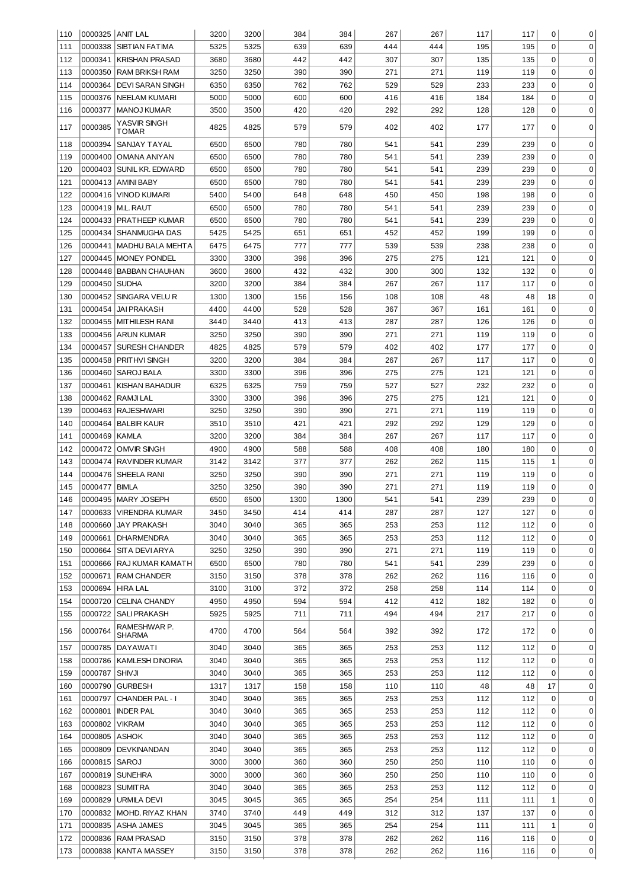| 110 | 0000325 | ANIT LAL | 3200 | 3200 | 384 | 384 | 267 | 267 | 117 | 117 | 0 | 0 |
|---|---|---|---|---|---|---|---|---|---|---|---|---|
| 111 | 0000338 | SIBTIAN FATIMA | 5325 | 5325 | 639 | 639 | 444 | 444 | 195 | 195 | 0 | 0 |
| 112 | 0000341 | KRISHAN PRASAD | 3680 | 3680 | 442 | 442 | 307 | 307 | 135 | 135 | 0 | 0 |
| 113 | 0000350 | RAM BRIKSH RAM | 3250 | 3250 | 390 | 390 | 271 | 271 | 119 | 119 | 0 | 0 |
| 114 | 0000364 | DEVI SARAN SINGH | 6350 | 6350 | 762 | 762 | 529 | 529 | 233 | 233 | 0 | 0 |
| 115 | 0000376 | NEELAM KUMARI | 5000 | 5000 | 600 | 600 | 416 | 416 | 184 | 184 | 0 | 0 |
| 116 | 0000377 | MANOJ KUMAR | 3500 | 3500 | 420 | 420 | 292 | 292 | 128 | 128 | 0 | 0 |
| 117 | 0000385 | YASVIR SINGH TOMAR | 4825 | 4825 | 579 | 579 | 402 | 402 | 177 | 177 | 0 | 0 |
| 118 | 0000394 | SANJAY TAYAL | 6500 | 6500 | 780 | 780 | 541 | 541 | 239 | 239 | 0 | 0 |
| 119 | 0000400 | OMANA ANIYAN | 6500 | 6500 | 780 | 780 | 541 | 541 | 239 | 239 | 0 | 0 |
| 120 | 0000403 | SUNIL KR. EDWARD | 6500 | 6500 | 780 | 780 | 541 | 541 | 239 | 239 | 0 | 0 |
| 121 | 0000413 | AMINI BABY | 6500 | 6500 | 780 | 780 | 541 | 541 | 239 | 239 | 0 | 0 |
| 122 | 0000416 | VINOD KUMARI | 5400 | 5400 | 648 | 648 | 450 | 450 | 198 | 198 | 0 | 0 |
| 123 | 0000419 | M.L. RAUT | 6500 | 6500 | 780 | 780 | 541 | 541 | 239 | 239 | 0 | 0 |
| 124 | 0000433 | PRATHEEP KUMAR | 6500 | 6500 | 780 | 780 | 541 | 541 | 239 | 239 | 0 | 0 |
| 125 | 0000434 | SHANMUGHA DAS | 5425 | 5425 | 651 | 651 | 452 | 452 | 199 | 199 | 0 | 0 |
| 126 | 0000441 | MADHU BALA MEHTA | 6475 | 6475 | 777 | 777 | 539 | 539 | 238 | 238 | 0 | 0 |
| 127 | 0000445 | MONEY PONDEL | 3300 | 3300 | 396 | 396 | 275 | 275 | 121 | 121 | 0 | 0 |
| 128 | 0000448 | BABBAN CHAUHAN | 3600 | 3600 | 432 | 432 | 300 | 300 | 132 | 132 | 0 | 0 |
| 129 | 0000450 | SUDHA | 3200 | 3200 | 384 | 384 | 267 | 267 | 117 | 117 | 0 | 0 |
| 130 | 0000452 | SINGARA VELU R | 1300 | 1300 | 156 | 156 | 108 | 108 | 48 | 48 | 18 | 0 |
| 131 | 0000454 | JAI PRAKASH | 4400 | 4400 | 528 | 528 | 367 | 367 | 161 | 161 | 0 | 0 |
| 132 | 0000455 | MITHILESH RANI | 3440 | 3440 | 413 | 413 | 287 | 287 | 126 | 126 | 0 | 0 |
| 133 | 0000456 | ARUN KUMAR | 3250 | 3250 | 390 | 390 | 271 | 271 | 119 | 119 | 0 | 0 |
| 134 | 0000457 | SURESH CHANDER | 4825 | 4825 | 579 | 579 | 402 | 402 | 177 | 177 | 0 | 0 |
| 135 | 0000458 | PRITHVI SINGH | 3200 | 3200 | 384 | 384 | 267 | 267 | 117 | 117 | 0 | 0 |
| 136 | 0000460 | SAROJ BALA | 3300 | 3300 | 396 | 396 | 275 | 275 | 121 | 121 | 0 | 0 |
| 137 | 0000461 | KISHAN BAHADUR | 6325 | 6325 | 759 | 759 | 527 | 527 | 232 | 232 | 0 | 0 |
| 138 | 0000462 | RAMJI LAL | 3300 | 3300 | 396 | 396 | 275 | 275 | 121 | 121 | 0 | 0 |
| 139 | 0000463 | RAJESHWARI | 3250 | 3250 | 390 | 390 | 271 | 271 | 119 | 119 | 0 | 0 |
| 140 | 0000464 | BALBIR KAUR | 3510 | 3510 | 421 | 421 | 292 | 292 | 129 | 129 | 0 | 0 |
| 141 | 0000469 | KAMLA | 3200 | 3200 | 384 | 384 | 267 | 267 | 117 | 117 | 0 | 0 |
| 142 | 0000472 | OMVIR SINGH | 4900 | 4900 | 588 | 588 | 408 | 408 | 180 | 180 | 0 | 0 |
| 143 | 0000474 | RAVINDER KUMAR | 3142 | 3142 | 377 | 377 | 262 | 262 | 115 | 115 | 1 | 0 |
| 144 | 0000476 | SHEELA RANI | 3250 | 3250 | 390 | 390 | 271 | 271 | 119 | 119 | 0 | 0 |
| 145 | 0000477 | BIMLA | 3250 | 3250 | 390 | 390 | 271 | 271 | 119 | 119 | 0 | 0 |
| 146 | 0000495 | MARY JOSEPH | 6500 | 6500 | 1300 | 1300 | 541 | 541 | 239 | 239 | 0 | 0 |
| 147 | 0000633 | VIRENDRA KUMAR | 3450 | 3450 | 414 | 414 | 287 | 287 | 127 | 127 | 0 | 0 |
| 148 | 0000660 | JAY PRAKASH | 3040 | 3040 | 365 | 365 | 253 | 253 | 112 | 112 | 0 | 0 |
| 149 | 0000661 | DHARMENDRA | 3040 | 3040 | 365 | 365 | 253 | 253 | 112 | 112 | 0 | 0 |
| 150 | 0000664 | SITA DEVI ARYA | 3250 | 3250 | 390 | 390 | 271 | 271 | 119 | 119 | 0 | 0 |
| 151 | 0000666 | RAJ KUMAR KAMATH | 6500 | 6500 | 780 | 780 | 541 | 541 | 239 | 239 | 0 | 0 |
| 152 | 0000671 | RAM CHANDER | 3150 | 3150 | 378 | 378 | 262 | 262 | 116 | 116 | 0 | 0 |
| 153 | 0000694 | HIRA LAL | 3100 | 3100 | 372 | 372 | 258 | 258 | 114 | 114 | 0 | 0 |
| 154 | 0000720 | CELINA CHANDY | 4950 | 4950 | 594 | 594 | 412 | 412 | 182 | 182 | 0 | 0 |
| 155 | 0000722 | SALI PRAKASH | 5925 | 5925 | 711 | 711 | 494 | 494 | 217 | 217 | 0 | 0 |
| 156 | 0000764 | RAMESHWAR P. SHARMA | 4700 | 4700 | 564 | 564 | 392 | 392 | 172 | 172 | 0 | 0 |
| 157 | 0000785 | DAYAWATI | 3040 | 3040 | 365 | 365 | 253 | 253 | 112 | 112 | 0 | 0 |
| 158 | 0000786 | KAMLESH DINORIA | 3040 | 3040 | 365 | 365 | 253 | 253 | 112 | 112 | 0 | 0 |
| 159 | 0000787 | SHIVJI | 3040 | 3040 | 365 | 365 | 253 | 253 | 112 | 112 | 0 | 0 |
| 160 | 0000790 | GURBESH | 1317 | 1317 | 158 | 158 | 110 | 110 | 48 | 48 | 17 | 0 |
| 161 | 0000797 | CHANDER PAL - I | 3040 | 3040 | 365 | 365 | 253 | 253 | 112 | 112 | 0 | 0 |
| 162 | 0000801 | INDER PAL | 3040 | 3040 | 365 | 365 | 253 | 253 | 112 | 112 | 0 | 0 |
| 163 | 0000802 | VIKRAM | 3040 | 3040 | 365 | 365 | 253 | 253 | 112 | 112 | 0 | 0 |
| 164 | 0000805 | ASHOK | 3040 | 3040 | 365 | 365 | 253 | 253 | 112 | 112 | 0 | 0 |
| 165 | 0000809 | DEVKINANDAN | 3040 | 3040 | 365 | 365 | 253 | 253 | 112 | 112 | 0 | 0 |
| 166 | 0000815 | SAROJ | 3000 | 3000 | 360 | 360 | 250 | 250 | 110 | 110 | 0 | 0 |
| 167 | 0000819 | SUNEHRA | 3000 | 3000 | 360 | 360 | 250 | 250 | 110 | 110 | 0 | 0 |
| 168 | 0000823 | SUMITRA | 3040 | 3040 | 365 | 365 | 253 | 253 | 112 | 112 | 0 | 0 |
| 169 | 0000829 | URMILA DEVI | 3045 | 3045 | 365 | 365 | 254 | 254 | 111 | 111 | 1 | 0 |
| 170 | 0000832 | MOHD. RIYAZ KHAN | 3740 | 3740 | 449 | 449 | 312 | 312 | 137 | 137 | 0 | 0 |
| 171 | 0000835 | ASHA JAMES | 3045 | 3045 | 365 | 365 | 254 | 254 | 111 | 111 | 1 | 0 |
| 172 | 0000836 | RAM PRASAD | 3150 | 3150 | 378 | 378 | 262 | 262 | 116 | 116 | 0 | 0 |
| 173 | 0000838 | KANTA MASSEY | 3150 | 3150 | 378 | 378 | 262 | 262 | 116 | 116 | 0 | 0 |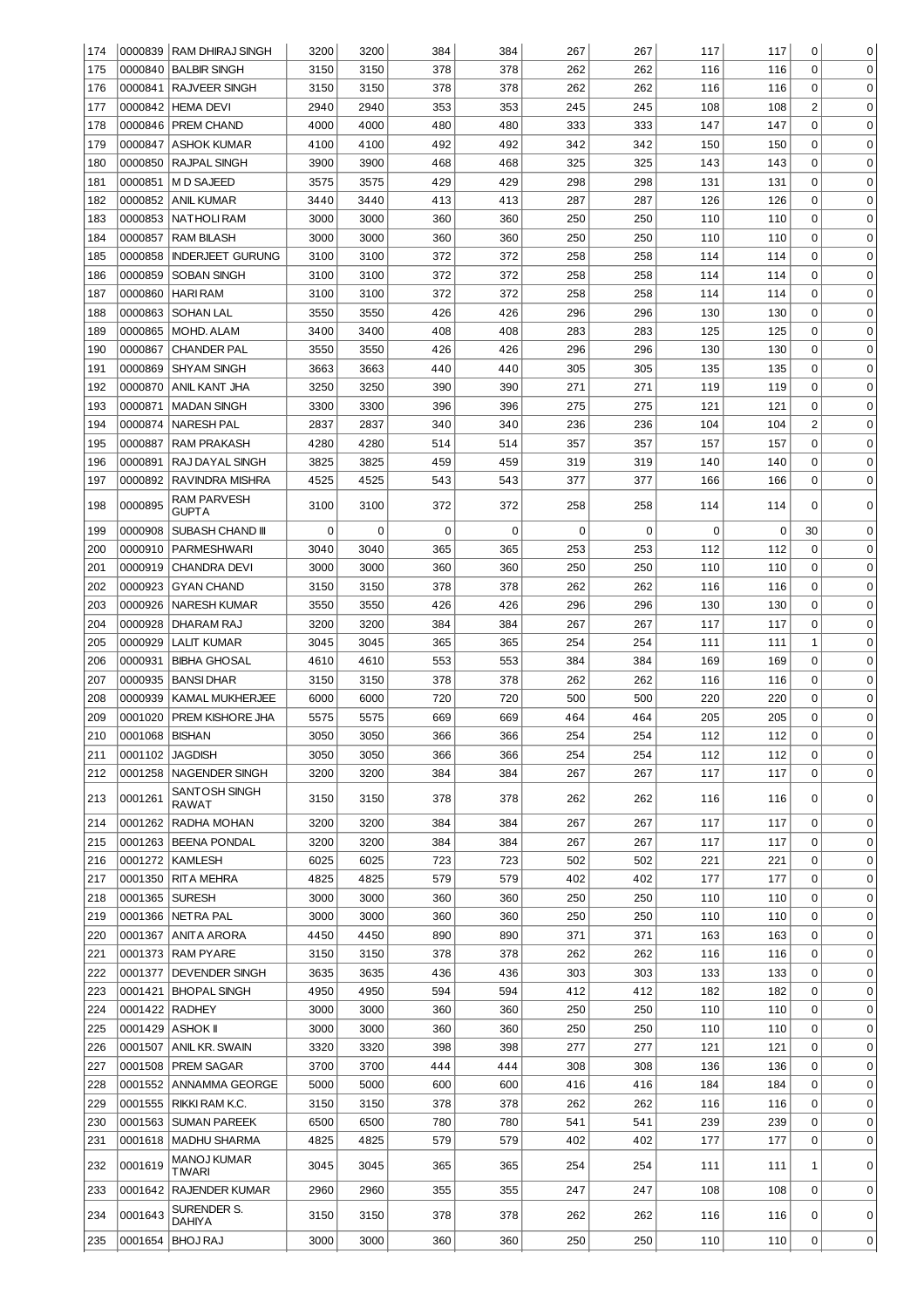| | | | | | | | | | | | | |
|---|---|---|---|---|---|---|---|---|---|---|---|---|
| 174 | 0000839 | RAM DHIRAJ SINGH | 3200 | 3200 | 384 | 384 | 267 | 267 | 117 | 117 | 0 | 0 |
| 175 | 0000840 | BALBIR SINGH | 3150 | 3150 | 378 | 378 | 262 | 262 | 116 | 116 | 0 | 0 |
| 176 | 0000841 | RAJVEER SINGH | 3150 | 3150 | 378 | 378 | 262 | 262 | 116 | 116 | 0 | 0 |
| 177 | 0000842 | HEMA DEVI | 2940 | 2940 | 353 | 353 | 245 | 245 | 108 | 108 | 2 | 0 |
| 178 | 0000846 | PREM CHAND | 4000 | 4000 | 480 | 480 | 333 | 333 | 147 | 147 | 0 | 0 |
| 179 | 0000847 | ASHOK KUMAR | 4100 | 4100 | 492 | 492 | 342 | 342 | 150 | 150 | 0 | 0 |
| 180 | 0000850 | RAJPAL SINGH | 3900 | 3900 | 468 | 468 | 325 | 325 | 143 | 143 | 0 | 0 |
| 181 | 0000851 | M D SAJEED | 3575 | 3575 | 429 | 429 | 298 | 298 | 131 | 131 | 0 | 0 |
| 182 | 0000852 | ANIL KUMAR | 3440 | 3440 | 413 | 413 | 287 | 287 | 126 | 126 | 0 | 0 |
| 183 | 0000853 | NATHOLI RAM | 3000 | 3000 | 360 | 360 | 250 | 250 | 110 | 110 | 0 | 0 |
| 184 | 0000857 | RAM BILASH | 3000 | 3000 | 360 | 360 | 250 | 250 | 110 | 110 | 0 | 0 |
| 185 | 0000858 | INDERJEET GURUNG | 3100 | 3100 | 372 | 372 | 258 | 258 | 114 | 114 | 0 | 0 |
| 186 | 0000859 | SOBAN SINGH | 3100 | 3100 | 372 | 372 | 258 | 258 | 114 | 114 | 0 | 0 |
| 187 | 0000860 | HARI RAM | 3100 | 3100 | 372 | 372 | 258 | 258 | 114 | 114 | 0 | 0 |
| 188 | 0000863 | SOHAN LAL | 3550 | 3550 | 426 | 426 | 296 | 296 | 130 | 130 | 0 | 0 |
| 189 | 0000865 | MOHD. ALAM | 3400 | 3400 | 408 | 408 | 283 | 283 | 125 | 125 | 0 | 0 |
| 190 | 0000867 | CHANDER PAL | 3550 | 3550 | 426 | 426 | 296 | 296 | 130 | 130 | 0 | 0 |
| 191 | 0000869 | SHYAM SINGH | 3663 | 3663 | 440 | 440 | 305 | 305 | 135 | 135 | 0 | 0 |
| 192 | 0000870 | ANIL KANT JHA | 3250 | 3250 | 390 | 390 | 271 | 271 | 119 | 119 | 0 | 0 |
| 193 | 0000871 | MADAN SINGH | 3300 | 3300 | 396 | 396 | 275 | 275 | 121 | 121 | 0 | 0 |
| 194 | 0000874 | NARESH PAL | 2837 | 2837 | 340 | 340 | 236 | 236 | 104 | 104 | 2 | 0 |
| 195 | 0000887 | RAM PRAKASH | 4280 | 4280 | 514 | 514 | 357 | 357 | 157 | 157 | 0 | 0 |
| 196 | 0000891 | RAJ DAYAL SINGH | 3825 | 3825 | 459 | 459 | 319 | 319 | 140 | 140 | 0 | 0 |
| 197 | 0000892 | RAVINDRA MISHRA | 4525 | 4525 | 543 | 543 | 377 | 377 | 166 | 166 | 0 | 0 |
| 198 | 0000895 | RAM PARVESH GUPTA | 3100 | 3100 | 372 | 372 | 258 | 258 | 114 | 114 | 0 | 0 |
| 199 | 0000908 | SUBASH CHAND III | 0 | 0 | 0 | 0 | 0 | 0 | 0 | 0 | 30 | 0 |
| 200 | 0000910 | PARMESHWARI | 3040 | 3040 | 365 | 365 | 253 | 253 | 112 | 112 | 0 | 0 |
| 201 | 0000919 | CHANDRA DEVI | 3000 | 3000 | 360 | 360 | 250 | 250 | 110 | 110 | 0 | 0 |
| 202 | 0000923 | GYAN CHAND | 3150 | 3150 | 378 | 378 | 262 | 262 | 116 | 116 | 0 | 0 |
| 203 | 0000926 | NARESH KUMAR | 3550 | 3550 | 426 | 426 | 296 | 296 | 130 | 130 | 0 | 0 |
| 204 | 0000928 | DHARAM RAJ | 3200 | 3200 | 384 | 384 | 267 | 267 | 117 | 117 | 0 | 0 |
| 205 | 0000929 | LALIT KUMAR | 3045 | 3045 | 365 | 365 | 254 | 254 | 111 | 111 | 1 | 0 |
| 206 | 0000931 | BIBHA GHOSAL | 4610 | 4610 | 553 | 553 | 384 | 384 | 169 | 169 | 0 | 0 |
| 207 | 0000935 | BANSI DHAR | 3150 | 3150 | 378 | 378 | 262 | 262 | 116 | 116 | 0 | 0 |
| 208 | 0000939 | KAMAL MUKHERJEE | 6000 | 6000 | 720 | 720 | 500 | 500 | 220 | 220 | 0 | 0 |
| 209 | 0001020 | PREM KISHORE JHA | 5575 | 5575 | 669 | 669 | 464 | 464 | 205 | 205 | 0 | 0 |
| 210 | 0001068 | BISHAN | 3050 | 3050 | 366 | 366 | 254 | 254 | 112 | 112 | 0 | 0 |
| 211 | 0001102 | JAGDISH | 3050 | 3050 | 366 | 366 | 254 | 254 | 112 | 112 | 0 | 0 |
| 212 | 0001258 | NAGENDER SINGH | 3200 | 3200 | 384 | 384 | 267 | 267 | 117 | 117 | 0 | 0 |
| 213 | 0001261 | SANTOSH SINGH RAWAT | 3150 | 3150 | 378 | 378 | 262 | 262 | 116 | 116 | 0 | 0 |
| 214 | 0001262 | RADHA MOHAN | 3200 | 3200 | 384 | 384 | 267 | 267 | 117 | 117 | 0 | 0 |
| 215 | 0001263 | BEENA PONDAL | 3200 | 3200 | 384 | 384 | 267 | 267 | 117 | 117 | 0 | 0 |
| 216 | 0001272 | KAMLESH | 6025 | 6025 | 723 | 723 | 502 | 502 | 221 | 221 | 0 | 0 |
| 217 | 0001350 | RITA MEHRA | 4825 | 4825 | 579 | 579 | 402 | 402 | 177 | 177 | 0 | 0 |
| 218 | 0001365 | SURESH | 3000 | 3000 | 360 | 360 | 250 | 250 | 110 | 110 | 0 | 0 |
| 219 | 0001366 | NETRA PAL | 3000 | 3000 | 360 | 360 | 250 | 250 | 110 | 110 | 0 | 0 |
| 220 | 0001367 | ANITA ARORA | 4450 | 4450 | 890 | 890 | 371 | 371 | 163 | 163 | 0 | 0 |
| 221 | 0001373 | RAM PYARE | 3150 | 3150 | 378 | 378 | 262 | 262 | 116 | 116 | 0 | 0 |
| 222 | 0001377 | DEVENDER SINGH | 3635 | 3635 | 436 | 436 | 303 | 303 | 133 | 133 | 0 | 0 |
| 223 | 0001421 | BHOPAL SINGH | 4950 | 4950 | 594 | 594 | 412 | 412 | 182 | 182 | 0 | 0 |
| 224 | 0001422 | RADHEY | 3000 | 3000 | 360 | 360 | 250 | 250 | 110 | 110 | 0 | 0 |
| 225 | 0001429 | ASHOK II | 3000 | 3000 | 360 | 360 | 250 | 250 | 110 | 110 | 0 | 0 |
| 226 | 0001507 | ANIL KR. SWAIN | 3320 | 3320 | 398 | 398 | 277 | 277 | 121 | 121 | 0 | 0 |
| 227 | 0001508 | PREM SAGAR | 3700 | 3700 | 444 | 444 | 308 | 308 | 136 | 136 | 0 | 0 |
| 228 | 0001552 | ANNAMMA GEORGE | 5000 | 5000 | 600 | 600 | 416 | 416 | 184 | 184 | 0 | 0 |
| 229 | 0001555 | RIKKI RAM K.C. | 3150 | 3150 | 378 | 378 | 262 | 262 | 116 | 116 | 0 | 0 |
| 230 | 0001563 | SUMAN PAREEK | 6500 | 6500 | 780 | 780 | 541 | 541 | 239 | 239 | 0 | 0 |
| 231 | 0001618 | MADHU SHARMA | 4825 | 4825 | 579 | 579 | 402 | 402 | 177 | 177 | 0 | 0 |
| 232 | 0001619 | MANOJ KUMAR TIWARI | 3045 | 3045 | 365 | 365 | 254 | 254 | 111 | 111 | 1 | 0 |
| 233 | 0001642 | RAJENDER KUMAR | 2960 | 2960 | 355 | 355 | 247 | 247 | 108 | 108 | 0 | 0 |
| 234 | 0001643 | SURENDER S. DAHIYA | 3150 | 3150 | 378 | 378 | 262 | 262 | 116 | 116 | 0 | 0 |
| 235 | 0001654 | BHOJ RAJ | 3000 | 3000 | 360 | 360 | 250 | 250 | 110 | 110 | 0 | 0 |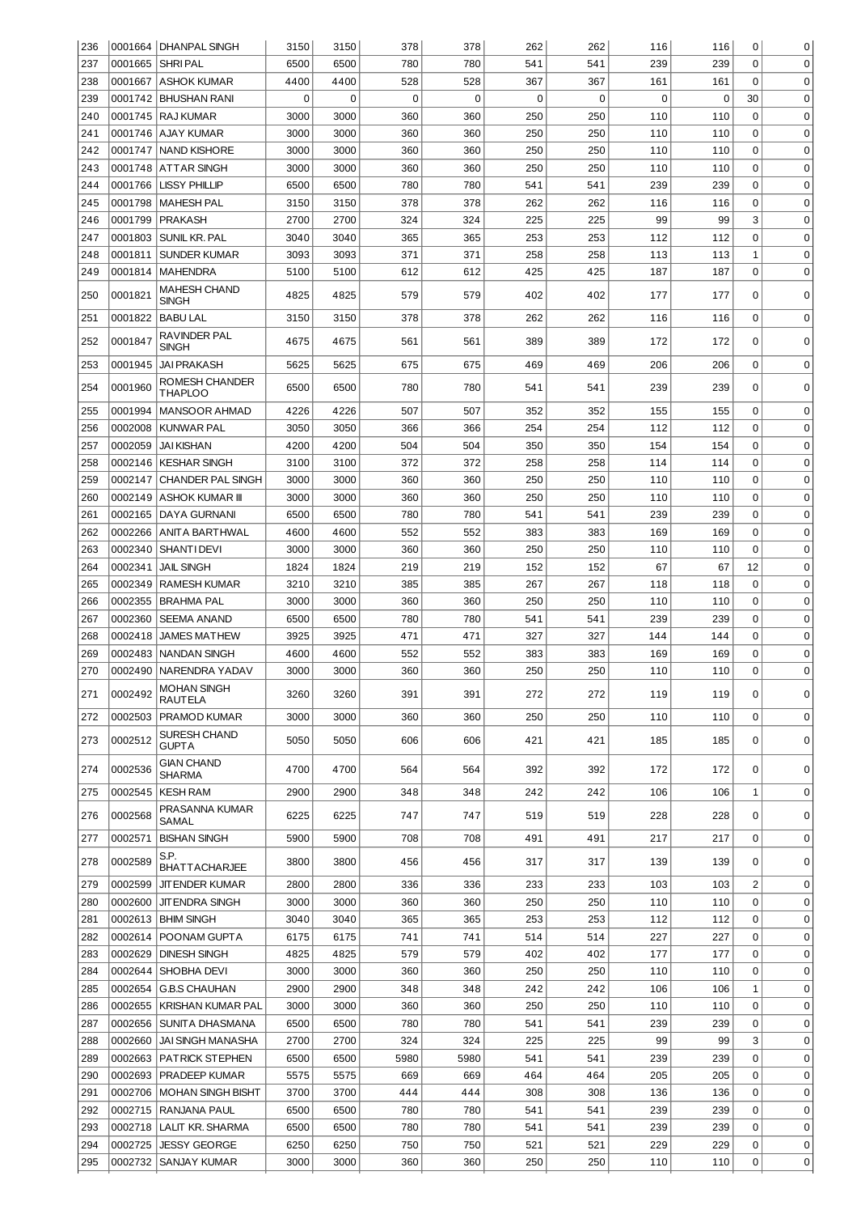| 236 | 0001664 | DHANPAL SINGH | 3150 | 3150 | 378 | 378 | 262 | 262 | 116 | 116 | 0 | 0 |
|---|---|---|---|---|---|---|---|---|---|---|---|---|
| 237 | 0001665 | SHRI PAL | 6500 | 6500 | 780 | 780 | 541 | 541 | 239 | 239 | 0 | 0 |
| 238 | 0001667 | ASHOK KUMAR | 4400 | 4400 | 528 | 528 | 367 | 367 | 161 | 161 | 0 | 0 |
| 239 | 0001742 | BHUSHAN RANI | 0 | 0 | 0 | 0 | 0 | 0 | 0 | 0 | 30 | 0 |
| 240 | 0001745 | RAJ KUMAR | 3000 | 3000 | 360 | 360 | 250 | 250 | 110 | 110 | 0 | 0 |
| 241 | 0001746 | AJAY KUMAR | 3000 | 3000 | 360 | 360 | 250 | 250 | 110 | 110 | 0 | 0 |
| 242 | 0001747 | NAND KISHORE | 3000 | 3000 | 360 | 360 | 250 | 250 | 110 | 110 | 0 | 0 |
| 243 | 0001748 | ATTAR SINGH | 3000 | 3000 | 360 | 360 | 250 | 250 | 110 | 110 | 0 | 0 |
| 244 | 0001766 | LISSY PHILLIP | 6500 | 6500 | 780 | 780 | 541 | 541 | 239 | 239 | 0 | 0 |
| 245 | 0001798 | MAHESH PAL | 3150 | 3150 | 378 | 378 | 262 | 262 | 116 | 116 | 0 | 0 |
| 246 | 0001799 | PRAKASH | 2700 | 2700 | 324 | 324 | 225 | 225 | 99 | 99 | 3 | 0 |
| 247 | 0001803 | SUNIL KR. PAL | 3040 | 3040 | 365 | 365 | 253 | 253 | 112 | 112 | 0 | 0 |
| 248 | 0001811 | SUNDER KUMAR | 3093 | 3093 | 371 | 371 | 258 | 258 | 113 | 113 | 1 | 0 |
| 249 | 0001814 | MAHENDRA | 5100 | 5100 | 612 | 612 | 425 | 425 | 187 | 187 | 0 | 0 |
| 250 | 0001821 | MAHESH CHAND SINGH | 4825 | 4825 | 579 | 579 | 402 | 402 | 177 | 177 | 0 | 0 |
| 251 | 0001822 | BABU LAL | 3150 | 3150 | 378 | 378 | 262 | 262 | 116 | 116 | 0 | 0 |
| 252 | 0001847 | RAVINDER PAL SINGH | 4675 | 4675 | 561 | 561 | 389 | 389 | 172 | 172 | 0 | 0 |
| 253 | 0001945 | JAI PRAKASH | 5625 | 5625 | 675 | 675 | 469 | 469 | 206 | 206 | 0 | 0 |
| 254 | 0001960 | ROMESH CHANDER THAPLOO | 6500 | 6500 | 780 | 780 | 541 | 541 | 239 | 239 | 0 | 0 |
| 255 | 0001994 | MANSOOR AHMAD | 4226 | 4226 | 507 | 507 | 352 | 352 | 155 | 155 | 0 | 0 |
| 256 | 0002008 | KUNWAR PAL | 3050 | 3050 | 366 | 366 | 254 | 254 | 112 | 112 | 0 | 0 |
| 257 | 0002059 | JAI KISHAN | 4200 | 4200 | 504 | 504 | 350 | 350 | 154 | 154 | 0 | 0 |
| 258 | 0002146 | KESHAR SINGH | 3100 | 3100 | 372 | 372 | 258 | 258 | 114 | 114 | 0 | 0 |
| 259 | 0002147 | CHANDER PAL SINGH | 3000 | 3000 | 360 | 360 | 250 | 250 | 110 | 110 | 0 | 0 |
| 260 | 0002149 | ASHOK KUMAR III | 3000 | 3000 | 360 | 360 | 250 | 250 | 110 | 110 | 0 | 0 |
| 261 | 0002165 | DAYA GURNANI | 6500 | 6500 | 780 | 780 | 541 | 541 | 239 | 239 | 0 | 0 |
| 262 | 0002266 | ANITA BARTHWAL | 4600 | 4600 | 552 | 552 | 383 | 383 | 169 | 169 | 0 | 0 |
| 263 | 0002340 | SHANTI DEVI | 3000 | 3000 | 360 | 360 | 250 | 250 | 110 | 110 | 0 | 0 |
| 264 | 0002341 | JAIL SINGH | 1824 | 1824 | 219 | 219 | 152 | 152 | 67 | 67 | 12 | 0 |
| 265 | 0002349 | RAMESH KUMAR | 3210 | 3210 | 385 | 385 | 267 | 267 | 118 | 118 | 0 | 0 |
| 266 | 0002355 | BRAHMA PAL | 3000 | 3000 | 360 | 360 | 250 | 250 | 110 | 110 | 0 | 0 |
| 267 | 0002360 | SEEMA ANAND | 6500 | 6500 | 780 | 780 | 541 | 541 | 239 | 239 | 0 | 0 |
| 268 | 0002418 | JAMES MATHEW | 3925 | 3925 | 471 | 471 | 327 | 327 | 144 | 144 | 0 | 0 |
| 269 | 0002483 | NANDAN SINGH | 4600 | 4600 | 552 | 552 | 383 | 383 | 169 | 169 | 0 | 0 |
| 270 | 0002490 | NARENDRA YADAV | 3000 | 3000 | 360 | 360 | 250 | 250 | 110 | 110 | 0 | 0 |
| 271 | 0002492 | MOHAN SINGH RAUTELA | 3260 | 3260 | 391 | 391 | 272 | 272 | 119 | 119 | 0 | 0 |
| 272 | 0002503 | PRAMOD KUMAR | 3000 | 3000 | 360 | 360 | 250 | 250 | 110 | 110 | 0 | 0 |
| 273 | 0002512 | SURESH CHAND GUPTA | 5050 | 5050 | 606 | 606 | 421 | 421 | 185 | 185 | 0 | 0 |
| 274 | 0002536 | GIAN CHAND SHARMA | 4700 | 4700 | 564 | 564 | 392 | 392 | 172 | 172 | 0 | 0 |
| 275 | 0002545 | KESH RAM | 2900 | 2900 | 348 | 348 | 242 | 242 | 106 | 106 | 1 | 0 |
| 276 | 0002568 | PRASANNA KUMAR SAMAL | 6225 | 6225 | 747 | 747 | 519 | 519 | 228 | 228 | 0 | 0 |
| 277 | 0002571 | BISHAN SINGH | 5900 | 5900 | 708 | 708 | 491 | 491 | 217 | 217 | 0 | 0 |
| 278 | 0002589 | S.P. BHATTACHARJEE | 3800 | 3800 | 456 | 456 | 317 | 317 | 139 | 139 | 0 | 0 |
| 279 | 0002599 | JITENDER KUMAR | 2800 | 2800 | 336 | 336 | 233 | 233 | 103 | 103 | 2 | 0 |
| 280 | 0002600 | JITENDRA SINGH | 3000 | 3000 | 360 | 360 | 250 | 250 | 110 | 110 | 0 | 0 |
| 281 | 0002613 | BHIM SINGH | 3040 | 3040 | 365 | 365 | 253 | 253 | 112 | 112 | 0 | 0 |
| 282 | 0002614 | POONAM GUPTA | 6175 | 6175 | 741 | 741 | 514 | 514 | 227 | 227 | 0 | 0 |
| 283 | 0002629 | DINESH SINGH | 4825 | 4825 | 579 | 579 | 402 | 402 | 177 | 177 | 0 | 0 |
| 284 | 0002644 | SHOBHA DEVI | 3000 | 3000 | 360 | 360 | 250 | 250 | 110 | 110 | 0 | 0 |
| 285 | 0002654 | G.B.S CHAUHAN | 2900 | 2900 | 348 | 348 | 242 | 242 | 106 | 106 | 1 | 0 |
| 286 | 0002655 | KRISHAN KUMAR PAL | 3000 | 3000 | 360 | 360 | 250 | 250 | 110 | 110 | 0 | 0 |
| 287 | 0002656 | SUNITA DHASMANA | 6500 | 6500 | 780 | 780 | 541 | 541 | 239 | 239 | 0 | 0 |
| 288 | 0002660 | JAI SINGH MANASHA | 2700 | 2700 | 324 | 324 | 225 | 225 | 99 | 99 | 3 | 0 |
| 289 | 0002663 | PATRICK STEPHEN | 6500 | 6500 | 5980 | 5980 | 541 | 541 | 239 | 239 | 0 | 0 |
| 290 | 0002693 | PRADEEP KUMAR | 5575 | 5575 | 669 | 669 | 464 | 464 | 205 | 205 | 0 | 0 |
| 291 | 0002706 | MOHAN SINGH BISHT | 3700 | 3700 | 444 | 444 | 308 | 308 | 136 | 136 | 0 | 0 |
| 292 | 0002715 | RANJANA PAUL | 6500 | 6500 | 780 | 780 | 541 | 541 | 239 | 239 | 0 | 0 |
| 293 | 0002718 | LALIT KR. SHARMA | 6500 | 6500 | 780 | 780 | 541 | 541 | 239 | 239 | 0 | 0 |
| 294 | 0002725 | JESSY GEORGE | 6250 | 6250 | 750 | 750 | 521 | 521 | 229 | 229 | 0 | 0 |
| 295 | 0002732 | SANJAY KUMAR | 3000 | 3000 | 360 | 360 | 250 | 250 | 110 | 110 | 0 | 0 |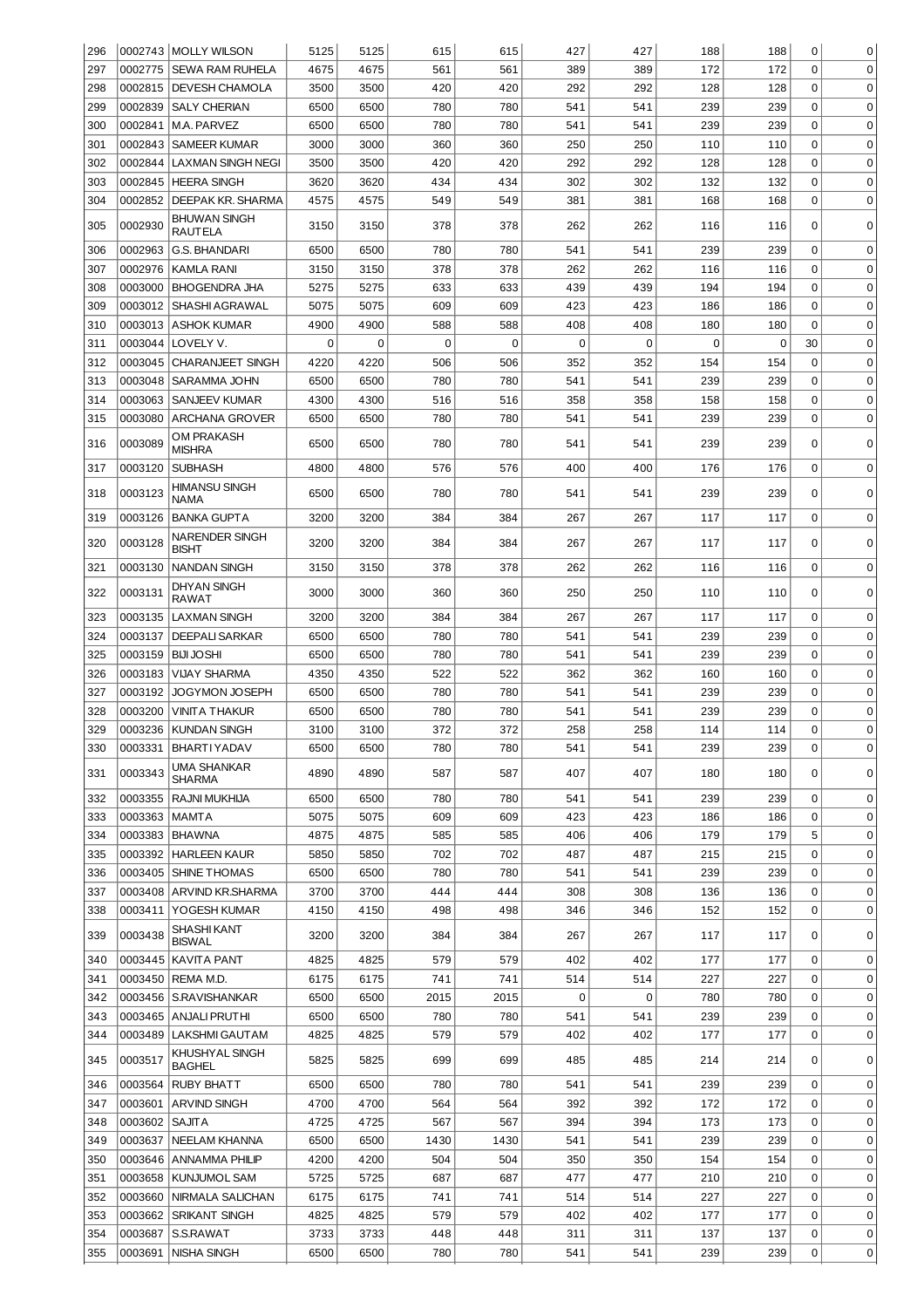| 296 | 0002743 | MOLLY WILSON | 5125 | 5125 | 615 | 615 | 427 | 427 | 188 | 188 | 0 | 0 |
|---|---|---|---|---|---|---|---|---|---|---|---|---|
| 297 | 0002775 | SEWA RAM RUHELA | 4675 | 4675 | 561 | 561 | 389 | 389 | 172 | 172 | 0 | 0 |
| 298 | 0002815 | DEVESH CHAMOLA | 3500 | 3500 | 420 | 420 | 292 | 292 | 128 | 128 | 0 | 0 |
| 299 | 0002839 | SALY CHERIAN | 6500 | 6500 | 780 | 780 | 541 | 541 | 239 | 239 | 0 | 0 |
| 300 | 0002841 | M.A. PARVEZ | 6500 | 6500 | 780 | 780 | 541 | 541 | 239 | 239 | 0 | 0 |
| 301 | 0002843 | SAMEER KUMAR | 3000 | 3000 | 360 | 360 | 250 | 250 | 110 | 110 | 0 | 0 |
| 302 | 0002844 | LAXMAN SINGH NEGI | 3500 | 3500 | 420 | 420 | 292 | 292 | 128 | 128 | 0 | 0 |
| 303 | 0002845 | HEERA SINGH | 3620 | 3620 | 434 | 434 | 302 | 302 | 132 | 132 | 0 | 0 |
| 304 | 0002852 | DEEPAK KR. SHARMA | 4575 | 4575 | 549 | 549 | 381 | 381 | 168 | 168 | 0 | 0 |
| 305 | 0002930 | BHUWAN SINGH RAUTELA | 3150 | 3150 | 378 | 378 | 262 | 262 | 116 | 116 | 0 | 0 |
| 306 | 0002963 | G.S. BHANDARI | 6500 | 6500 | 780 | 780 | 541 | 541 | 239 | 239 | 0 | 0 |
| 307 | 0002976 | KAMLA RANI | 3150 | 3150 | 378 | 378 | 262 | 262 | 116 | 116 | 0 | 0 |
| 308 | 0003000 | BHOGENDRA JHA | 5275 | 5275 | 633 | 633 | 439 | 439 | 194 | 194 | 0 | 0 |
| 309 | 0003012 | SHASHI AGRAWAL | 5075 | 5075 | 609 | 609 | 423 | 423 | 186 | 186 | 0 | 0 |
| 310 | 0003013 | ASHOK KUMAR | 4900 | 4900 | 588 | 588 | 408 | 408 | 180 | 180 | 0 | 0 |
| 311 | 0003044 | LOVELY V. | 0 | 0 | 0 | 0 | 0 | 0 | 0 | 0 | 30 | 0 |
| 312 | 0003045 | CHARANJEET SINGH | 4220 | 4220 | 506 | 506 | 352 | 352 | 154 | 154 | 0 | 0 |
| 313 | 0003048 | SARAMMA JOHN | 6500 | 6500 | 780 | 780 | 541 | 541 | 239 | 239 | 0 | 0 |
| 314 | 0003063 | SANJEEV KUMAR | 4300 | 4300 | 516 | 516 | 358 | 358 | 158 | 158 | 0 | 0 |
| 315 | 0003080 | ARCHANA GROVER | 6500 | 6500 | 780 | 780 | 541 | 541 | 239 | 239 | 0 | 0 |
| 316 | 0003089 | OM PRAKASH MISHRA | 6500 | 6500 | 780 | 780 | 541 | 541 | 239 | 239 | 0 | 0 |
| 317 | 0003120 | SUBHASH | 4800 | 4800 | 576 | 576 | 400 | 400 | 176 | 176 | 0 | 0 |
| 318 | 0003123 | HIMANSU SINGH NAMA | 6500 | 6500 | 780 | 780 | 541 | 541 | 239 | 239 | 0 | 0 |
| 319 | 0003126 | BANKA GUPTA | 3200 | 3200 | 384 | 384 | 267 | 267 | 117 | 117 | 0 | 0 |
| 320 | 0003128 | NARENDER SINGH BISHT | 3200 | 3200 | 384 | 384 | 267 | 267 | 117 | 117 | 0 | 0 |
| 321 | 0003130 | NANDAN SINGH | 3150 | 3150 | 378 | 378 | 262 | 262 | 116 | 116 | 0 | 0 |
| 322 | 0003131 | DHYAN SINGH RAWAT | 3000 | 3000 | 360 | 360 | 250 | 250 | 110 | 110 | 0 | 0 |
| 323 | 0003135 | LAXMAN SINGH | 3200 | 3200 | 384 | 384 | 267 | 267 | 117 | 117 | 0 | 0 |
| 324 | 0003137 | DEEPALI SARKAR | 6500 | 6500 | 780 | 780 | 541 | 541 | 239 | 239 | 0 | 0 |
| 325 | 0003159 | BIJI JOSHI | 6500 | 6500 | 780 | 780 | 541 | 541 | 239 | 239 | 0 | 0 |
| 326 | 0003183 | VIJAY SHARMA | 4350 | 4350 | 522 | 522 | 362 | 362 | 160 | 160 | 0 | 0 |
| 327 | 0003192 | JOGYMON JOSEPH | 6500 | 6500 | 780 | 780 | 541 | 541 | 239 | 239 | 0 | 0 |
| 328 | 0003200 | VINITA THAKUR | 6500 | 6500 | 780 | 780 | 541 | 541 | 239 | 239 | 0 | 0 |
| 329 | 0003236 | KUNDAN SINGH | 3100 | 3100 | 372 | 372 | 258 | 258 | 114 | 114 | 0 | 0 |
| 330 | 0003331 | BHARTI YADAV | 6500 | 6500 | 780 | 780 | 541 | 541 | 239 | 239 | 0 | 0 |
| 331 | 0003343 | UMA SHANKAR SHARMA | 4890 | 4890 | 587 | 587 | 407 | 407 | 180 | 180 | 0 | 0 |
| 332 | 0003355 | RAJNI MUKHIJA | 6500 | 6500 | 780 | 780 | 541 | 541 | 239 | 239 | 0 | 0 |
| 333 | 0003363 | MAMTA | 5075 | 5075 | 609 | 609 | 423 | 423 | 186 | 186 | 0 | 0 |
| 334 | 0003383 | BHAWNA | 4875 | 4875 | 585 | 585 | 406 | 406 | 179 | 179 | 5 | 0 |
| 335 | 0003392 | HARLEEN KAUR | 5850 | 5850 | 702 | 702 | 487 | 487 | 215 | 215 | 0 | 0 |
| 336 | 0003405 | SHINE THOMAS | 6500 | 6500 | 780 | 780 | 541 | 541 | 239 | 239 | 0 | 0 |
| 337 | 0003408 | ARVIND KR.SHARMA | 3700 | 3700 | 444 | 444 | 308 | 308 | 136 | 136 | 0 | 0 |
| 338 | 0003411 | YOGESH KUMAR | 4150 | 4150 | 498 | 498 | 346 | 346 | 152 | 152 | 0 | 0 |
| 339 | 0003438 | SHASHI KANT BISWAL | 3200 | 3200 | 384 | 384 | 267 | 267 | 117 | 117 | 0 | 0 |
| 340 | 0003445 | KAVITA PANT | 4825 | 4825 | 579 | 579 | 402 | 402 | 177 | 177 | 0 | 0 |
| 341 | 0003450 | REMA M.D. | 6175 | 6175 | 741 | 741 | 514 | 514 | 227 | 227 | 0 | 0 |
| 342 | 0003456 | S.RAVISHANKAR | 6500 | 6500 | 2015 | 2015 | 0 | 0 | 780 | 780 | 0 | 0 |
| 343 | 0003465 | ANJALI PRUTHI | 6500 | 6500 | 780 | 780 | 541 | 541 | 239 | 239 | 0 | 0 |
| 344 | 0003489 | LAKSHMI GAUTAM | 4825 | 4825 | 579 | 579 | 402 | 402 | 177 | 177 | 0 | 0 |
| 345 | 0003517 | KHUSHYAL SINGH BAGHEL | 5825 | 5825 | 699 | 699 | 485 | 485 | 214 | 214 | 0 | 0 |
| 346 | 0003564 | RUBY BHATT | 6500 | 6500 | 780 | 780 | 541 | 541 | 239 | 239 | 0 | 0 |
| 347 | 0003601 | ARVIND SINGH | 4700 | 4700 | 564 | 564 | 392 | 392 | 172 | 172 | 0 | 0 |
| 348 | 0003602 | SAJITA | 4725 | 4725 | 567 | 567 | 394 | 394 | 173 | 173 | 0 | 0 |
| 349 | 0003637 | NEELAM KHANNA | 6500 | 6500 | 1430 | 1430 | 541 | 541 | 239 | 239 | 0 | 0 |
| 350 | 0003646 | ANNAMMA PHILIP | 4200 | 4200 | 504 | 504 | 350 | 350 | 154 | 154 | 0 | 0 |
| 351 | 0003658 | KUNJUMOL SAM | 5725 | 5725 | 687 | 687 | 477 | 477 | 210 | 210 | 0 | 0 |
| 352 | 0003660 | NIRMALA SALICHAN | 6175 | 6175 | 741 | 741 | 514 | 514 | 227 | 227 | 0 | 0 |
| 353 | 0003662 | SRIKANT SINGH | 4825 | 4825 | 579 | 579 | 402 | 402 | 177 | 177 | 0 | 0 |
| 354 | 0003687 | S.S.RAWAT | 3733 | 3733 | 448 | 448 | 311 | 311 | 137 | 137 | 0 | 0 |
| 355 | 0003691 | NISHA SINGH | 6500 | 6500 | 780 | 780 | 541 | 541 | 239 | 239 | 0 | 0 |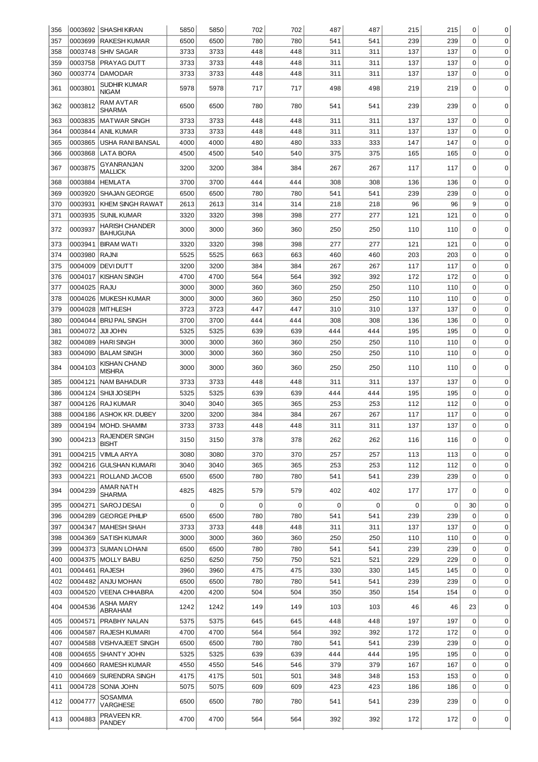| | | | | | | | | | | | | |
|---|---|---|---|---|---|---|---|---|---|---|---|---|
| 356 | 0003692 | SHASHI KIRAN | 5850 | 5850 | 702 | 702 | 487 | 487 | 215 | 215 | 0 | 0 |
| 357 | 0003699 | RAKESH KUMAR | 6500 | 6500 | 780 | 780 | 541 | 541 | 239 | 239 | 0 | 0 |
| 358 | 0003748 | SHIV SAGAR | 3733 | 3733 | 448 | 448 | 311 | 311 | 137 | 137 | 0 | 0 |
| 359 | 0003758 | PRAYAG DUTT | 3733 | 3733 | 448 | 448 | 311 | 311 | 137 | 137 | 0 | 0 |
| 360 | 0003774 | DAMODAR | 3733 | 3733 | 448 | 448 | 311 | 311 | 137 | 137 | 0 | 0 |
| 361 | 0003801 | SUDHIR KUMAR NIGAM | 5978 | 5978 | 717 | 717 | 498 | 498 | 219 | 219 | 0 | 0 |
| 362 | 0003812 | RAM AVTAR SHARMA | 6500 | 6500 | 780 | 780 | 541 | 541 | 239 | 239 | 0 | 0 |
| 363 | 0003835 | MATWAR SINGH | 3733 | 3733 | 448 | 448 | 311 | 311 | 137 | 137 | 0 | 0 |
| 364 | 0003844 | ANIL KUMAR | 3733 | 3733 | 448 | 448 | 311 | 311 | 137 | 137 | 0 | 0 |
| 365 | 0003865 | USHA RANI BANSAL | 4000 | 4000 | 480 | 480 | 333 | 333 | 147 | 147 | 0 | 0 |
| 366 | 0003868 | LATA BORA | 4500 | 4500 | 540 | 540 | 375 | 375 | 165 | 165 | 0 | 0 |
| 367 | 0003875 | GYANRANJAN MALLICK | 3200 | 3200 | 384 | 384 | 267 | 267 | 117 | 117 | 0 | 0 |
| 368 | 0003884 | HEMLATA | 3700 | 3700 | 444 | 444 | 308 | 308 | 136 | 136 | 0 | 0 |
| 369 | 0003920 | SHAJAN GEORGE | 6500 | 6500 | 780 | 780 | 541 | 541 | 239 | 239 | 0 | 0 |
| 370 | 0003931 | KHEM SINGH RAWAT | 2613 | 2613 | 314 | 314 | 218 | 218 | 96 | 96 | 9 | 0 |
| 371 | 0003935 | SUNIL KUMAR | 3320 | 3320 | 398 | 398 | 277 | 277 | 121 | 121 | 0 | 0 |
| 372 | 0003937 | HARISH CHANDER BAHUGUNA | 3000 | 3000 | 360 | 360 | 250 | 250 | 110 | 110 | 0 | 0 |
| 373 | 0003941 | BIRAM WATI | 3320 | 3320 | 398 | 398 | 277 | 277 | 121 | 121 | 0 | 0 |
| 374 | 0003980 | RAJNI | 5525 | 5525 | 663 | 663 | 460 | 460 | 203 | 203 | 0 | 0 |
| 375 | 0004009 | DEVI DUTT | 3200 | 3200 | 384 | 384 | 267 | 267 | 117 | 117 | 0 | 0 |
| 376 | 0004017 | KISHAN SINGH | 4700 | 4700 | 564 | 564 | 392 | 392 | 172 | 172 | 0 | 0 |
| 377 | 0004025 | RAJU | 3000 | 3000 | 360 | 360 | 250 | 250 | 110 | 110 | 0 | 0 |
| 378 | 0004026 | MUKESH KUMAR | 3000 | 3000 | 360 | 360 | 250 | 250 | 110 | 110 | 0 | 0 |
| 379 | 0004028 | MITHLESH | 3723 | 3723 | 447 | 447 | 310 | 310 | 137 | 137 | 0 | 0 |
| 380 | 0004044 | BRIJ PAL SINGH | 3700 | 3700 | 444 | 444 | 308 | 308 | 136 | 136 | 0 | 0 |
| 381 | 0004072 | JIJI JOHN | 5325 | 5325 | 639 | 639 | 444 | 444 | 195 | 195 | 0 | 0 |
| 382 | 0004089 | HARI SINGH | 3000 | 3000 | 360 | 360 | 250 | 250 | 110 | 110 | 0 | 0 |
| 383 | 0004090 | BALAM SINGH | 3000 | 3000 | 360 | 360 | 250 | 250 | 110 | 110 | 0 | 0 |
| 384 | 0004103 | KISHAN CHAND MISHRA | 3000 | 3000 | 360 | 360 | 250 | 250 | 110 | 110 | 0 | 0 |
| 385 | 0004121 | NAM BAHADUR | 3733 | 3733 | 448 | 448 | 311 | 311 | 137 | 137 | 0 | 0 |
| 386 | 0004124 | SHIJI JOSEPH | 5325 | 5325 | 639 | 639 | 444 | 444 | 195 | 195 | 0 | 0 |
| 387 | 0004126 | RAJ KUMAR | 3040 | 3040 | 365 | 365 | 253 | 253 | 112 | 112 | 0 | 0 |
| 388 | 0004186 | ASHOK KR. DUBEY | 3200 | 3200 | 384 | 384 | 267 | 267 | 117 | 117 | 0 | 0 |
| 389 | 0004194 | MOHD. SHAMIM | 3733 | 3733 | 448 | 448 | 311 | 311 | 137 | 137 | 0 | 0 |
| 390 | 0004213 | RAJENDER SINGH BISHT | 3150 | 3150 | 378 | 378 | 262 | 262 | 116 | 116 | 0 | 0 |
| 391 | 0004215 | VIMLA ARYA | 3080 | 3080 | 370 | 370 | 257 | 257 | 113 | 113 | 0 | 0 |
| 392 | 0004216 | GULSHAN KUMARI | 3040 | 3040 | 365 | 365 | 253 | 253 | 112 | 112 | 0 | 0 |
| 393 | 0004221 | ROLLAND JACOB | 6500 | 6500 | 780 | 780 | 541 | 541 | 239 | 239 | 0 | 0 |
| 394 | 0004239 | AMAR NATH SHARMA | 4825 | 4825 | 579 | 579 | 402 | 402 | 177 | 177 | 0 | 0 |
| 395 | 0004271 | SAROJ DESAI | 0 | 0 | 0 | 0 | 0 | 0 | 0 | 0 | 30 | 0 |
| 396 | 0004289 | GEORGE PHILIP | 6500 | 6500 | 780 | 780 | 541 | 541 | 239 | 239 | 0 | 0 |
| 397 | 0004347 | MAHESH SHAH | 3733 | 3733 | 448 | 448 | 311 | 311 | 137 | 137 | 0 | 0 |
| 398 | 0004369 | SATISH KUMAR | 3000 | 3000 | 360 | 360 | 250 | 250 | 110 | 110 | 0 | 0 |
| 399 | 0004373 | SUMAN LOHANI | 6500 | 6500 | 780 | 780 | 541 | 541 | 239 | 239 | 0 | 0 |
| 400 | 0004375 | MOLLY BABU | 6250 | 6250 | 750 | 750 | 521 | 521 | 229 | 229 | 0 | 0 |
| 401 | 0004461 | RAJESH | 3960 | 3960 | 475 | 475 | 330 | 330 | 145 | 145 | 0 | 0 |
| 402 | 0004482 | ANJU MOHAN | 6500 | 6500 | 780 | 780 | 541 | 541 | 239 | 239 | 0 | 0 |
| 403 | 0004520 | VEENA CHHABRA | 4200 | 4200 | 504 | 504 | 350 | 350 | 154 | 154 | 0 | 0 |
| 404 | 0004536 | ASHA MARY ABRAHAM | 1242 | 1242 | 149 | 149 | 103 | 103 | 46 | 46 | 23 | 0 |
| 405 | 0004571 | PRABHY NALAN | 5375 | 5375 | 645 | 645 | 448 | 448 | 197 | 197 | 0 | 0 |
| 406 | 0004587 | RAJESH KUMARI | 4700 | 4700 | 564 | 564 | 392 | 392 | 172 | 172 | 0 | 0 |
| 407 | 0004588 | VISHVAJEET SINGH | 6500 | 6500 | 780 | 780 | 541 | 541 | 239 | 239 | 0 | 0 |
| 408 | 0004655 | SHANTY JOHN | 5325 | 5325 | 639 | 639 | 444 | 444 | 195 | 195 | 0 | 0 |
| 409 | 0004660 | RAMESH KUMAR | 4550 | 4550 | 546 | 546 | 379 | 379 | 167 | 167 | 0 | 0 |
| 410 | 0004669 | SURENDRA SINGH | 4175 | 4175 | 501 | 501 | 348 | 348 | 153 | 153 | 0 | 0 |
| 411 | 0004728 | SONIA JOHN | 5075 | 5075 | 609 | 609 | 423 | 423 | 186 | 186 | 0 | 0 |
| 412 | 0004777 | SOSAMMA VARGHESE | 6500 | 6500 | 780 | 780 | 541 | 541 | 239 | 239 | 0 | 0 |
| 413 | 0004883 | PRAVEEN KR. PANDEY | 4700 | 4700 | 564 | 564 | 392 | 392 | 172 | 172 | 0 | 0 |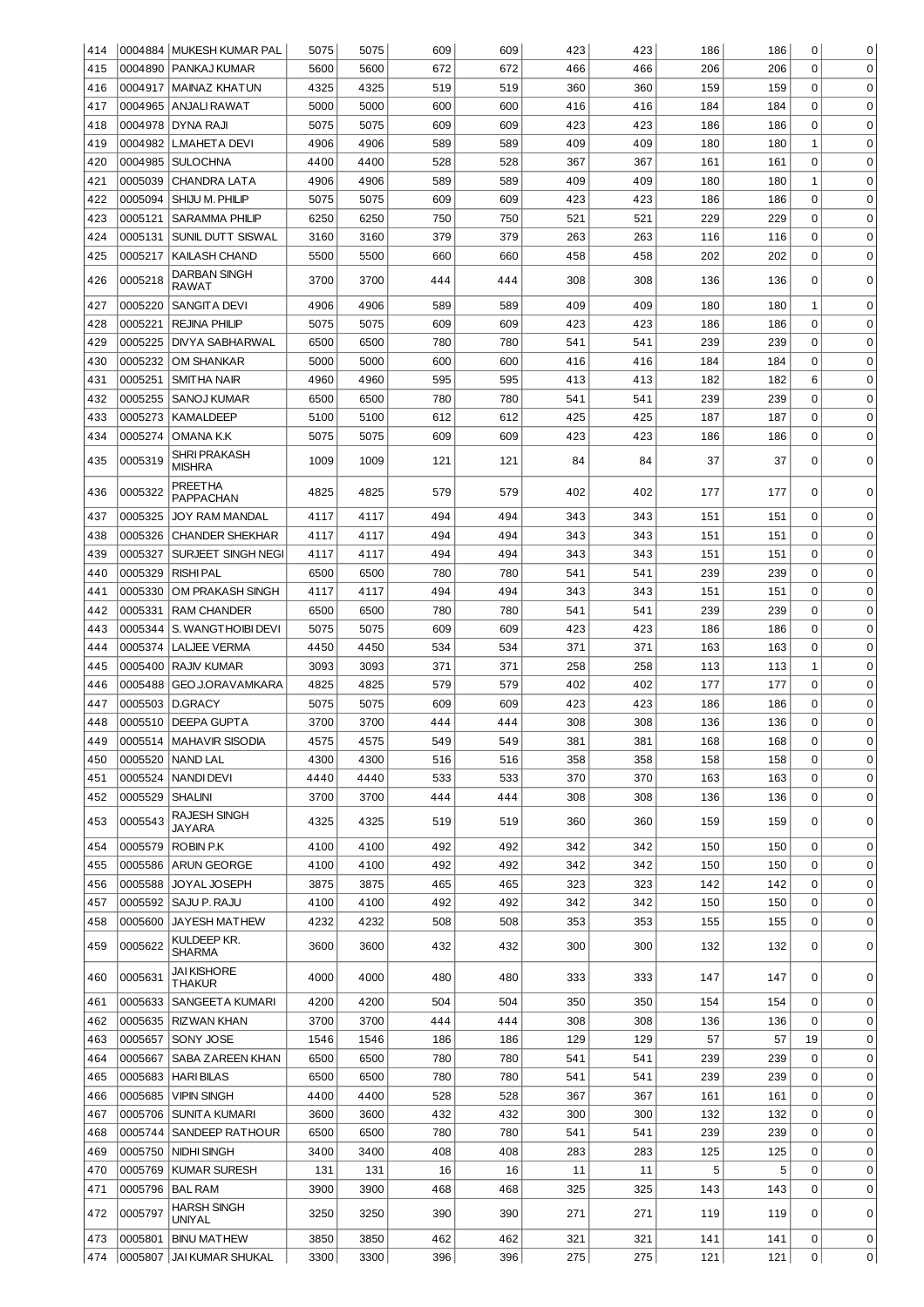| 414 | 0004884 | MUKESH KUMAR PAL | 5075 | 5075 | 609 | 609 | 423 | 423 | 186 | 186 | 0 | 0 |
|---|---|---|---|---|---|---|---|---|---|---|---|---|
| 415 | 0004890 | PANKAJ KUMAR | 5600 | 5600 | 672 | 672 | 466 | 466 | 206 | 206 | 0 | 0 |
| 416 | 0004917 | MAINAZ KHATUN | 4325 | 4325 | 519 | 519 | 360 | 360 | 159 | 159 | 0 | 0 |
| 417 | 0004965 | ANJALI RAWAT | 5000 | 5000 | 600 | 600 | 416 | 416 | 184 | 184 | 0 | 0 |
| 418 | 0004978 | DYNA RAJI | 5075 | 5075 | 609 | 609 | 423 | 423 | 186 | 186 | 0 | 0 |
| 419 | 0004982 | L.MAHETA DEVI | 4906 | 4906 | 589 | 589 | 409 | 409 | 180 | 180 | 1 | 0 |
| 420 | 0004985 | SULOCHNA | 4400 | 4400 | 528 | 528 | 367 | 367 | 161 | 161 | 0 | 0 |
| 421 | 0005039 | CHANDRA LATA | 4906 | 4906 | 589 | 589 | 409 | 409 | 180 | 180 | 1 | 0 |
| 422 | 0005094 | SHIJU M. PHILIP | 5075 | 5075 | 609 | 609 | 423 | 423 | 186 | 186 | 0 | 0 |
| 423 | 0005121 | SARAMMA PHILIP | 6250 | 6250 | 750 | 750 | 521 | 521 | 229 | 229 | 0 | 0 |
| 424 | 0005131 | SUNIL DUTT SISWAL | 3160 | 3160 | 379 | 379 | 263 | 263 | 116 | 116 | 0 | 0 |
| 425 | 0005217 | KAILASH CHAND | 5500 | 5500 | 660 | 660 | 458 | 458 | 202 | 202 | 0 | 0 |
| 426 | 0005218 | DARBAN SINGH RAWAT | 3700 | 3700 | 444 | 444 | 308 | 308 | 136 | 136 | 0 | 0 |
| 427 | 0005220 | SANGITA DEVI | 4906 | 4906 | 589 | 589 | 409 | 409 | 180 | 180 | 1 | 0 |
| 428 | 0005221 | REJINA PHILIP | 5075 | 5075 | 609 | 609 | 423 | 423 | 186 | 186 | 0 | 0 |
| 429 | 0005225 | DIVYA SABHARWAL | 6500 | 6500 | 780 | 780 | 541 | 541 | 239 | 239 | 0 | 0 |
| 430 | 0005232 | OM SHANKAR | 5000 | 5000 | 600 | 600 | 416 | 416 | 184 | 184 | 0 | 0 |
| 431 | 0005251 | SMITHA NAIR | 4960 | 4960 | 595 | 595 | 413 | 413 | 182 | 182 | 6 | 0 |
| 432 | 0005255 | SANOJ KUMAR | 6500 | 6500 | 780 | 780 | 541 | 541 | 239 | 239 | 0 | 0 |
| 433 | 0005273 | KAMALDEEP | 5100 | 5100 | 612 | 612 | 425 | 425 | 187 | 187 | 0 | 0 |
| 434 | 0005274 | OMANA K.K | 5075 | 5075 | 609 | 609 | 423 | 423 | 186 | 186 | 0 | 0 |
| 435 | 0005319 | SHRI PRAKASH MISHRA | 1009 | 1009 | 121 | 121 | 84 | 84 | 37 | 37 | 0 | 0 |
| 436 | 0005322 | PREETHA PAPPACHAN | 4825 | 4825 | 579 | 579 | 402 | 402 | 177 | 177 | 0 | 0 |
| 437 | 0005325 | JOY RAM MANDAL | 4117 | 4117 | 494 | 494 | 343 | 343 | 151 | 151 | 0 | 0 |
| 438 | 0005326 | CHANDER SHEKHAR | 4117 | 4117 | 494 | 494 | 343 | 343 | 151 | 151 | 0 | 0 |
| 439 | 0005327 | SURJEET SINGH NEGI | 4117 | 4117 | 494 | 494 | 343 | 343 | 151 | 151 | 0 | 0 |
| 440 | 0005329 | RISHI PAL | 6500 | 6500 | 780 | 780 | 541 | 541 | 239 | 239 | 0 | 0 |
| 441 | 0005330 | OM PRAKASH SINGH | 4117 | 4117 | 494 | 494 | 343 | 343 | 151 | 151 | 0 | 0 |
| 442 | 0005331 | RAM CHANDER | 6500 | 6500 | 780 | 780 | 541 | 541 | 239 | 239 | 0 | 0 |
| 443 | 0005344 | S. WANGTHOIBI DEVI | 5075 | 5075 | 609 | 609 | 423 | 423 | 186 | 186 | 0 | 0 |
| 444 | 0005374 | LALJEE VERMA | 4450 | 4450 | 534 | 534 | 371 | 371 | 163 | 163 | 0 | 0 |
| 445 | 0005400 | RAJIV KUMAR | 3093 | 3093 | 371 | 371 | 258 | 258 | 113 | 113 | 1 | 0 |
| 446 | 0005488 | GEO.J.ORAVAMKARA | 4825 | 4825 | 579 | 579 | 402 | 402 | 177 | 177 | 0 | 0 |
| 447 | 0005503 | D.GRACY | 5075 | 5075 | 609 | 609 | 423 | 423 | 186 | 186 | 0 | 0 |
| 448 | 0005510 | DEEPA GUPTA | 3700 | 3700 | 444 | 444 | 308 | 308 | 136 | 136 | 0 | 0 |
| 449 | 0005514 | MAHAVIR SISODIA | 4575 | 4575 | 549 | 549 | 381 | 381 | 168 | 168 | 0 | 0 |
| 450 | 0005520 | NAND LAL | 4300 | 4300 | 516 | 516 | 358 | 358 | 158 | 158 | 0 | 0 |
| 451 | 0005524 | NANDI DEVI | 4440 | 4440 | 533 | 533 | 370 | 370 | 163 | 163 | 0 | 0 |
| 452 | 0005529 | SHALINI | 3700 | 3700 | 444 | 444 | 308 | 308 | 136 | 136 | 0 | 0 |
| 453 | 0005543 | RAJESH SINGH JAYARA | 4325 | 4325 | 519 | 519 | 360 | 360 | 159 | 159 | 0 | 0 |
| 454 | 0005579 | ROBIN P.K | 4100 | 4100 | 492 | 492 | 342 | 342 | 150 | 150 | 0 | 0 |
| 455 | 0005586 | ARUN GEORGE | 4100 | 4100 | 492 | 492 | 342 | 342 | 150 | 150 | 0 | 0 |
| 456 | 0005588 | JOYAL JOSEPH | 3875 | 3875 | 465 | 465 | 323 | 323 | 142 | 142 | 0 | 0 |
| 457 | 0005592 | SAJU P. RAJU | 4100 | 4100 | 492 | 492 | 342 | 342 | 150 | 150 | 0 | 0 |
| 458 | 0005600 | JAYESH MATHEW | 4232 | 4232 | 508 | 508 | 353 | 353 | 155 | 155 | 0 | 0 |
| 459 | 0005622 | KULDEEP KR. SHARMA | 3600 | 3600 | 432 | 432 | 300 | 300 | 132 | 132 | 0 | 0 |
| 460 | 0005631 | JAI KISHORE THAKUR | 4000 | 4000 | 480 | 480 | 333 | 333 | 147 | 147 | 0 | 0 |
| 461 | 0005633 | SANGEETA KUMARI | 4200 | 4200 | 504 | 504 | 350 | 350 | 154 | 154 | 0 | 0 |
| 462 | 0005635 | RIZWAN KHAN | 3700 | 3700 | 444 | 444 | 308 | 308 | 136 | 136 | 0 | 0 |
| 463 | 0005657 | SONY JOSE | 1546 | 1546 | 186 | 186 | 129 | 129 | 57 | 57 | 19 | 0 |
| 464 | 0005667 | SABA ZAREEN KHAN | 6500 | 6500 | 780 | 780 | 541 | 541 | 239 | 239 | 0 | 0 |
| 465 | 0005683 | HARI BILAS | 6500 | 6500 | 780 | 780 | 541 | 541 | 239 | 239 | 0 | 0 |
| 466 | 0005685 | VIPIN SINGH | 4400 | 4400 | 528 | 528 | 367 | 367 | 161 | 161 | 0 | 0 |
| 467 | 0005706 | SUNITA KUMARI | 3600 | 3600 | 432 | 432 | 300 | 300 | 132 | 132 | 0 | 0 |
| 468 | 0005744 | SANDEEP RATHOUR | 6500 | 6500 | 780 | 780 | 541 | 541 | 239 | 239 | 0 | 0 |
| 469 | 0005750 | NIDHI SINGH | 3400 | 3400 | 408 | 408 | 283 | 283 | 125 | 125 | 0 | 0 |
| 470 | 0005769 | KUMAR SURESH | 131 | 131 | 16 | 16 | 11 | 11 | 5 | 5 | 0 | 0 |
| 471 | 0005796 | BAL RAM | 3900 | 3900 | 468 | 468 | 325 | 325 | 143 | 143 | 0 | 0 |
| 472 | 0005797 | HARSH SINGH UNIYAL | 3250 | 3250 | 390 | 390 | 271 | 271 | 119 | 119 | 0 | 0 |
| 473 | 0005801 | BINU MATHEW | 3850 | 3850 | 462 | 462 | 321 | 321 | 141 | 141 | 0 | 0 |
| 474 | 0005807 | JAI KUMAR SHUKAL | 3300 | 3300 | 396 | 396 | 275 | 275 | 121 | 121 | 0 | 0 |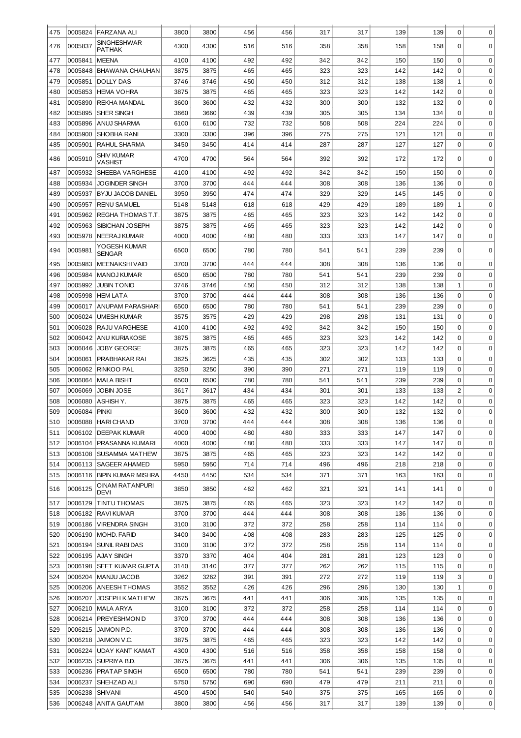| | | | | | | | | | | | | |
|---|---|---|---|---|---|---|---|---|---|---|---|---|
| 475 | 0005824 | FARZANA ALI | 3800 | 3800 | 456 | 456 | 317 | 317 | 139 | 139 | 0 | 0 |
| 476 | 0005837 | SINGHESHWAR PATHAK | 4300 | 4300 | 516 | 516 | 358 | 358 | 158 | 158 | 0 | 0 |
| 477 | 0005841 | MEENA | 4100 | 4100 | 492 | 492 | 342 | 342 | 150 | 150 | 0 | 0 |
| 478 | 0005848 | BHAWANA CHAUHAN | 3875 | 3875 | 465 | 465 | 323 | 323 | 142 | 142 | 0 | 0 |
| 479 | 0005851 | DOLLY DAS | 3746 | 3746 | 450 | 450 | 312 | 312 | 138 | 138 | 1 | 0 |
| 480 | 0005853 | HEMA VOHRA | 3875 | 3875 | 465 | 465 | 323 | 323 | 142 | 142 | 0 | 0 |
| 481 | 0005890 | REKHA MANDAL | 3600 | 3600 | 432 | 432 | 300 | 300 | 132 | 132 | 0 | 0 |
| 482 | 0005895 | SHER SINGH | 3660 | 3660 | 439 | 439 | 305 | 305 | 134 | 134 | 0 | 0 |
| 483 | 0005896 | ANUJ SHARMA | 6100 | 6100 | 732 | 732 | 508 | 508 | 224 | 224 | 0 | 0 |
| 484 | 0005900 | SHOBHA RANI | 3300 | 3300 | 396 | 396 | 275 | 275 | 121 | 121 | 0 | 0 |
| 485 | 0005901 | RAHUL SHARMA | 3450 | 3450 | 414 | 414 | 287 | 287 | 127 | 127 | 0 | 0 |
| 486 | 0005910 | SHIV KUMAR VASHIST | 4700 | 4700 | 564 | 564 | 392 | 392 | 172 | 172 | 0 | 0 |
| 487 | 0005932 | SHEEBA VARGHESE | 4100 | 4100 | 492 | 492 | 342 | 342 | 150 | 150 | 0 | 0 |
| 488 | 0005934 | JOGINDER SINGH | 3700 | 3700 | 444 | 444 | 308 | 308 | 136 | 136 | 0 | 0 |
| 489 | 0005937 | BYJU JACOB DANIEL | 3950 | 3950 | 474 | 474 | 329 | 329 | 145 | 145 | 0 | 0 |
| 490 | 0005957 | RENU SAMUEL | 5148 | 5148 | 618 | 618 | 429 | 429 | 189 | 189 | 1 | 0 |
| 491 | 0005962 | REGHA THOMAS T.T. | 3875 | 3875 | 465 | 465 | 323 | 323 | 142 | 142 | 0 | 0 |
| 492 | 0005963 | SIBICHAN JOSEPH | 3875 | 3875 | 465 | 465 | 323 | 323 | 142 | 142 | 0 | 0 |
| 493 | 0005978 | NEERAJ KUMAR | 4000 | 4000 | 480 | 480 | 333 | 333 | 147 | 147 | 0 | 0 |
| 494 | 0005981 | YOGESH KUMAR SENGAR | 6500 | 6500 | 780 | 780 | 541 | 541 | 239 | 239 | 0 | 0 |
| 495 | 0005983 | MEENAKSHI VAID | 3700 | 3700 | 444 | 444 | 308 | 308 | 136 | 136 | 0 | 0 |
| 496 | 0005984 | MANOJ KUMAR | 6500 | 6500 | 780 | 780 | 541 | 541 | 239 | 239 | 0 | 0 |
| 497 | 0005992 | JUBIN TONIO | 3746 | 3746 | 450 | 450 | 312 | 312 | 138 | 138 | 1 | 0 |
| 498 | 0005998 | HEM LATA | 3700 | 3700 | 444 | 444 | 308 | 308 | 136 | 136 | 0 | 0 |
| 499 | 0006017 | ANUPAM PARASHARI | 6500 | 6500 | 780 | 780 | 541 | 541 | 239 | 239 | 0 | 0 |
| 500 | 0006024 | UMESH KUMAR | 3575 | 3575 | 429 | 429 | 298 | 298 | 131 | 131 | 0 | 0 |
| 501 | 0006028 | RAJU VARGHESE | 4100 | 4100 | 492 | 492 | 342 | 342 | 150 | 150 | 0 | 0 |
| 502 | 0006042 | ANU KURIAKOSE | 3875 | 3875 | 465 | 465 | 323 | 323 | 142 | 142 | 0 | 0 |
| 503 | 0006046 | JOBY GEORGE | 3875 | 3875 | 465 | 465 | 323 | 323 | 142 | 142 | 0 | 0 |
| 504 | 0006061 | PRABHAKAR RAI | 3625 | 3625 | 435 | 435 | 302 | 302 | 133 | 133 | 0 | 0 |
| 505 | 0006062 | RINKOO PAL | 3250 | 3250 | 390 | 390 | 271 | 271 | 119 | 119 | 0 | 0 |
| 506 | 0006064 | MALA BISHT | 6500 | 6500 | 780 | 780 | 541 | 541 | 239 | 239 | 0 | 0 |
| 507 | 0006069 | JOBIN JOSE | 3617 | 3617 | 434 | 434 | 301 | 301 | 133 | 133 | 2 | 0 |
| 508 | 0006080 | ASHISH Y. | 3875 | 3875 | 465 | 465 | 323 | 323 | 142 | 142 | 0 | 0 |
| 509 | 0006084 | PINKI | 3600 | 3600 | 432 | 432 | 300 | 300 | 132 | 132 | 0 | 0 |
| 510 | 0006088 | HARI CHAND | 3700 | 3700 | 444 | 444 | 308 | 308 | 136 | 136 | 0 | 0 |
| 511 | 0006102 | DEEPAK KUMAR | 4000 | 4000 | 480 | 480 | 333 | 333 | 147 | 147 | 0 | 0 |
| 512 | 0006104 | PRASANNA KUMARI | 4000 | 4000 | 480 | 480 | 333 | 333 | 147 | 147 | 0 | 0 |
| 513 | 0006108 | SUSAMMA MATHEW | 3875 | 3875 | 465 | 465 | 323 | 323 | 142 | 142 | 0 | 0 |
| 514 | 0006113 | SAGEER AHAMED | 5950 | 5950 | 714 | 714 | 496 | 496 | 218 | 218 | 0 | 0 |
| 515 | 0006116 | BIPIN KUMAR MISHRA | 4450 | 4450 | 534 | 534 | 371 | 371 | 163 | 163 | 0 | 0 |
| 516 | 0006125 | OINAM RATANPURI DEVI | 3850 | 3850 | 462 | 462 | 321 | 321 | 141 | 141 | 0 | 0 |
| 517 | 0006129 | TINTU THOMAS | 3875 | 3875 | 465 | 465 | 323 | 323 | 142 | 142 | 0 | 0 |
| 518 | 0006182 | RAVI KUMAR | 3700 | 3700 | 444 | 444 | 308 | 308 | 136 | 136 | 0 | 0 |
| 519 | 0006186 | VIRENDRA SINGH | 3100 | 3100 | 372 | 372 | 258 | 258 | 114 | 114 | 0 | 0 |
| 520 | 0006190 | MOHD. FARID | 3400 | 3400 | 408 | 408 | 283 | 283 | 125 | 125 | 0 | 0 |
| 521 | 0006194 | SUNIL RABI DAS | 3100 | 3100 | 372 | 372 | 258 | 258 | 114 | 114 | 0 | 0 |
| 522 | 0006195 | AJAY SINGH | 3370 | 3370 | 404 | 404 | 281 | 281 | 123 | 123 | 0 | 0 |
| 523 | 0006198 | SEET KUMAR GUPTA | 3140 | 3140 | 377 | 377 | 262 | 262 | 115 | 115 | 0 | 0 |
| 524 | 0006204 | MANJU JACOB | 3262 | 3262 | 391 | 391 | 272 | 272 | 119 | 119 | 3 | 0 |
| 525 | 0006206 | ANEESH THOMAS | 3552 | 3552 | 426 | 426 | 296 | 296 | 130 | 130 | 1 | 0 |
| 526 | 0006207 | JOSEPH K.MATHEW | 3675 | 3675 | 441 | 441 | 306 | 306 | 135 | 135 | 0 | 0 |
| 527 | 0006210 | MALA ARYA | 3100 | 3100 | 372 | 372 | 258 | 258 | 114 | 114 | 0 | 0 |
| 528 | 0006214 | PREYESHMON D | 3700 | 3700 | 444 | 444 | 308 | 308 | 136 | 136 | 0 | 0 |
| 529 | 0006215 | JAIMON P.D. | 3700 | 3700 | 444 | 444 | 308 | 308 | 136 | 136 | 0 | 0 |
| 530 | 0006218 | JAIMON V.C. | 3875 | 3875 | 465 | 465 | 323 | 323 | 142 | 142 | 0 | 0 |
| 531 | 0006224 | UDAY KANT KAMAT | 4300 | 4300 | 516 | 516 | 358 | 358 | 158 | 158 | 0 | 0 |
| 532 | 0006235 | SUPRIYA B.D. | 3675 | 3675 | 441 | 441 | 306 | 306 | 135 | 135 | 0 | 0 |
| 533 | 0006236 | PRATAP SINGH | 6500 | 6500 | 780 | 780 | 541 | 541 | 239 | 239 | 0 | 0 |
| 534 | 0006237 | SHEHZAD ALI | 5750 | 5750 | 690 | 690 | 479 | 479 | 211 | 211 | 0 | 0 |
| 535 | 0006238 | SHIVANI | 4500 | 4500 | 540 | 540 | 375 | 375 | 165 | 165 | 0 | 0 |
| 536 | 0006248 | ANITA GAUTAM | 3800 | 3800 | 456 | 456 | 317 | 317 | 139 | 139 | 0 | 0 |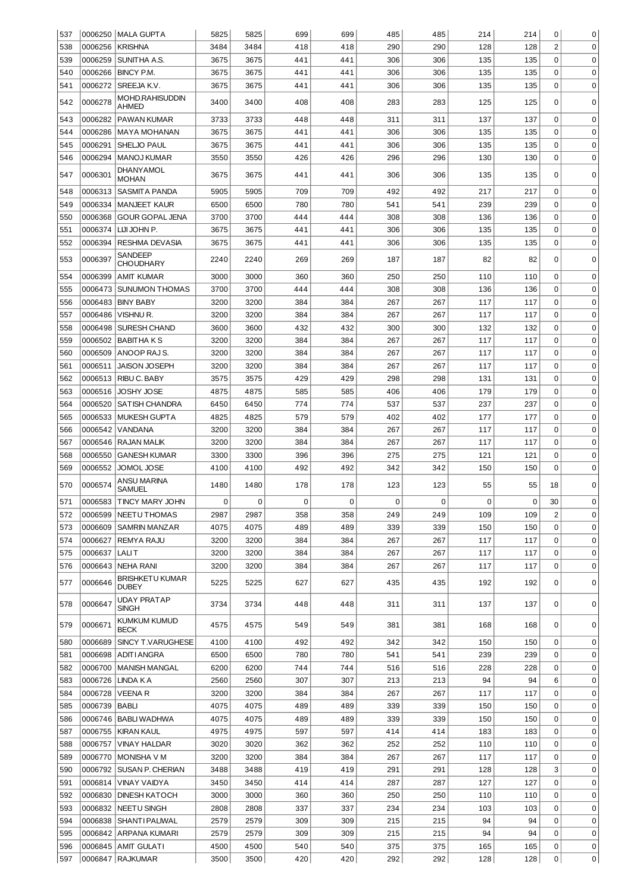| | | | | | | | | | | | |
|---|---|---|---|---|---|---|---|---|---|---|---|
| 537 | 0006250 | MALA GUPTA | 5825 | 5825 | 699 | 699 | 485 | 485 | 214 | 214 | 0 | 0 |
| 538 | 0006256 | KRISHNA | 3484 | 3484 | 418 | 418 | 290 | 290 | 128 | 128 | 2 | 0 |
| 539 | 0006259 | SUNITHA A.S. | 3675 | 3675 | 441 | 441 | 306 | 306 | 135 | 135 | 0 | 0 |
| 540 | 0006266 | BINCY P.M. | 3675 | 3675 | 441 | 441 | 306 | 306 | 135 | 135 | 0 | 0 |
| 541 | 0006272 | SREEJA K.V. | 3675 | 3675 | 441 | 441 | 306 | 306 | 135 | 135 | 0 | 0 |
| 542 | 0006278 | MOHD.RAHISUDDIN AHMED | 3400 | 3400 | 408 | 408 | 283 | 283 | 125 | 125 | 0 | 0 |
| 543 | 0006282 | PAWAN KUMAR | 3733 | 3733 | 448 | 448 | 311 | 311 | 137 | 137 | 0 | 0 |
| 544 | 0006286 | MAYA MOHANAN | 3675 | 3675 | 441 | 441 | 306 | 306 | 135 | 135 | 0 | 0 |
| 545 | 0006291 | SHELJO PAUL | 3675 | 3675 | 441 | 441 | 306 | 306 | 135 | 135 | 0 | 0 |
| 546 | 0006294 | MANOJ KUMAR | 3550 | 3550 | 426 | 426 | 296 | 296 | 130 | 130 | 0 | 0 |
| 547 | 0006301 | DHANYAMOL MOHAN | 3675 | 3675 | 441 | 441 | 306 | 306 | 135 | 135 | 0 | 0 |
| 548 | 0006313 | SASMITA PANDA | 5905 | 5905 | 709 | 709 | 492 | 492 | 217 | 217 | 0 | 0 |
| 549 | 0006334 | MANJEET KAUR | 6500 | 6500 | 780 | 780 | 541 | 541 | 239 | 239 | 0 | 0 |
| 550 | 0006368 | GOUR GOPAL JENA | 3700 | 3700 | 444 | 444 | 308 | 308 | 136 | 136 | 0 | 0 |
| 551 | 0006374 | LIJI JOHN P. | 3675 | 3675 | 441 | 441 | 306 | 306 | 135 | 135 | 0 | 0 |
| 552 | 0006394 | RESHMA DEVASIA | 3675 | 3675 | 441 | 441 | 306 | 306 | 135 | 135 | 0 | 0 |
| 553 | 0006397 | SANDEEP CHOUDHARY | 2240 | 2240 | 269 | 269 | 187 | 187 | 82 | 82 | 0 | 0 |
| 554 | 0006399 | AMIT KUMAR | 3000 | 3000 | 360 | 360 | 250 | 250 | 110 | 110 | 0 | 0 |
| 555 | 0006473 | SUNUMON THOMAS | 3700 | 3700 | 444 | 444 | 308 | 308 | 136 | 136 | 0 | 0 |
| 556 | 0006483 | BINY BABY | 3200 | 3200 | 384 | 384 | 267 | 267 | 117 | 117 | 0 | 0 |
| 557 | 0006486 | VISHNU R. | 3200 | 3200 | 384 | 384 | 267 | 267 | 117 | 117 | 0 | 0 |
| 558 | 0006498 | SURESH CHAND | 3600 | 3600 | 432 | 432 | 300 | 300 | 132 | 132 | 0 | 0 |
| 559 | 0006502 | BABITHA K S | 3200 | 3200 | 384 | 384 | 267 | 267 | 117 | 117 | 0 | 0 |
| 560 | 0006509 | ANOOP RAJ S. | 3200 | 3200 | 384 | 384 | 267 | 267 | 117 | 117 | 0 | 0 |
| 561 | 0006511 | JAISON JOSEPH | 3200 | 3200 | 384 | 384 | 267 | 267 | 117 | 117 | 0 | 0 |
| 562 | 0006513 | RIBU C. BABY | 3575 | 3575 | 429 | 429 | 298 | 298 | 131 | 131 | 0 | 0 |
| 563 | 0006516 | JOSHY JOSE | 4875 | 4875 | 585 | 585 | 406 | 406 | 179 | 179 | 0 | 0 |
| 564 | 0006520 | SATISH CHANDRA | 6450 | 6450 | 774 | 774 | 537 | 537 | 237 | 237 | 0 | 0 |
| 565 | 0006533 | MUKESH GUPTA | 4825 | 4825 | 579 | 579 | 402 | 402 | 177 | 177 | 0 | 0 |
| 566 | 0006542 | VANDANA | 3200 | 3200 | 384 | 384 | 267 | 267 | 117 | 117 | 0 | 0 |
| 567 | 0006546 | RAJAN MALIK | 3200 | 3200 | 384 | 384 | 267 | 267 | 117 | 117 | 0 | 0 |
| 568 | 0006550 | GANESH KUMAR | 3300 | 3300 | 396 | 396 | 275 | 275 | 121 | 121 | 0 | 0 |
| 569 | 0006552 | JOMOL JOSE | 4100 | 4100 | 492 | 492 | 342 | 342 | 150 | 150 | 0 | 0 |
| 570 | 0006574 | ANSU MARINA SAMUEL | 1480 | 1480 | 178 | 178 | 123 | 123 | 55 | 55 | 18 | 0 |
| 571 | 0006583 | TINCY MARY JOHN | 0 | 0 | 0 | 0 | 0 | 0 | 0 | 0 | 30 | 0 |
| 572 | 0006599 | NEETU THOMAS | 2987 | 2987 | 358 | 358 | 249 | 249 | 109 | 109 | 2 | 0 |
| 573 | 0006609 | SAMRIN MANZAR | 4075 | 4075 | 489 | 489 | 339 | 339 | 150 | 150 | 0 | 0 |
| 574 | 0006627 | REMYA RAJU | 3200 | 3200 | 384 | 384 | 267 | 267 | 117 | 117 | 0 | 0 |
| 575 | 0006637 | LALIT | 3200 | 3200 | 384 | 384 | 267 | 267 | 117 | 117 | 0 | 0 |
| 576 | 0006643 | NEHA RANI | 3200 | 3200 | 384 | 384 | 267 | 267 | 117 | 117 | 0 | 0 |
| 577 | 0006646 | BRISHKETU KUMAR DUBEY | 5225 | 5225 | 627 | 627 | 435 | 435 | 192 | 192 | 0 | 0 |
| 578 | 0006647 | UDAY PRATAP SINGH | 3734 | 3734 | 448 | 448 | 311 | 311 | 137 | 137 | 0 | 0 |
| 579 | 0006671 | KUMKUM KUMUD BECK | 4575 | 4575 | 549 | 549 | 381 | 381 | 168 | 168 | 0 | 0 |
| 580 | 0006689 | SINCY T.VARUGHESE | 4100 | 4100 | 492 | 492 | 342 | 342 | 150 | 150 | 0 | 0 |
| 581 | 0006698 | ADITI ANGRA | 6500 | 6500 | 780 | 780 | 541 | 541 | 239 | 239 | 0 | 0 |
| 582 | 0006700 | MANISH MANGAL | 6200 | 6200 | 744 | 744 | 516 | 516 | 228 | 228 | 0 | 0 |
| 583 | 0006726 | LINDA K A | 2560 | 2560 | 307 | 307 | 213 | 213 | 94 | 94 | 6 | 0 |
| 584 | 0006728 | VEENA R | 3200 | 3200 | 384 | 384 | 267 | 267 | 117 | 117 | 0 | 0 |
| 585 | 0006739 | BABLI | 4075 | 4075 | 489 | 489 | 339 | 339 | 150 | 150 | 0 | 0 |
| 586 | 0006746 | BABLI WADHWA | 4075 | 4075 | 489 | 489 | 339 | 339 | 150 | 150 | 0 | 0 |
| 587 | 0006755 | KIRAN KAUL | 4975 | 4975 | 597 | 597 | 414 | 414 | 183 | 183 | 0 | 0 |
| 588 | 0006757 | VINAY HALDAR | 3020 | 3020 | 362 | 362 | 252 | 252 | 110 | 110 | 0 | 0 |
| 589 | 0006770 | MONISHA V M | 3200 | 3200 | 384 | 384 | 267 | 267 | 117 | 117 | 0 | 0 |
| 590 | 0006792 | SUSAN P. CHERIAN | 3488 | 3488 | 419 | 419 | 291 | 291 | 128 | 128 | 3 | 0 |
| 591 | 0006814 | VINAY VAIDYA | 3450 | 3450 | 414 | 414 | 287 | 287 | 127 | 127 | 0 | 0 |
| 592 | 0006830 | DINESH KATOCH | 3000 | 3000 | 360 | 360 | 250 | 250 | 110 | 110 | 0 | 0 |
| 593 | 0006832 | NEETU SINGH | 2808 | 2808 | 337 | 337 | 234 | 234 | 103 | 103 | 0 | 0 |
| 594 | 0006838 | SHANTI PALIWAL | 2579 | 2579 | 309 | 309 | 215 | 215 | 94 | 94 | 0 | 0 |
| 595 | 0006842 | ARPANA KUMARI | 2579 | 2579 | 309 | 309 | 215 | 215 | 94 | 94 | 0 | 0 |
| 596 | 0006845 | AMIT GULATI | 4500 | 4500 | 540 | 540 | 375 | 375 | 165 | 165 | 0 | 0 |
| 597 | 0006847 | RAJKUMAR | 3500 | 3500 | 420 | 420 | 292 | 292 | 128 | 128 | 0 | 0 |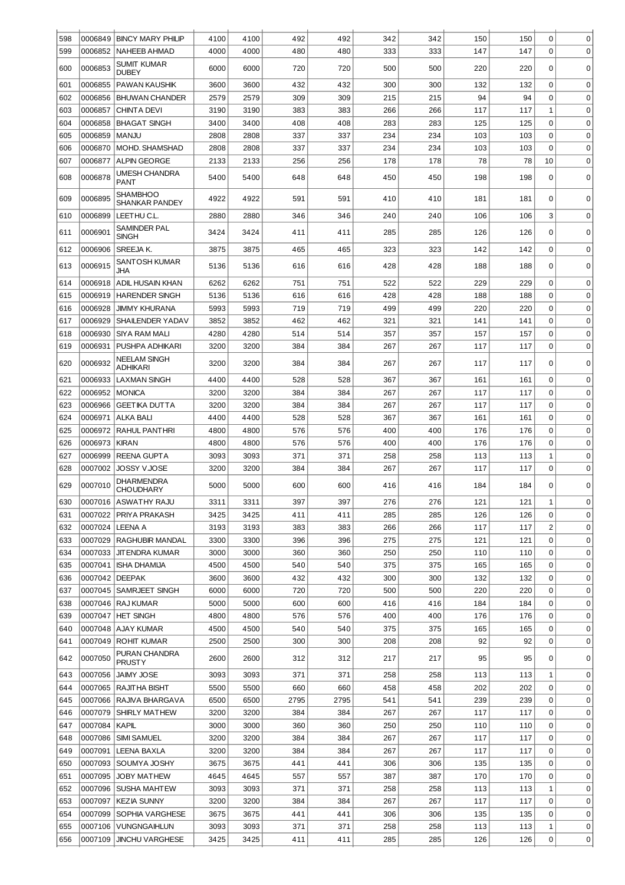| 598 | 0006849 | BINCY MARY PHILIP | 4100 | 4100 | 492 | 492 | 342 | 342 | 150 | 150 | 0 | 0 |
|---|---|---|---|---|---|---|---|---|---|---|---|---|
| 599 | 0006852 | NAHEEB AHMAD | 4000 | 4000 | 480 | 480 | 333 | 333 | 147 | 147 | 0 | 0 |
| 600 | 0006853 | SUMIT KUMAR DUBEY | 6000 | 6000 | 720 | 720 | 500 | 500 | 220 | 220 | 0 | 0 |
| 601 | 0006855 | PAWAN KAUSHIK | 3600 | 3600 | 432 | 432 | 300 | 300 | 132 | 132 | 0 | 0 |
| 602 | 0006856 | BHUWAN CHANDER | 2579 | 2579 | 309 | 309 | 215 | 215 | 94 | 94 | 0 | 0 |
| 603 | 0006857 | CHINTA DEVI | 3190 | 3190 | 383 | 383 | 266 | 266 | 117 | 117 | 1 | 0 |
| 604 | 0006858 | BHAGAT SINGH | 3400 | 3400 | 408 | 408 | 283 | 283 | 125 | 125 | 0 | 0 |
| 605 | 0006859 | MANJU | 2808 | 2808 | 337 | 337 | 234 | 234 | 103 | 103 | 0 | 0 |
| 606 | 0006870 | MOHD. SHAMSHAD | 2808 | 2808 | 337 | 337 | 234 | 234 | 103 | 103 | 0 | 0 |
| 607 | 0006877 | ALPIN GEORGE | 2133 | 2133 | 256 | 256 | 178 | 178 | 78 | 78 | 10 | 0 |
| 608 | 0006878 | UMESH CHANDRA PANT | 5400 | 5400 | 648 | 648 | 450 | 450 | 198 | 198 | 0 | 0 |
| 609 | 0006895 | SHAMBHOO SHANKAR PANDEY | 4922 | 4922 | 591 | 591 | 410 | 410 | 181 | 181 | 0 | 0 |
| 610 | 0006899 | LEETHU C.L. | 2880 | 2880 | 346 | 346 | 240 | 240 | 106 | 106 | 3 | 0 |
| 611 | 0006901 | SAMINDER PAL SINGH | 3424 | 3424 | 411 | 411 | 285 | 285 | 126 | 126 | 0 | 0 |
| 612 | 0006906 | SREEJA K. | 3875 | 3875 | 465 | 465 | 323 | 323 | 142 | 142 | 0 | 0 |
| 613 | 0006915 | SANTOSH KUMAR JHA | 5136 | 5136 | 616 | 616 | 428 | 428 | 188 | 188 | 0 | 0 |
| 614 | 0006918 | ADIL HUSAIN KHAN | 6262 | 6262 | 751 | 751 | 522 | 522 | 229 | 229 | 0 | 0 |
| 615 | 0006919 | HARENDER SINGH | 5136 | 5136 | 616 | 616 | 428 | 428 | 188 | 188 | 0 | 0 |
| 616 | 0006928 | JIMMY KHURANA | 5993 | 5993 | 719 | 719 | 499 | 499 | 220 | 220 | 0 | 0 |
| 617 | 0006929 | SHAILENDER YADAV | 3852 | 3852 | 462 | 462 | 321 | 321 | 141 | 141 | 0 | 0 |
| 618 | 0006930 | SIYA RAM MALI | 4280 | 4280 | 514 | 514 | 357 | 357 | 157 | 157 | 0 | 0 |
| 619 | 0006931 | PUSHPA ADHIKARI | 3200 | 3200 | 384 | 384 | 267 | 267 | 117 | 117 | 0 | 0 |
| 620 | 0006932 | NEELAM SINGH ADHIKARI | 3200 | 3200 | 384 | 384 | 267 | 267 | 117 | 117 | 0 | 0 |
| 621 | 0006933 | LAXMAN SINGH | 4400 | 4400 | 528 | 528 | 367 | 367 | 161 | 161 | 0 | 0 |
| 622 | 0006952 | MONICA | 3200 | 3200 | 384 | 384 | 267 | 267 | 117 | 117 | 0 | 0 |
| 623 | 0006966 | GEETIKA DUTTA | 3200 | 3200 | 384 | 384 | 267 | 267 | 117 | 117 | 0 | 0 |
| 624 | 0006971 | ALKA BALI | 4400 | 4400 | 528 | 528 | 367 | 367 | 161 | 161 | 0 | 0 |
| 625 | 0006972 | RAHUL PANTHRI | 4800 | 4800 | 576 | 576 | 400 | 400 | 176 | 176 | 0 | 0 |
| 626 | 0006973 | KIRAN | 4800 | 4800 | 576 | 576 | 400 | 400 | 176 | 176 | 0 | 0 |
| 627 | 0006999 | REENA GUPTA | 3093 | 3093 | 371 | 371 | 258 | 258 | 113 | 113 | 1 | 0 |
| 628 | 0007002 | JOSSY V.JOSE | 3200 | 3200 | 384 | 384 | 267 | 267 | 117 | 117 | 0 | 0 |
| 629 | 0007010 | DHARMENDRA CHOUDHARY | 5000 | 5000 | 600 | 600 | 416 | 416 | 184 | 184 | 0 | 0 |
| 630 | 0007016 | ASWATHY RAJU | 3311 | 3311 | 397 | 397 | 276 | 276 | 121 | 121 | 1 | 0 |
| 631 | 0007022 | PRIYA PRAKASH | 3425 | 3425 | 411 | 411 | 285 | 285 | 126 | 126 | 0 | 0 |
| 632 | 0007024 | LEENA A | 3193 | 3193 | 383 | 383 | 266 | 266 | 117 | 117 | 2 | 0 |
| 633 | 0007029 | RAGHUBIR MANDAL | 3300 | 3300 | 396 | 396 | 275 | 275 | 121 | 121 | 0 | 0 |
| 634 | 0007033 | JITENDRA KUMAR | 3000 | 3000 | 360 | 360 | 250 | 250 | 110 | 110 | 0 | 0 |
| 635 | 0007041 | ISHA DHAMIJA | 4500 | 4500 | 540 | 540 | 375 | 375 | 165 | 165 | 0 | 0 |
| 636 | 0007042 | DEEPAK | 3600 | 3600 | 432 | 432 | 300 | 300 | 132 | 132 | 0 | 0 |
| 637 | 0007045 | SAMRJEET SINGH | 6000 | 6000 | 720 | 720 | 500 | 500 | 220 | 220 | 0 | 0 |
| 638 | 0007046 | RAJ KUMAR | 5000 | 5000 | 600 | 600 | 416 | 416 | 184 | 184 | 0 | 0 |
| 639 | 0007047 | HET SINGH | 4800 | 4800 | 576 | 576 | 400 | 400 | 176 | 176 | 0 | 0 |
| 640 | 0007048 | AJAY KUMAR | 4500 | 4500 | 540 | 540 | 375 | 375 | 165 | 165 | 0 | 0 |
| 641 | 0007049 | ROHIT KUMAR | 2500 | 2500 | 300 | 300 | 208 | 208 | 92 | 92 | 0 | 0 |
| 642 | 0007050 | PURAN CHANDRA PRUSTY | 2600 | 2600 | 312 | 312 | 217 | 217 | 95 | 95 | 0 | 0 |
| 643 | 0007056 | JAIMY JOSE | 3093 | 3093 | 371 | 371 | 258 | 258 | 113 | 113 | 1 | 0 |
| 644 | 0007065 | RAJITHA BISHT | 5500 | 5500 | 660 | 660 | 458 | 458 | 202 | 202 | 0 | 0 |
| 645 | 0007066 | RAJIVA BHARGAVA | 6500 | 6500 | 2795 | 2795 | 541 | 541 | 239 | 239 | 0 | 0 |
| 646 | 0007079 | SHIRLY MATHEW | 3200 | 3200 | 384 | 384 | 267 | 267 | 117 | 117 | 0 | 0 |
| 647 | 0007084 | KAPIL | 3000 | 3000 | 360 | 360 | 250 | 250 | 110 | 110 | 0 | 0 |
| 648 | 0007086 | SIMI SAMUEL | 3200 | 3200 | 384 | 384 | 267 | 267 | 117 | 117 | 0 | 0 |
| 649 | 0007091 | LEENA BAXLA | 3200 | 3200 | 384 | 384 | 267 | 267 | 117 | 117 | 0 | 0 |
| 650 | 0007093 | SOUMYA JOSHY | 3675 | 3675 | 441 | 441 | 306 | 306 | 135 | 135 | 0 | 0 |
| 651 | 0007095 | JOBY MATHEW | 4645 | 4645 | 557 | 557 | 387 | 387 | 170 | 170 | 0 | 0 |
| 652 | 0007096 | SUSHA MAHTEW | 3093 | 3093 | 371 | 371 | 258 | 258 | 113 | 113 | 1 | 0 |
| 653 | 0007097 | KEZIA SUNNY | 3200 | 3200 | 384 | 384 | 267 | 267 | 117 | 117 | 0 | 0 |
| 654 | 0007099 | SOPHIA VARGHESE | 3675 | 3675 | 441 | 441 | 306 | 306 | 135 | 135 | 0 | 0 |
| 655 | 0007106 | VUNGNGAIHLUN | 3093 | 3093 | 371 | 371 | 258 | 258 | 113 | 113 | 1 | 0 |
| 656 | 0007109 | JINCHU VARGHESE | 3425 | 3425 | 411 | 411 | 285 | 285 | 126 | 126 | 0 | 0 |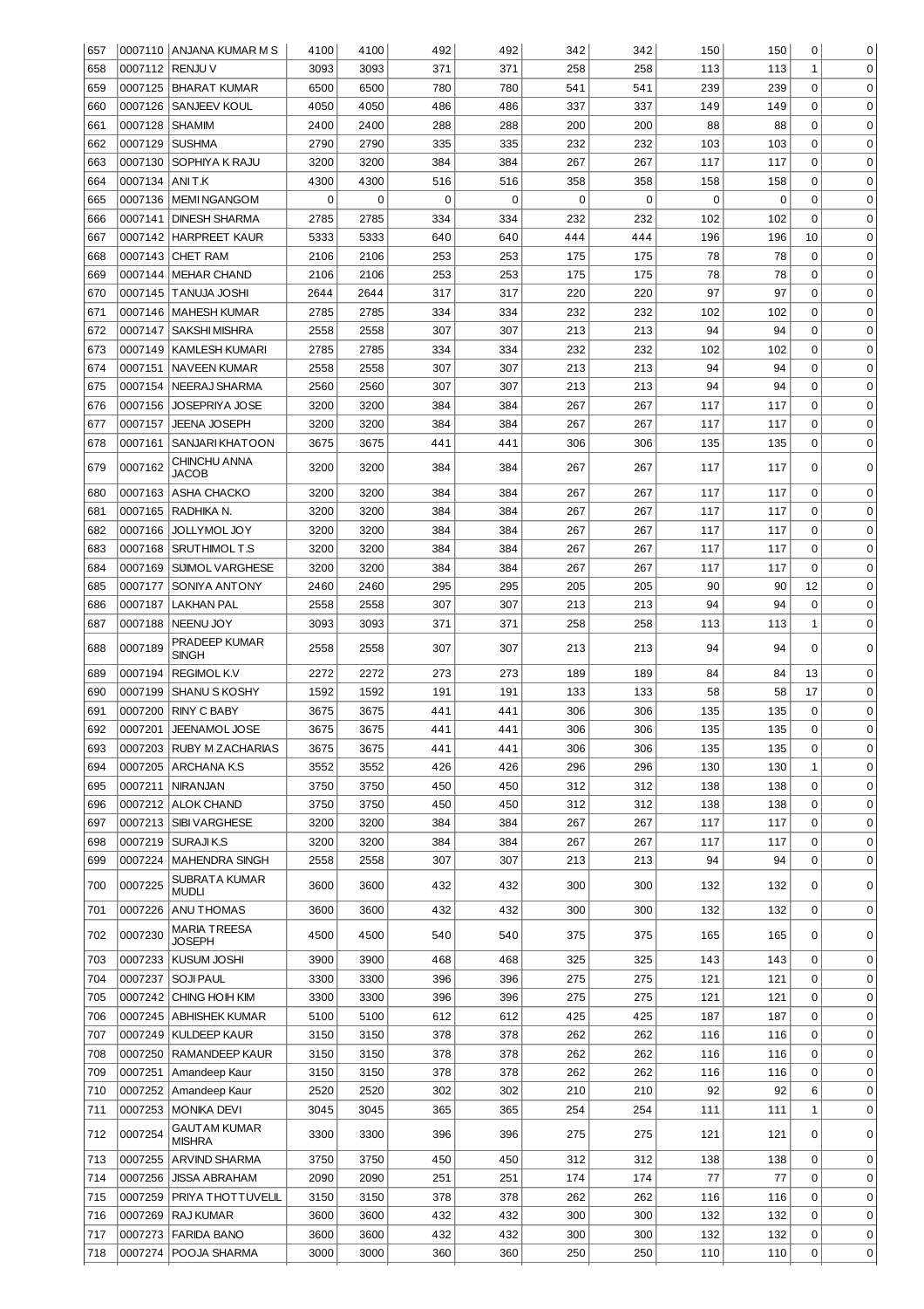| | | | | | | | | | | | | |
|---|---|---|---|---|---|---|---|---|---|---|---|---|
| 657 | 0007110 | ANJANA KUMAR M S | 4100 | 4100 | 492 | 492 | 342 | 342 | 150 | 150 | 0 | 0 |
| 658 | 0007112 | RENJU V | 3093 | 3093 | 371 | 371 | 258 | 258 | 113 | 113 | 1 | 0 |
| 659 | 0007125 | BHARAT KUMAR | 6500 | 6500 | 780 | 780 | 541 | 541 | 239 | 239 | 0 | 0 |
| 660 | 0007126 | SANJEEV KOUL | 4050 | 4050 | 486 | 486 | 337 | 337 | 149 | 149 | 0 | 0 |
| 661 | 0007128 | SHAMIM | 2400 | 2400 | 288 | 288 | 200 | 200 | 88 | 88 | 0 | 0 |
| 662 | 0007129 | SUSHMA | 2790 | 2790 | 335 | 335 | 232 | 232 | 103 | 103 | 0 | 0 |
| 663 | 0007130 | SOPHIYA K RAJU | 3200 | 3200 | 384 | 384 | 267 | 267 | 117 | 117 | 0 | 0 |
| 664 | 0007134 | ANI T.K | 4300 | 4300 | 516 | 516 | 358 | 358 | 158 | 158 | 0 | 0 |
| 665 | 0007136 | MEMI NGANGOM | 0 | 0 | 0 | 0 | 0 | 0 | 0 | 0 | 0 | 0 |
| 666 | 0007141 | DINESH SHARMA | 2785 | 2785 | 334 | 334 | 232 | 232 | 102 | 102 | 0 | 0 |
| 667 | 0007142 | HARPREET KAUR | 5333 | 5333 | 640 | 640 | 444 | 444 | 196 | 196 | 10 | 0 |
| 668 | 0007143 | CHET RAM | 2106 | 2106 | 253 | 253 | 175 | 175 | 78 | 78 | 0 | 0 |
| 669 | 0007144 | MEHAR CHAND | 2106 | 2106 | 253 | 253 | 175 | 175 | 78 | 78 | 0 | 0 |
| 670 | 0007145 | TANUJA JOSHI | 2644 | 2644 | 317 | 317 | 220 | 220 | 97 | 97 | 0 | 0 |
| 671 | 0007146 | MAHESH KUMAR | 2785 | 2785 | 334 | 334 | 232 | 232 | 102 | 102 | 0 | 0 |
| 672 | 0007147 | SAKSHI MISHRA | 2558 | 2558 | 307 | 307 | 213 | 213 | 94 | 94 | 0 | 0 |
| 673 | 0007149 | KAMLESH KUMARI | 2785 | 2785 | 334 | 334 | 232 | 232 | 102 | 102 | 0 | 0 |
| 674 | 0007151 | NAVEEN KUMAR | 2558 | 2558 | 307 | 307 | 213 | 213 | 94 | 94 | 0 | 0 |
| 675 | 0007154 | NEERAJ SHARMA | 2560 | 2560 | 307 | 307 | 213 | 213 | 94 | 94 | 0 | 0 |
| 676 | 0007156 | JOSEPRIYA JOSE | 3200 | 3200 | 384 | 384 | 267 | 267 | 117 | 117 | 0 | 0 |
| 677 | 0007157 | JEENA JOSEPH | 3200 | 3200 | 384 | 384 | 267 | 267 | 117 | 117 | 0 | 0 |
| 678 | 0007161 | SANJARI KHATOON | 3675 | 3675 | 441 | 441 | 306 | 306 | 135 | 135 | 0 | 0 |
| 679 | 0007162 | CHINCHU ANNA JACOB | 3200 | 3200 | 384 | 384 | 267 | 267 | 117 | 117 | 0 | 0 |
| 680 | 0007163 | ASHA CHACKO | 3200 | 3200 | 384 | 384 | 267 | 267 | 117 | 117 | 0 | 0 |
| 681 | 0007165 | RADHIKA N. | 3200 | 3200 | 384 | 384 | 267 | 267 | 117 | 117 | 0 | 0 |
| 682 | 0007166 | JOLLYMOL JOY | 3200 | 3200 | 384 | 384 | 267 | 267 | 117 | 117 | 0 | 0 |
| 683 | 0007168 | SRUTHIMOL T.S | 3200 | 3200 | 384 | 384 | 267 | 267 | 117 | 117 | 0 | 0 |
| 684 | 0007169 | SIJIMOL VARGHESE | 3200 | 3200 | 384 | 384 | 267 | 267 | 117 | 117 | 0 | 0 |
| 685 | 0007177 | SONIYA ANTONY | 2460 | 2460 | 295 | 295 | 205 | 205 | 90 | 90 | 12 | 0 |
| 686 | 0007187 | LAKHAN PAL | 2558 | 2558 | 307 | 307 | 213 | 213 | 94 | 94 | 0 | 0 |
| 687 | 0007188 | NEENU JOY | 3093 | 3093 | 371 | 371 | 258 | 258 | 113 | 113 | 1 | 0 |
| 688 | 0007189 | PRADEEP KUMAR SINGH | 2558 | 2558 | 307 | 307 | 213 | 213 | 94 | 94 | 0 | 0 |
| 689 | 0007194 | REGIMOL K.V | 2272 | 2272 | 273 | 273 | 189 | 189 | 84 | 84 | 13 | 0 |
| 690 | 0007199 | SHANU S KOSHY | 1592 | 1592 | 191 | 191 | 133 | 133 | 58 | 58 | 17 | 0 |
| 691 | 0007200 | RINY C BABY | 3675 | 3675 | 441 | 441 | 306 | 306 | 135 | 135 | 0 | 0 |
| 692 | 0007201 | JEENAMOL JOSE | 3675 | 3675 | 441 | 441 | 306 | 306 | 135 | 135 | 0 | 0 |
| 693 | 0007203 | RUBY M ZACHARIAS | 3675 | 3675 | 441 | 441 | 306 | 306 | 135 | 135 | 0 | 0 |
| 694 | 0007205 | ARCHANA K.S | 3552 | 3552 | 426 | 426 | 296 | 296 | 130 | 130 | 1 | 0 |
| 695 | 0007211 | NIRANJAN | 3750 | 3750 | 450 | 450 | 312 | 312 | 138 | 138 | 0 | 0 |
| 696 | 0007212 | ALOK CHAND | 3750 | 3750 | 450 | 450 | 312 | 312 | 138 | 138 | 0 | 0 |
| 697 | 0007213 | SIBI VARGHESE | 3200 | 3200 | 384 | 384 | 267 | 267 | 117 | 117 | 0 | 0 |
| 698 | 0007219 | SURAJI K.S | 3200 | 3200 | 384 | 384 | 267 | 267 | 117 | 117 | 0 | 0 |
| 699 | 0007224 | MAHENDRA SINGH | 2558 | 2558 | 307 | 307 | 213 | 213 | 94 | 94 | 0 | 0 |
| 700 | 0007225 | SUBRATA KUMAR MUDLI | 3600 | 3600 | 432 | 432 | 300 | 300 | 132 | 132 | 0 | 0 |
| 701 | 0007226 | ANU THOMAS | 3600 | 3600 | 432 | 432 | 300 | 300 | 132 | 132 | 0 | 0 |
| 702 | 0007230 | MARIA TREESA JOSEPH | 4500 | 4500 | 540 | 540 | 375 | 375 | 165 | 165 | 0 | 0 |
| 703 | 0007233 | KUSUM JOSHI | 3900 | 3900 | 468 | 468 | 325 | 325 | 143 | 143 | 0 | 0 |
| 704 | 0007237 | SOJI PAUL | 3300 | 3300 | 396 | 396 | 275 | 275 | 121 | 121 | 0 | 0 |
| 705 | 0007242 | CHING HOIH KIM | 3300 | 3300 | 396 | 396 | 275 | 275 | 121 | 121 | 0 | 0 |
| 706 | 0007245 | ABHISHEK KUMAR | 5100 | 5100 | 612 | 612 | 425 | 425 | 187 | 187 | 0 | 0 |
| 707 | 0007249 | KULDEEP KAUR | 3150 | 3150 | 378 | 378 | 262 | 262 | 116 | 116 | 0 | 0 |
| 708 | 0007250 | RAMANDEEP KAUR | 3150 | 3150 | 378 | 378 | 262 | 262 | 116 | 116 | 0 | 0 |
| 709 | 0007251 | Amandeep Kaur | 3150 | 3150 | 378 | 378 | 262 | 262 | 116 | 116 | 0 | 0 |
| 710 | 0007252 | Amandeep Kaur | 2520 | 2520 | 302 | 302 | 210 | 210 | 92 | 92 | 6 | 0 |
| 711 | 0007253 | MONIKA DEVI | 3045 | 3045 | 365 | 365 | 254 | 254 | 111 | 111 | 1 | 0 |
| 712 | 0007254 | GAUTAM KUMAR MISHRA | 3300 | 3300 | 396 | 396 | 275 | 275 | 121 | 121 | 0 | 0 |
| 713 | 0007255 | ARVIND SHARMA | 3750 | 3750 | 450 | 450 | 312 | 312 | 138 | 138 | 0 | 0 |
| 714 | 0007256 | JISSA ABRAHAM | 2090 | 2090 | 251 | 251 | 174 | 174 | 77 | 77 | 0 | 0 |
| 715 | 0007259 | PRIYA THOTTUVELIL | 3150 | 3150 | 378 | 378 | 262 | 262 | 116 | 116 | 0 | 0 |
| 716 | 0007269 | RAJ KUMAR | 3600 | 3600 | 432 | 432 | 300 | 300 | 132 | 132 | 0 | 0 |
| 717 | 0007273 | FARIDA BANO | 3600 | 3600 | 432 | 432 | 300 | 300 | 132 | 132 | 0 | 0 |
| 718 | 0007274 | POOJA SHARMA | 3000 | 3000 | 360 | 360 | 250 | 250 | 110 | 110 | 0 | 0 |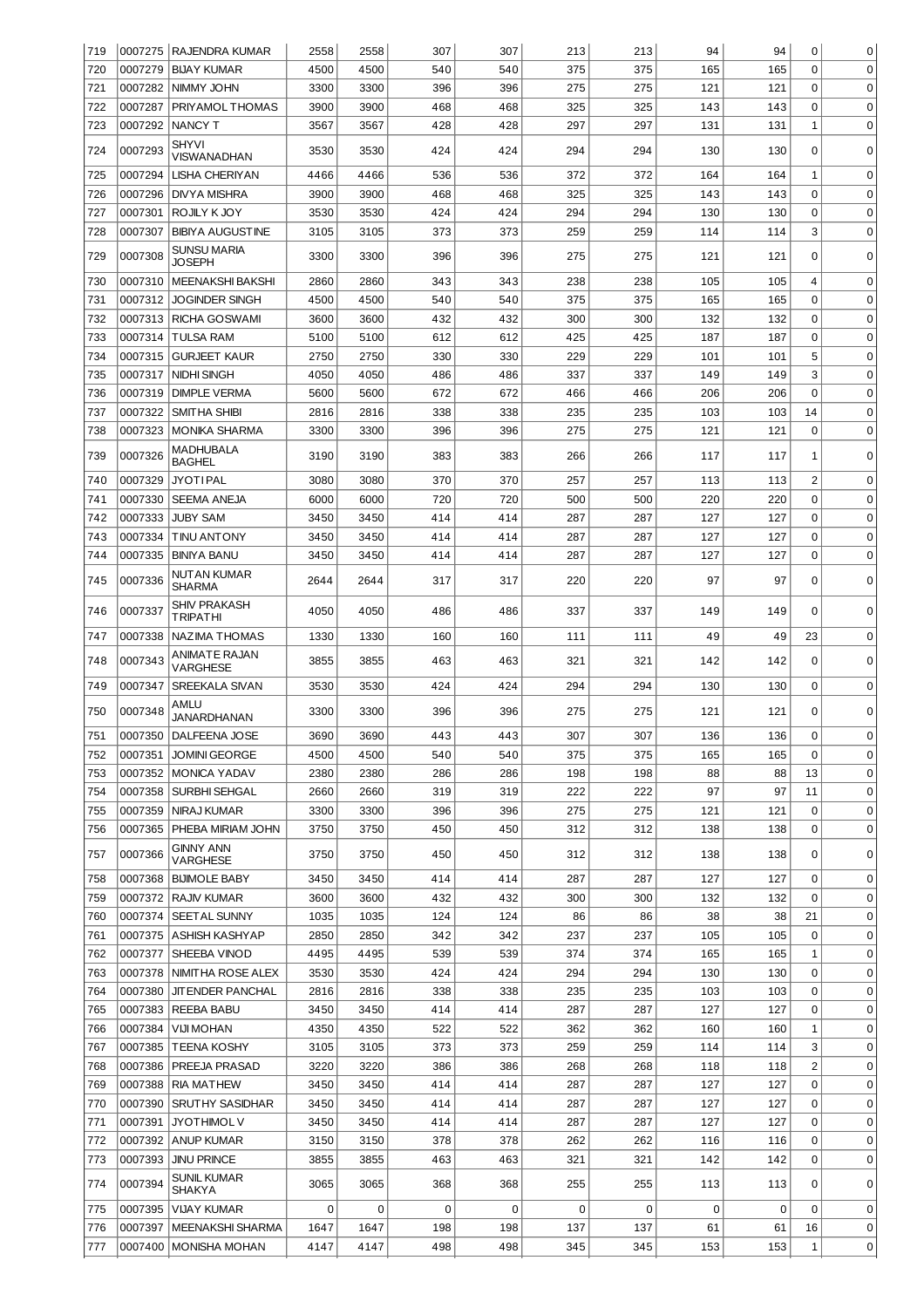| | | | | | | | | | | | | |
|---|---|---|---|---|---|---|---|---|---|---|---|---|
| 719 | 0007275 | RAJENDRA KUMAR | 2558 | 2558 | 307 | 307 | 213 | 213 | 94 | 94 | 0 | 0 |
| 720 | 0007279 | BIJAY KUMAR | 4500 | 4500 | 540 | 540 | 375 | 375 | 165 | 165 | 0 | 0 |
| 721 | 0007282 | NIMMY JOHN | 3300 | 3300 | 396 | 396 | 275 | 275 | 121 | 121 | 0 | 0 |
| 722 | 0007287 | PRIYAMOL THOMAS | 3900 | 3900 | 468 | 468 | 325 | 325 | 143 | 143 | 0 | 0 |
| 723 | 0007292 | NANCY T | 3567 | 3567 | 428 | 428 | 297 | 297 | 131 | 131 | 1 | 0 |
| 724 | 0007293 | SHYVI VISWANADHAN | 3530 | 3530 | 424 | 424 | 294 | 294 | 130 | 130 | 0 | 0 |
| 725 | 0007294 | LISHA CHERIYAN | 4466 | 4466 | 536 | 536 | 372 | 372 | 164 | 164 | 1 | 0 |
| 726 | 0007296 | DIVYA MISHRA | 3900 | 3900 | 468 | 468 | 325 | 325 | 143 | 143 | 0 | 0 |
| 727 | 0007301 | ROJILY K JOY | 3530 | 3530 | 424 | 424 | 294 | 294 | 130 | 130 | 0 | 0 |
| 728 | 0007307 | BIBIYA AUGUSTINE | 3105 | 3105 | 373 | 373 | 259 | 259 | 114 | 114 | 3 | 0 |
| 729 | 0007308 | SUNSU MARIA JOSEPH | 3300 | 3300 | 396 | 396 | 275 | 275 | 121 | 121 | 0 | 0 |
| 730 | 0007310 | MEENAKSHI BAKSHI | 2860 | 2860 | 343 | 343 | 238 | 238 | 105 | 105 | 4 | 0 |
| 731 | 0007312 | JOGINDER SINGH | 4500 | 4500 | 540 | 540 | 375 | 375 | 165 | 165 | 0 | 0 |
| 732 | 0007313 | RICHA GOSWAMI | 3600 | 3600 | 432 | 432 | 300 | 300 | 132 | 132 | 0 | 0 |
| 733 | 0007314 | TULSA RAM | 5100 | 5100 | 612 | 612 | 425 | 425 | 187 | 187 | 0 | 0 |
| 734 | 0007315 | GURJEET KAUR | 2750 | 2750 | 330 | 330 | 229 | 229 | 101 | 101 | 5 | 0 |
| 735 | 0007317 | NIDHI SINGH | 4050 | 4050 | 486 | 486 | 337 | 337 | 149 | 149 | 3 | 0 |
| 736 | 0007319 | DIMPLE VERMA | 5600 | 5600 | 672 | 672 | 466 | 466 | 206 | 206 | 0 | 0 |
| 737 | 0007322 | SMITHA SHIBI | 2816 | 2816 | 338 | 338 | 235 | 235 | 103 | 103 | 14 | 0 |
| 738 | 0007323 | MONIKA SHARMA | 3300 | 3300 | 396 | 396 | 275 | 275 | 121 | 121 | 0 | 0 |
| 739 | 0007326 | MADHUBALA BAGHEL | 3190 | 3190 | 383 | 383 | 266 | 266 | 117 | 117 | 1 | 0 |
| 740 | 0007329 | JYOTI PAL | 3080 | 3080 | 370 | 370 | 257 | 257 | 113 | 113 | 2 | 0 |
| 741 | 0007330 | SEEMA ANEJA | 6000 | 6000 | 720 | 720 | 500 | 500 | 220 | 220 | 0 | 0 |
| 742 | 0007333 | JUBY SAM | 3450 | 3450 | 414 | 414 | 287 | 287 | 127 | 127 | 0 | 0 |
| 743 | 0007334 | TINU ANTONY | 3450 | 3450 | 414 | 414 | 287 | 287 | 127 | 127 | 0 | 0 |
| 744 | 0007335 | BINIYA BANU | 3450 | 3450 | 414 | 414 | 287 | 287 | 127 | 127 | 0 | 0 |
| 745 | 0007336 | NUTAN KUMAR SHARMA | 2644 | 2644 | 317 | 317 | 220 | 220 | 97 | 97 | 0 | 0 |
| 746 | 0007337 | SHIV PRAKASH TRIPATHI | 4050 | 4050 | 486 | 486 | 337 | 337 | 149 | 149 | 0 | 0 |
| 747 | 0007338 | NAZIMA THOMAS | 1330 | 1330 | 160 | 160 | 111 | 111 | 49 | 49 | 23 | 0 |
| 748 | 0007343 | ANIMATE RAJAN VARGHESE | 3855 | 3855 | 463 | 463 | 321 | 321 | 142 | 142 | 0 | 0 |
| 749 | 0007347 | SREEKALA SIVAN | 3530 | 3530 | 424 | 424 | 294 | 294 | 130 | 130 | 0 | 0 |
| 750 | 0007348 | AMLU JANARDHANAN | 3300 | 3300 | 396 | 396 | 275 | 275 | 121 | 121 | 0 | 0 |
| 751 | 0007350 | DALFEENA JOSE | 3690 | 3690 | 443 | 443 | 307 | 307 | 136 | 136 | 0 | 0 |
| 752 | 0007351 | JOMINI GEORGE | 4500 | 4500 | 540 | 540 | 375 | 375 | 165 | 165 | 0 | 0 |
| 753 | 0007352 | MONICA YADAV | 2380 | 2380 | 286 | 286 | 198 | 198 | 88 | 88 | 13 | 0 |
| 754 | 0007358 | SURBHI SEHGAL | 2660 | 2660 | 319 | 319 | 222 | 222 | 97 | 97 | 11 | 0 |
| 755 | 0007359 | NIRAJ KUMAR | 3300 | 3300 | 396 | 396 | 275 | 275 | 121 | 121 | 0 | 0 |
| 756 | 0007365 | PHEBA MIRIAM JOHN | 3750 | 3750 | 450 | 450 | 312 | 312 | 138 | 138 | 0 | 0 |
| 757 | 0007366 | GINNY ANN VARGHESE | 3750 | 3750 | 450 | 450 | 312 | 312 | 138 | 138 | 0 | 0 |
| 758 | 0007368 | BIJIMOLE BABY | 3450 | 3450 | 414 | 414 | 287 | 287 | 127 | 127 | 0 | 0 |
| 759 | 0007372 | RAJIV KUMAR | 3600 | 3600 | 432 | 432 | 300 | 300 | 132 | 132 | 0 | 0 |
| 760 | 0007374 | SEETAL SUNNY | 1035 | 1035 | 124 | 124 | 86 | 86 | 38 | 38 | 21 | 0 |
| 761 | 0007375 | ASHISH KASHYAP | 2850 | 2850 | 342 | 342 | 237 | 237 | 105 | 105 | 0 | 0 |
| 762 | 0007377 | SHEEBA VINOD | 4495 | 4495 | 539 | 539 | 374 | 374 | 165 | 165 | 1 | 0 |
| 763 | 0007378 | NIMITHA ROSE ALEX | 3530 | 3530 | 424 | 424 | 294 | 294 | 130 | 130 | 0 | 0 |
| 764 | 0007380 | JITENDER PANCHAL | 2816 | 2816 | 338 | 338 | 235 | 235 | 103 | 103 | 0 | 0 |
| 765 | 0007383 | REEBA BABU | 3450 | 3450 | 414 | 414 | 287 | 287 | 127 | 127 | 0 | 0 |
| 766 | 0007384 | VIJI MOHAN | 4350 | 4350 | 522 | 522 | 362 | 362 | 160 | 160 | 1 | 0 |
| 767 | 0007385 | TEENA KOSHY | 3105 | 3105 | 373 | 373 | 259 | 259 | 114 | 114 | 3 | 0 |
| 768 | 0007386 | PREEJA PRASAD | 3220 | 3220 | 386 | 386 | 268 | 268 | 118 | 118 | 2 | 0 |
| 769 | 0007388 | RIA MATHEW | 3450 | 3450 | 414 | 414 | 287 | 287 | 127 | 127 | 0 | 0 |
| 770 | 0007390 | SRUTHY SASIDHAR | 3450 | 3450 | 414 | 414 | 287 | 287 | 127 | 127 | 0 | 0 |
| 771 | 0007391 | JYOTHIMOL V | 3450 | 3450 | 414 | 414 | 287 | 287 | 127 | 127 | 0 | 0 |
| 772 | 0007392 | ANUP KUMAR | 3150 | 3150 | 378 | 378 | 262 | 262 | 116 | 116 | 0 | 0 |
| 773 | 0007393 | JINU PRINCE | 3855 | 3855 | 463 | 463 | 321 | 321 | 142 | 142 | 0 | 0 |
| 774 | 0007394 | SUNIL KUMAR SHAKYA | 3065 | 3065 | 368 | 368 | 255 | 255 | 113 | 113 | 0 | 0 |
| 775 | 0007395 | VIJAY KUMAR | 0 | 0 | 0 | 0 | 0 | 0 | 0 | 0 | 0 | 0 |
| 776 | 0007397 | MEENAKSHI SHARMA | 1647 | 1647 | 198 | 198 | 137 | 137 | 61 | 61 | 16 | 0 |
| 777 | 0007400 | MONISHA MOHAN | 4147 | 4147 | 498 | 498 | 345 | 345 | 153 | 153 | 1 | 0 |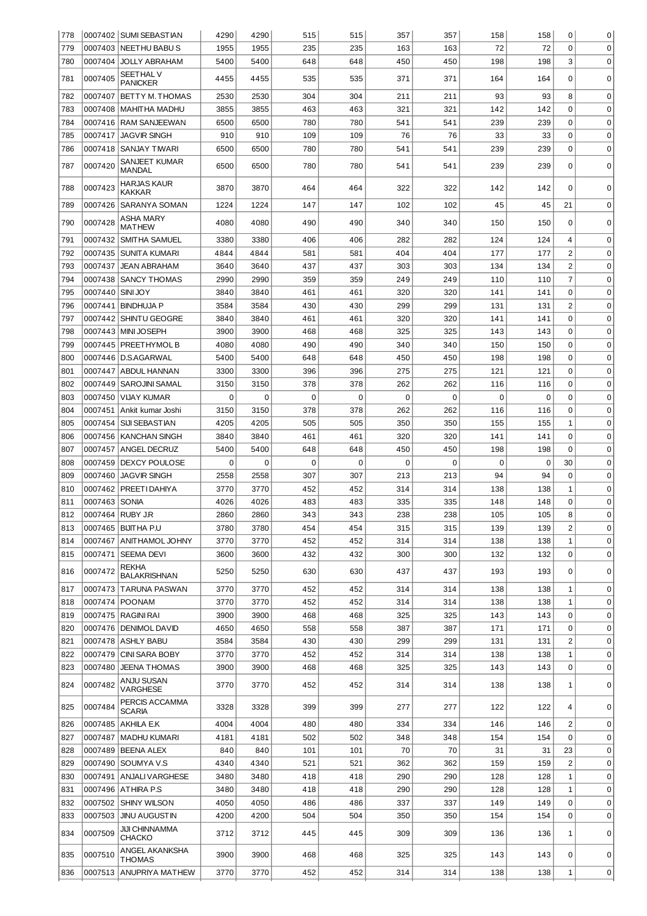| 778 | 0007402 | SUMI SEBASTIAN | 4290 | 4290 | 515 | 515 | 357 | 357 | 158 | 158 | 0 | 0 |
|---|---|---|---|---|---|---|---|---|---|---|---|---|
| 779 | 0007403 | NEETHU BABU S | 1955 | 1955 | 235 | 235 | 163 | 163 | 72 | 72 | 0 | 0 |
| 780 | 0007404 | JOLLY ABRAHAM | 5400 | 5400 | 648 | 648 | 450 | 450 | 198 | 198 | 3 | 0 |
| 781 | 0007405 | SEETHAL V PANICKER | 4455 | 4455 | 535 | 535 | 371 | 371 | 164 | 164 | 0 | 0 |
| 782 | 0007407 | BETTY M. THOMAS | 2530 | 2530 | 304 | 304 | 211 | 211 | 93 | 93 | 8 | 0 |
| 783 | 0007408 | MAHITHA MADHU | 3855 | 3855 | 463 | 463 | 321 | 321 | 142 | 142 | 0 | 0 |
| 784 | 0007416 | RAM SANJEEWAN | 6500 | 6500 | 780 | 780 | 541 | 541 | 239 | 239 | 0 | 0 |
| 785 | 0007417 | JAGVIR SINGH | 910 | 910 | 109 | 109 | 76 | 76 | 33 | 33 | 0 | 0 |
| 786 | 0007418 | SANJAY TIWARI | 6500 | 6500 | 780 | 780 | 541 | 541 | 239 | 239 | 0 | 0 |
| 787 | 0007420 | SANJEET KUMAR MANDAL | 6500 | 6500 | 780 | 780 | 541 | 541 | 239 | 239 | 0 | 0 |
| 788 | 0007423 | HARJAS KAUR KAKKAR | 3870 | 3870 | 464 | 464 | 322 | 322 | 142 | 142 | 0 | 0 |
| 789 | 0007426 | SARANYA SOMAN | 1224 | 1224 | 147 | 147 | 102 | 102 | 45 | 45 | 21 | 0 |
| 790 | 0007428 | ASHA MARY MATHEW | 4080 | 4080 | 490 | 490 | 340 | 340 | 150 | 150 | 0 | 0 |
| 791 | 0007432 | SMITHA SAMUEL | 3380 | 3380 | 406 | 406 | 282 | 282 | 124 | 124 | 4 | 0 |
| 792 | 0007435 | SUNITA KUMARI | 4844 | 4844 | 581 | 581 | 404 | 404 | 177 | 177 | 2 | 0 |
| 793 | 0007437 | JEAN ABRAHAM | 3640 | 3640 | 437 | 437 | 303 | 303 | 134 | 134 | 2 | 0 |
| 794 | 0007438 | SANCY THOMAS | 2990 | 2990 | 359 | 359 | 249 | 249 | 110 | 110 | 7 | 0 |
| 795 | 0007440 | SINI JOY | 3840 | 3840 | 461 | 461 | 320 | 320 | 141 | 141 | 0 | 0 |
| 796 | 0007441 | BINDHUJA P | 3584 | 3584 | 430 | 430 | 299 | 299 | 131 | 131 | 2 | 0 |
| 797 | 0007442 | SHINTU GEOGRE | 3840 | 3840 | 461 | 461 | 320 | 320 | 141 | 141 | 0 | 0 |
| 798 | 0007443 | MINI JOSEPH | 3900 | 3900 | 468 | 468 | 325 | 325 | 143 | 143 | 0 | 0 |
| 799 | 0007445 | PREETHYMOL B | 4080 | 4080 | 490 | 490 | 340 | 340 | 150 | 150 | 0 | 0 |
| 800 | 0007446 | D.S.AGARWAL | 5400 | 5400 | 648 | 648 | 450 | 450 | 198 | 198 | 0 | 0 |
| 801 | 0007447 | ABDUL HANNAN | 3300 | 3300 | 396 | 396 | 275 | 275 | 121 | 121 | 0 | 0 |
| 802 | 0007449 | SAROJINI SAMAL | 3150 | 3150 | 378 | 378 | 262 | 262 | 116 | 116 | 0 | 0 |
| 803 | 0007450 | VIJAY KUMAR | 0 | 0 | 0 | 0 | 0 | 0 | 0 | 0 | 0 | 0 |
| 804 | 0007451 | Ankit kumar Joshi | 3150 | 3150 | 378 | 378 | 262 | 262 | 116 | 116 | 0 | 0 |
| 805 | 0007454 | SIJI SEBASTIAN | 4205 | 4205 | 505 | 505 | 350 | 350 | 155 | 155 | 1 | 0 |
| 806 | 0007456 | KANCHAN SINGH | 3840 | 3840 | 461 | 461 | 320 | 320 | 141 | 141 | 0 | 0 |
| 807 | 0007457 | ANGEL DECRUZ | 5400 | 5400 | 648 | 648 | 450 | 450 | 198 | 198 | 0 | 0 |
| 808 | 0007459 | DEXCY POULOSE | 0 | 0 | 0 | 0 | 0 | 0 | 0 | 0 | 30 | 0 |
| 809 | 0007460 | JAGVIR SINGH | 2558 | 2558 | 307 | 307 | 213 | 213 | 94 | 94 | 0 | 0 |
| 810 | 0007462 | PREETI DAHIYA | 3770 | 3770 | 452 | 452 | 314 | 314 | 138 | 138 | 1 | 0 |
| 811 | 0007463 | SONIA | 4026 | 4026 | 483 | 483 | 335 | 335 | 148 | 148 | 0 | 0 |
| 812 | 0007464 | RUBY J.R | 2860 | 2860 | 343 | 343 | 238 | 238 | 105 | 105 | 8 | 0 |
| 813 | 0007465 | BIJITHA P.U | 3780 | 3780 | 454 | 454 | 315 | 315 | 139 | 139 | 2 | 0 |
| 814 | 0007467 | ANITHAMOL JOHNY | 3770 | 3770 | 452 | 452 | 314 | 314 | 138 | 138 | 1 | 0 |
| 815 | 0007471 | SEEMA DEVI | 3600 | 3600 | 432 | 432 | 300 | 300 | 132 | 132 | 0 | 0 |
| 816 | 0007472 | REKHA BALAKRISHNAN | 5250 | 5250 | 630 | 630 | 437 | 437 | 193 | 193 | 0 | 0 |
| 817 | 0007473 | TARUNA PASWAN | 3770 | 3770 | 452 | 452 | 314 | 314 | 138 | 138 | 1 | 0 |
| 818 | 0007474 | POONAM | 3770 | 3770 | 452 | 452 | 314 | 314 | 138 | 138 | 1 | 0 |
| 819 | 0007475 | RAGINI RAI | 3900 | 3900 | 468 | 468 | 325 | 325 | 143 | 143 | 0 | 0 |
| 820 | 0007476 | DENIMOL DAVID | 4650 | 4650 | 558 | 558 | 387 | 387 | 171 | 171 | 0 | 0 |
| 821 | 0007478 | ASHLY BABU | 3584 | 3584 | 430 | 430 | 299 | 299 | 131 | 131 | 2 | 0 |
| 822 | 0007479 | CINI SARA BOBY | 3770 | 3770 | 452 | 452 | 314 | 314 | 138 | 138 | 1 | 0 |
| 823 | 0007480 | JEENA THOMAS | 3900 | 3900 | 468 | 468 | 325 | 325 | 143 | 143 | 0 | 0 |
| 824 | 0007482 | ANJU SUSAN VARGHESE | 3770 | 3770 | 452 | 452 | 314 | 314 | 138 | 138 | 1 | 0 |
| 825 | 0007484 | PERCIS ACCAMMA SCARIA | 3328 | 3328 | 399 | 399 | 277 | 277 | 122 | 122 | 4 | 0 |
| 826 | 0007485 | AKHILA E.K | 4004 | 4004 | 480 | 480 | 334 | 334 | 146 | 146 | 2 | 0 |
| 827 | 0007487 | MADHU KUMARI | 4181 | 4181 | 502 | 502 | 348 | 348 | 154 | 154 | 0 | 0 |
| 828 | 0007489 | BEENA ALEX | 840 | 840 | 101 | 101 | 70 | 70 | 31 | 31 | 23 | 0 |
| 829 | 0007490 | SOUMYA V.S | 4340 | 4340 | 521 | 521 | 362 | 362 | 159 | 159 | 2 | 0 |
| 830 | 0007491 | ANJALI VARGHESE | 3480 | 3480 | 418 | 418 | 290 | 290 | 128 | 128 | 1 | 0 |
| 831 | 0007496 | ATHIRA P.S | 3480 | 3480 | 418 | 418 | 290 | 290 | 128 | 128 | 1 | 0 |
| 832 | 0007502 | SHINY WILSON | 4050 | 4050 | 486 | 486 | 337 | 337 | 149 | 149 | 0 | 0 |
| 833 | 0007503 | JINU AUGUSTIN | 4200 | 4200 | 504 | 504 | 350 | 350 | 154 | 154 | 0 | 0 |
| 834 | 0007509 | JIJI CHINNAMMA CHACKO | 3712 | 3712 | 445 | 445 | 309 | 309 | 136 | 136 | 1 | 0 |
| 835 | 0007510 | ANGEL AKANKSHA THOMAS | 3900 | 3900 | 468 | 468 | 325 | 325 | 143 | 143 | 0 | 0 |
| 836 | 0007513 | ANUPRIYA MATHEW | 3770 | 3770 | 452 | 452 | 314 | 314 | 138 | 138 | 1 | 0 |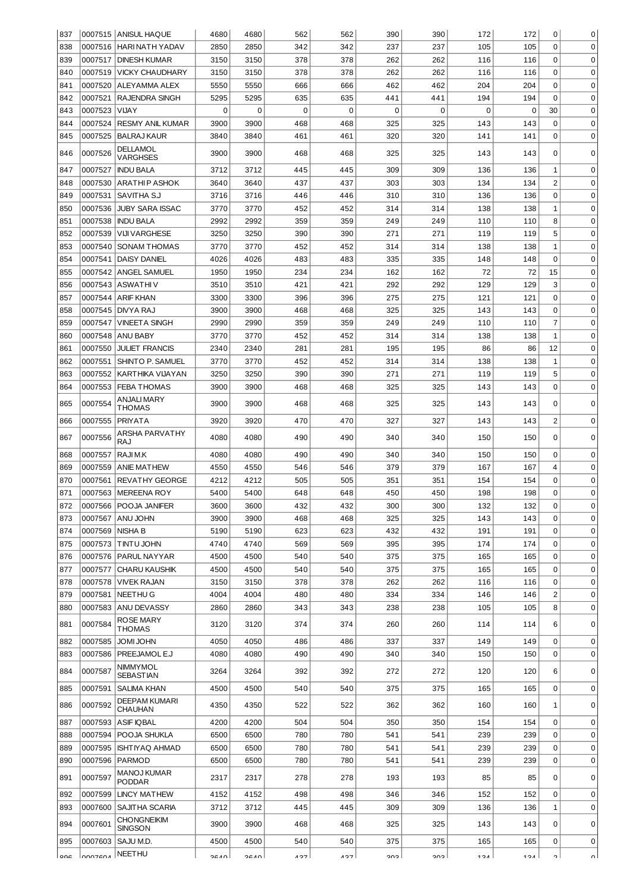| | | | | | | | | | | | | |
|---|---|---|---|---|---|---|---|---|---|---|---|---|
| 837 | 0007515 | ANISUL HAQUE | 4680 | 4680 | 562 | 562 | 390 | 390 | 172 | 172 | 0 | 0 |
| 838 | 0007516 | HARI NATH YADAV | 2850 | 2850 | 342 | 342 | 237 | 237 | 105 | 105 | 0 | 0 |
| 839 | 0007517 | DINESH KUMAR | 3150 | 3150 | 378 | 378 | 262 | 262 | 116 | 116 | 0 | 0 |
| 840 | 0007519 | VICKY CHAUDHARY | 3150 | 3150 | 378 | 378 | 262 | 262 | 116 | 116 | 0 | 0 |
| 841 | 0007520 | ALEYAMMA ALEX | 5550 | 5550 | 666 | 666 | 462 | 462 | 204 | 204 | 0 | 0 |
| 842 | 0007521 | RAJENDRA SINGH | 5295 | 5295 | 635 | 635 | 441 | 441 | 194 | 194 | 0 | 0 |
| 843 | 0007523 | VIJAY | 0 | 0 | 0 | 0 | 0 | 0 | 0 | 0 | 30 | 0 |
| 844 | 0007524 | RESMY ANIL KUMAR | 3900 | 3900 | 468 | 468 | 325 | 325 | 143 | 143 | 0 | 0 |
| 845 | 0007525 | BALRAJ KAUR | 3840 | 3840 | 461 | 461 | 320 | 320 | 141 | 141 | 0 | 0 |
| 846 | 0007526 | DELLAMOL VARGHSES | 3900 | 3900 | 468 | 468 | 325 | 325 | 143 | 143 | 0 | 0 |
| 847 | 0007527 | INDU BALA | 3712 | 3712 | 445 | 445 | 309 | 309 | 136 | 136 | 1 | 0 |
| 848 | 0007530 | ARATHI P ASHOK | 3640 | 3640 | 437 | 437 | 303 | 303 | 134 | 134 | 2 | 0 |
| 849 | 0007531 | SAVITHA S.J | 3716 | 3716 | 446 | 446 | 310 | 310 | 136 | 136 | 0 | 0 |
| 850 | 0007536 | JUBY SARA ISSAC | 3770 | 3770 | 452 | 452 | 314 | 314 | 138 | 138 | 1 | 0 |
| 851 | 0007538 | INDU BALA | 2992 | 2992 | 359 | 359 | 249 | 249 | 110 | 110 | 8 | 0 |
| 852 | 0007539 | VIJI VARGHESE | 3250 | 3250 | 390 | 390 | 271 | 271 | 119 | 119 | 5 | 0 |
| 853 | 0007540 | SONAM THOMAS | 3770 | 3770 | 452 | 452 | 314 | 314 | 138 | 138 | 1 | 0 |
| 854 | 0007541 | DAISY DANIEL | 4026 | 4026 | 483 | 483 | 335 | 335 | 148 | 148 | 0 | 0 |
| 855 | 0007542 | ANGEL SAMUEL | 1950 | 1950 | 234 | 234 | 162 | 162 | 72 | 72 | 15 | 0 |
| 856 | 0007543 | ASWATHI V | 3510 | 3510 | 421 | 421 | 292 | 292 | 129 | 129 | 3 | 0 |
| 857 | 0007544 | ARIF KHAN | 3300 | 3300 | 396 | 396 | 275 | 275 | 121 | 121 | 0 | 0 |
| 858 | 0007545 | DIVYA RAJ | 3900 | 3900 | 468 | 468 | 325 | 325 | 143 | 143 | 0 | 0 |
| 859 | 0007547 | VINEETA SINGH | 2990 | 2990 | 359 | 359 | 249 | 249 | 110 | 110 | 7 | 0 |
| 860 | 0007548 | ANU BABY | 3770 | 3770 | 452 | 452 | 314 | 314 | 138 | 138 | 1 | 0 |
| 861 | 0007550 | JULIET FRANCIS | 2340 | 2340 | 281 | 281 | 195 | 195 | 86 | 86 | 12 | 0 |
| 862 | 0007551 | SHINTO P. SAMUEL | 3770 | 3770 | 452 | 452 | 314 | 314 | 138 | 138 | 1 | 0 |
| 863 | 0007552 | KARTHIKA VIJAYAN | 3250 | 3250 | 390 | 390 | 271 | 271 | 119 | 119 | 5 | 0 |
| 864 | 0007553 | FEBA THOMAS | 3900 | 3900 | 468 | 468 | 325 | 325 | 143 | 143 | 0 | 0 |
| 865 | 0007554 | ANJALI MARY THOMAS | 3900 | 3900 | 468 | 468 | 325 | 325 | 143 | 143 | 0 | 0 |
| 866 | 0007555 | PRIYATA | 3920 | 3920 | 470 | 470 | 327 | 327 | 143 | 143 | 2 | 0 |
| 867 | 0007556 | ARSHA PARVATHY RAJ | 4080 | 4080 | 490 | 490 | 340 | 340 | 150 | 150 | 0 | 0 |
| 868 | 0007557 | RAJI M.K | 4080 | 4080 | 490 | 490 | 340 | 340 | 150 | 150 | 0 | 0 |
| 869 | 0007559 | ANIE MATHEW | 4550 | 4550 | 546 | 546 | 379 | 379 | 167 | 167 | 4 | 0 |
| 870 | 0007561 | REVATHY GEORGE | 4212 | 4212 | 505 | 505 | 351 | 351 | 154 | 154 | 0 | 0 |
| 871 | 0007563 | MEREENA ROY | 5400 | 5400 | 648 | 648 | 450 | 450 | 198 | 198 | 0 | 0 |
| 872 | 0007566 | POOJA JANIFER | 3600 | 3600 | 432 | 432 | 300 | 300 | 132 | 132 | 0 | 0 |
| 873 | 0007567 | ANU JOHN | 3900 | 3900 | 468 | 468 | 325 | 325 | 143 | 143 | 0 | 0 |
| 874 | 0007569 | NISHA B | 5190 | 5190 | 623 | 623 | 432 | 432 | 191 | 191 | 0 | 0 |
| 875 | 0007573 | TINTU JOHN | 4740 | 4740 | 569 | 569 | 395 | 395 | 174 | 174 | 0 | 0 |
| 876 | 0007576 | PARUL NAYYAR | 4500 | 4500 | 540 | 540 | 375 | 375 | 165 | 165 | 0 | 0 |
| 877 | 0007577 | CHARU KAUSHIK | 4500 | 4500 | 540 | 540 | 375 | 375 | 165 | 165 | 0 | 0 |
| 878 | 0007578 | VIVEK RAJAN | 3150 | 3150 | 378 | 378 | 262 | 262 | 116 | 116 | 0 | 0 |
| 879 | 0007581 | NEETHU G | 4004 | 4004 | 480 | 480 | 334 | 334 | 146 | 146 | 2 | 0 |
| 880 | 0007583 | ANU DEVASSY | 2860 | 2860 | 343 | 343 | 238 | 238 | 105 | 105 | 8 | 0 |
| 881 | 0007584 | ROSE MARY THOMAS | 3120 | 3120 | 374 | 374 | 260 | 260 | 114 | 114 | 6 | 0 |
| 882 | 0007585 | JOMI JOHN | 4050 | 4050 | 486 | 486 | 337 | 337 | 149 | 149 | 0 | 0 |
| 883 | 0007586 | PREEJAMOL E.J | 4080 | 4080 | 490 | 490 | 340 | 340 | 150 | 150 | 0 | 0 |
| 884 | 0007587 | NIMMYMOL SEBASTIAN | 3264 | 3264 | 392 | 392 | 272 | 272 | 120 | 120 | 6 | 0 |
| 885 | 0007591 | SALIMA KHAN | 4500 | 4500 | 540 | 540 | 375 | 375 | 165 | 165 | 0 | 0 |
| 886 | 0007592 | DEEPAM KUMARI CHAUHAN | 4350 | 4350 | 522 | 522 | 362 | 362 | 160 | 160 | 1 | 0 |
| 887 | 0007593 | ASIF IQBAL | 4200 | 4200 | 504 | 504 | 350 | 350 | 154 | 154 | 0 | 0 |
| 888 | 0007594 | POOJA SHUKLA | 6500 | 6500 | 780 | 780 | 541 | 541 | 239 | 239 | 0 | 0 |
| 889 | 0007595 | ISHTIYAQ AHMAD | 6500 | 6500 | 780 | 780 | 541 | 541 | 239 | 239 | 0 | 0 |
| 890 | 0007596 | PARMOD | 6500 | 6500 | 780 | 780 | 541 | 541 | 239 | 239 | 0 | 0 |
| 891 | 0007597 | MANOJ KUMAR PODDAR | 2317 | 2317 | 278 | 278 | 193 | 193 | 85 | 85 | 0 | 0 |
| 892 | 0007599 | LINCY MATHEW | 4152 | 4152 | 498 | 498 | 346 | 346 | 152 | 152 | 0 | 0 |
| 893 | 0007600 | SAJITHA SCARIA | 3712 | 3712 | 445 | 445 | 309 | 309 | 136 | 136 | 1 | 0 |
| 894 | 0007601 | CHONGNEIKIM SINGSON | 3900 | 3900 | 468 | 468 | 325 | 325 | 143 | 143 | 0 | 0 |
| 895 | 0007603 | SAJU M.D. | 4500 | 4500 | 540 | 540 | 375 | 375 | 165 | 165 | 0 | 0 |
| 896 | 0007604 | NEETHU | 3640 | 3640 | 437 | 437 | 303 | 303 | 134 | 134 | 2 | 0 |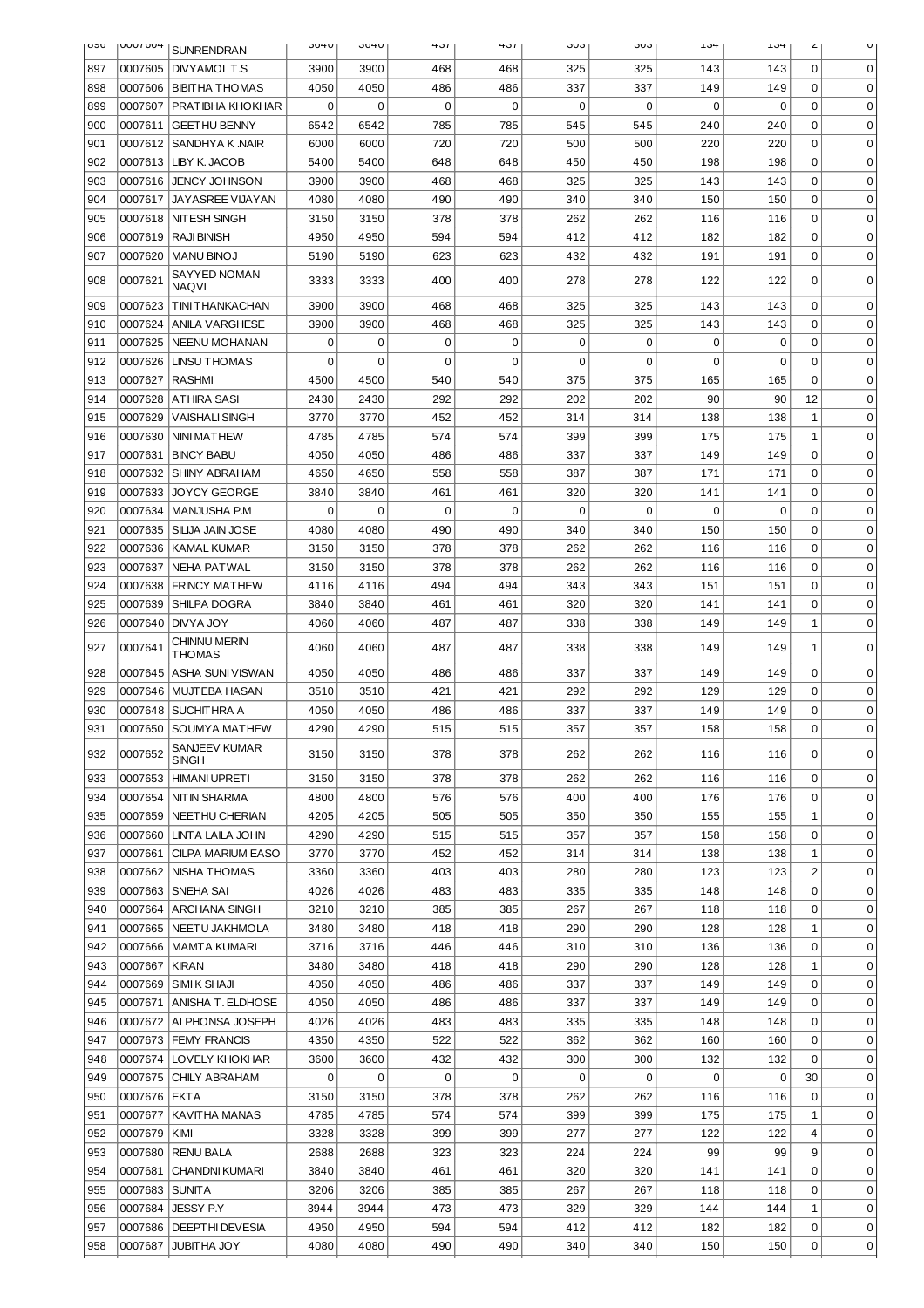| 896 | 0007604 | SUNRENDRAN | 3640 | 3640 | 437 | 437 | 303 | 303 | 134 | 134 | 2 | 0 |
|---|---|---|---|---|---|---|---|---|---|---|---|---|
| 897 | 0007605 | DIVYAMOL T.S | 3900 | 3900 | 468 | 468 | 325 | 325 | 143 | 143 | 0 | 0 |
| 898 | 0007606 | BIBITHA THOMAS | 4050 | 4050 | 486 | 486 | 337 | 337 | 149 | 149 | 0 | 0 |
| 899 | 0007607 | PRATIBHA KHOKHAR | 0 | 0 | 0 | 0 | 0 | 0 | 0 | 0 | 0 | 0 |
| 900 | 0007611 | GEETHU BENNY | 6542 | 6542 | 785 | 785 | 545 | 545 | 240 | 240 | 0 | 0 |
| 901 | 0007612 | SANDHYA K .NAIR | 6000 | 6000 | 720 | 720 | 500 | 500 | 220 | 220 | 0 | 0 |
| 902 | 0007613 | LIBY K. JACOB | 5400 | 5400 | 648 | 648 | 450 | 450 | 198 | 198 | 0 | 0 |
| 903 | 0007616 | JENCY JOHNSON | 3900 | 3900 | 468 | 468 | 325 | 325 | 143 | 143 | 0 | 0 |
| 904 | 0007617 | JAYASREE VIJAYAN | 4080 | 4080 | 490 | 490 | 340 | 340 | 150 | 150 | 0 | 0 |
| 905 | 0007618 | NITESH SINGH | 3150 | 3150 | 378 | 378 | 262 | 262 | 116 | 116 | 0 | 0 |
| 906 | 0007619 | RAJI BINISH | 4950 | 4950 | 594 | 594 | 412 | 412 | 182 | 182 | 0 | 0 |
| 907 | 0007620 | MANU BINOJ | 5190 | 5190 | 623 | 623 | 432 | 432 | 191 | 191 | 0 | 0 |
| 908 | 0007621 | SAYYED NOMAN NAQVI | 3333 | 3333 | 400 | 400 | 278 | 278 | 122 | 122 | 0 | 0 |
| 909 | 0007623 | TINI THANKACHAN | 3900 | 3900 | 468 | 468 | 325 | 325 | 143 | 143 | 0 | 0 |
| 910 | 0007624 | ANILA VARGHESE | 3900 | 3900 | 468 | 468 | 325 | 325 | 143 | 143 | 0 | 0 |
| 911 | 0007625 | NEENU MOHANAN | 0 | 0 | 0 | 0 | 0 | 0 | 0 | 0 | 0 | 0 |
| 912 | 0007626 | LINSU THOMAS | 0 | 0 | 0 | 0 | 0 | 0 | 0 | 0 | 0 | 0 |
| 913 | 0007627 | RASHMI | 4500 | 4500 | 540 | 540 | 375 | 375 | 165 | 165 | 0 | 0 |
| 914 | 0007628 | ATHIRA SASI | 2430 | 2430 | 292 | 292 | 202 | 202 | 90 | 90 | 12 | 0 |
| 915 | 0007629 | VAISHALI SINGH | 3770 | 3770 | 452 | 452 | 314 | 314 | 138 | 138 | 1 | 0 |
| 916 | 0007630 | NINI MATHEW | 4785 | 4785 | 574 | 574 | 399 | 399 | 175 | 175 | 1 | 0 |
| 917 | 0007631 | BINCY BABU | 4050 | 4050 | 486 | 486 | 337 | 337 | 149 | 149 | 0 | 0 |
| 918 | 0007632 | SHINY ABRAHAM | 4650 | 4650 | 558 | 558 | 387 | 387 | 171 | 171 | 0 | 0 |
| 919 | 0007633 | JOYCY GEORGE | 3840 | 3840 | 461 | 461 | 320 | 320 | 141 | 141 | 0 | 0 |
| 920 | 0007634 | MANJUSHA P.M | 0 | 0 | 0 | 0 | 0 | 0 | 0 | 0 | 0 | 0 |
| 921 | 0007635 | SILIJA JAIN JOSE | 4080 | 4080 | 490 | 490 | 340 | 340 | 150 | 150 | 0 | 0 |
| 922 | 0007636 | KAMAL KUMAR | 3150 | 3150 | 378 | 378 | 262 | 262 | 116 | 116 | 0 | 0 |
| 923 | 0007637 | NEHA PATWAL | 3150 | 3150 | 378 | 378 | 262 | 262 | 116 | 116 | 0 | 0 |
| 924 | 0007638 | FRINCY MATHEW | 4116 | 4116 | 494 | 494 | 343 | 343 | 151 | 151 | 0 | 0 |
| 925 | 0007639 | SHILPA DOGRA | 3840 | 3840 | 461 | 461 | 320 | 320 | 141 | 141 | 0 | 0 |
| 926 | 0007640 | DIVYA JOY | 4060 | 4060 | 487 | 487 | 338 | 338 | 149 | 149 | 1 | 0 |
| 927 | 0007641 | CHINNU MERIN THOMAS | 4060 | 4060 | 487 | 487 | 338 | 338 | 149 | 149 | 1 | 0 |
| 928 | 0007645 | ASHA SUNI VISWAN | 4050 | 4050 | 486 | 486 | 337 | 337 | 149 | 149 | 0 | 0 |
| 929 | 0007646 | MUJTEBA HASAN | 3510 | 3510 | 421 | 421 | 292 | 292 | 129 | 129 | 0 | 0 |
| 930 | 0007648 | SUCHITHRA A | 4050 | 4050 | 486 | 486 | 337 | 337 | 149 | 149 | 0 | 0 |
| 931 | 0007650 | SOUMYA MATHEW | 4290 | 4290 | 515 | 515 | 357 | 357 | 158 | 158 | 0 | 0 |
| 932 | 0007652 | SANJEEV KUMAR SINGH | 3150 | 3150 | 378 | 378 | 262 | 262 | 116 | 116 | 0 | 0 |
| 933 | 0007653 | HIMANI UPRETI | 3150 | 3150 | 378 | 378 | 262 | 262 | 116 | 116 | 0 | 0 |
| 934 | 0007654 | NITIN SHARMA | 4800 | 4800 | 576 | 576 | 400 | 400 | 176 | 176 | 0 | 0 |
| 935 | 0007659 | NEETHU CHERIAN | 4205 | 4205 | 505 | 505 | 350 | 350 | 155 | 155 | 1 | 0 |
| 936 | 0007660 | LINTA LAILA JOHN | 4290 | 4290 | 515 | 515 | 357 | 357 | 158 | 158 | 0 | 0 |
| 937 | 0007661 | CILPA MARIUM EASO | 3770 | 3770 | 452 | 452 | 314 | 314 | 138 | 138 | 1 | 0 |
| 938 | 0007662 | NISHA THOMAS | 3360 | 3360 | 403 | 403 | 280 | 280 | 123 | 123 | 2 | 0 |
| 939 | 0007663 | SNEHA SAI | 4026 | 4026 | 483 | 483 | 335 | 335 | 148 | 148 | 0 | 0 |
| 940 | 0007664 | ARCHANA SINGH | 3210 | 3210 | 385 | 385 | 267 | 267 | 118 | 118 | 0 | 0 |
| 941 | 0007665 | NEETU JAKHMOLA | 3480 | 3480 | 418 | 418 | 290 | 290 | 128 | 128 | 1 | 0 |
| 942 | 0007666 | MAMTA KUMARI | 3716 | 3716 | 446 | 446 | 310 | 310 | 136 | 136 | 0 | 0 |
| 943 | 0007667 | KIRAN | 3480 | 3480 | 418 | 418 | 290 | 290 | 128 | 128 | 1 | 0 |
| 944 | 0007669 | SIMI K SHAJI | 4050 | 4050 | 486 | 486 | 337 | 337 | 149 | 149 | 0 | 0 |
| 945 | 0007671 | ANISHA T. ELDHOSE | 4050 | 4050 | 486 | 486 | 337 | 337 | 149 | 149 | 0 | 0 |
| 946 | 0007672 | ALPHONSA JOSEPH | 4026 | 4026 | 483 | 483 | 335 | 335 | 148 | 148 | 0 | 0 |
| 947 | 0007673 | FEMY FRANCIS | 4350 | 4350 | 522 | 522 | 362 | 362 | 160 | 160 | 0 | 0 |
| 948 | 0007674 | LOVELY KHOKHAR | 3600 | 3600 | 432 | 432 | 300 | 300 | 132 | 132 | 0 | 0 |
| 949 | 0007675 | CHILY ABRAHAM | 0 | 0 | 0 | 0 | 0 | 0 | 0 | 0 | 30 | 0 |
| 950 | 0007676 | EKTA | 3150 | 3150 | 378 | 378 | 262 | 262 | 116 | 116 | 0 | 0 |
| 951 | 0007677 | KAVITHA MANAS | 4785 | 4785 | 574 | 574 | 399 | 399 | 175 | 175 | 1 | 0 |
| 952 | 0007679 | KIMI | 3328 | 3328 | 399 | 399 | 277 | 277 | 122 | 122 | 4 | 0 |
| 953 | 0007680 | RENU BALA | 2688 | 2688 | 323 | 323 | 224 | 224 | 99 | 99 | 9 | 0 |
| 954 | 0007681 | CHANDNI KUMARI | 3840 | 3840 | 461 | 461 | 320 | 320 | 141 | 141 | 0 | 0 |
| 955 | 0007683 | SUNITA | 3206 | 3206 | 385 | 385 | 267 | 267 | 118 | 118 | 0 | 0 |
| 956 | 0007684 | JESSY P.Y | 3944 | 3944 | 473 | 473 | 329 | 329 | 144 | 144 | 1 | 0 |
| 957 | 0007686 | DEEPTHI DEVESIA | 4950 | 4950 | 594 | 594 | 412 | 412 | 182 | 182 | 0 | 0 |
| 958 | 0007687 | JUBITHA JOY | 4080 | 4080 | 490 | 490 | 340 | 340 | 150 | 150 | 0 | 0 |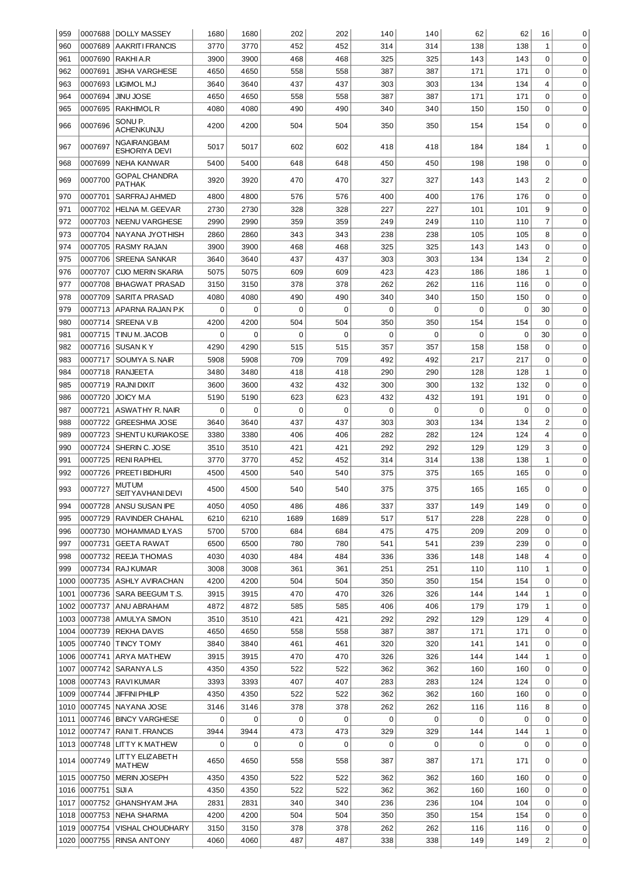| | | | | | | | | | | | |
|---|---|---|---|---|---|---|---|---|---|---|---|
| 959 | 0007688 | DOLLY MASSEY | 1680 | 1680 | 202 | 202 | 140 | 140 | 62 | 62 | 16 | 0 |
| 960 | 0007689 | AAKRITI FRANCIS | 3770 | 3770 | 452 | 452 | 314 | 314 | 138 | 138 | 1 | 0 |
| 961 | 0007690 | RAKHI A.R | 3900 | 3900 | 468 | 468 | 325 | 325 | 143 | 143 | 0 | 0 |
| 962 | 0007691 | JISHA VARGHESE | 4650 | 4650 | 558 | 558 | 387 | 387 | 171 | 171 | 0 | 0 |
| 963 | 0007693 | LIGIMOL M.J | 3640 | 3640 | 437 | 437 | 303 | 303 | 134 | 134 | 4 | 0 |
| 964 | 0007694 | JINU JOSE | 4650 | 4650 | 558 | 558 | 387 | 387 | 171 | 171 | 0 | 0 |
| 965 | 0007695 | RAKHIMOL R | 4080 | 4080 | 490 | 490 | 340 | 340 | 150 | 150 | 0 | 0 |
| 966 | 0007696 | SONU P. ACHENKUNJU | 4200 | 4200 | 504 | 504 | 350 | 350 | 154 | 154 | 0 | 0 |
| 967 | 0007697 | NGAIRANGBAM ESHORIYA DEVI | 5017 | 5017 | 602 | 602 | 418 | 418 | 184 | 184 | 1 | 0 |
| 968 | 0007699 | NEHA KANWAR | 5400 | 5400 | 648 | 648 | 450 | 450 | 198 | 198 | 0 | 0 |
| 969 | 0007700 | GOPAL CHANDRA PATHAK | 3920 | 3920 | 470 | 470 | 327 | 327 | 143 | 143 | 2 | 0 |
| 970 | 0007701 | SARFRAJ AHMED | 4800 | 4800 | 576 | 576 | 400 | 400 | 176 | 176 | 0 | 0 |
| 971 | 0007702 | HELNA M. GEEVAR | 2730 | 2730 | 328 | 328 | 227 | 227 | 101 | 101 | 9 | 0 |
| 972 | 0007703 | NEENU VARGHESE | 2990 | 2990 | 359 | 359 | 249 | 249 | 110 | 110 | 7 | 0 |
| 973 | 0007704 | NAYANA JYOTHISH | 2860 | 2860 | 343 | 343 | 238 | 238 | 105 | 105 | 8 | 0 |
| 974 | 0007705 | RASMY RAJAN | 3900 | 3900 | 468 | 468 | 325 | 325 | 143 | 143 | 0 | 0 |
| 975 | 0007706 | SREENA SANKAR | 3640 | 3640 | 437 | 437 | 303 | 303 | 134 | 134 | 2 | 0 |
| 976 | 0007707 | CIJO MERIN SKARIA | 5075 | 5075 | 609 | 609 | 423 | 423 | 186 | 186 | 1 | 0 |
| 977 | 0007708 | BHAGWAT PRASAD | 3150 | 3150 | 378 | 378 | 262 | 262 | 116 | 116 | 0 | 0 |
| 978 | 0007709 | SARITA PRASAD | 4080 | 4080 | 490 | 490 | 340 | 340 | 150 | 150 | 0 | 0 |
| 979 | 0007713 | APARNA RAJAN P.K | 0 | 0 | 0 | 0 | 0 | 0 | 0 | 0 | 30 | 0 |
| 980 | 0007714 | SREENA V.B | 4200 | 4200 | 504 | 504 | 350 | 350 | 154 | 154 | 0 | 0 |
| 981 | 0007715 | TINU M. JACOB | 0 | 0 | 0 | 0 | 0 | 0 | 0 | 0 | 30 | 0 |
| 982 | 0007716 | SUSAN K Y | 4290 | 4290 | 515 | 515 | 357 | 357 | 158 | 158 | 0 | 0 |
| 983 | 0007717 | SOUMYA S. NAIR | 5908 | 5908 | 709 | 709 | 492 | 492 | 217 | 217 | 0 | 0 |
| 984 | 0007718 | RANJEETA | 3480 | 3480 | 418 | 418 | 290 | 290 | 128 | 128 | 1 | 0 |
| 985 | 0007719 | RAJNI DIXIT | 3600 | 3600 | 432 | 432 | 300 | 300 | 132 | 132 | 0 | 0 |
| 986 | 0007720 | JOICY M.A | 5190 | 5190 | 623 | 623 | 432 | 432 | 191 | 191 | 0 | 0 |
| 987 | 0007721 | ASWATHY R. NAIR | 0 | 0 | 0 | 0 | 0 | 0 | 0 | 0 | 0 | 0 |
| 988 | 0007722 | GREESHMA JOSE | 3640 | 3640 | 437 | 437 | 303 | 303 | 134 | 134 | 2 | 0 |
| 989 | 0007723 | SHENTU KURIAKOSE | 3380 | 3380 | 406 | 406 | 282 | 282 | 124 | 124 | 4 | 0 |
| 990 | 0007724 | SHERIN C. JOSE | 3510 | 3510 | 421 | 421 | 292 | 292 | 129 | 129 | 3 | 0 |
| 991 | 0007725 | RENI RAPHEL | 3770 | 3770 | 452 | 452 | 314 | 314 | 138 | 138 | 1 | 0 |
| 992 | 0007726 | PREETI BIDHURI | 4500 | 4500 | 540 | 540 | 375 | 375 | 165 | 165 | 0 | 0 |
| 993 | 0007727 | MUTUM SEITYAVHANI DEVI | 4500 | 4500 | 540 | 540 | 375 | 375 | 165 | 165 | 0 | 0 |
| 994 | 0007728 | ANSU SUSAN IPE | 4050 | 4050 | 486 | 486 | 337 | 337 | 149 | 149 | 0 | 0 |
| 995 | 0007729 | RAVINDER CHAHAL | 6210 | 6210 | 1689 | 1689 | 517 | 517 | 228 | 228 | 0 | 0 |
| 996 | 0007730 | MOHAMMAD ILYAS | 5700 | 5700 | 684 | 684 | 475 | 475 | 209 | 209 | 0 | 0 |
| 997 | 0007731 | GEETA RAWAT | 6500 | 6500 | 780 | 780 | 541 | 541 | 239 | 239 | 0 | 0 |
| 998 | 0007732 | REEJA THOMAS | 4030 | 4030 | 484 | 484 | 336 | 336 | 148 | 148 | 4 | 0 |
| 999 | 0007734 | RAJ KUMAR | 3008 | 3008 | 361 | 361 | 251 | 251 | 110 | 110 | 1 | 0 |
| 1000 | 0007735 | ASHLY AVIRACHAN | 4200 | 4200 | 504 | 504 | 350 | 350 | 154 | 154 | 0 | 0 |
| 1001 | 0007736 | SARA BEEGUM T.S. | 3915 | 3915 | 470 | 470 | 326 | 326 | 144 | 144 | 1 | 0 |
| 1002 | 0007737 | ANU ABRAHAM | 4872 | 4872 | 585 | 585 | 406 | 406 | 179 | 179 | 1 | 0 |
| 1003 | 0007738 | AMULYA SIMON | 3510 | 3510 | 421 | 421 | 292 | 292 | 129 | 129 | 4 | 0 |
| 1004 | 0007739 | REKHA DAVIS | 4650 | 4650 | 558 | 558 | 387 | 387 | 171 | 171 | 0 | 0 |
| 1005 | 0007740 | TINCY TOMY | 3840 | 3840 | 461 | 461 | 320 | 320 | 141 | 141 | 0 | 0 |
| 1006 | 0007741 | ARYA MATHEW | 3915 | 3915 | 470 | 470 | 326 | 326 | 144 | 144 | 1 | 0 |
| 1007 | 0007742 | SARANYA L.S | 4350 | 4350 | 522 | 522 | 362 | 362 | 160 | 160 | 0 | 0 |
| 1008 | 0007743 | RAVI KUMAR | 3393 | 3393 | 407 | 407 | 283 | 283 | 124 | 124 | 0 | 0 |
| 1009 | 0007744 | JIFFINI PHILIP | 4350 | 4350 | 522 | 522 | 362 | 362 | 160 | 160 | 0 | 0 |
| 1010 | 0007745 | NAYANA JOSE | 3146 | 3146 | 378 | 378 | 262 | 262 | 116 | 116 | 8 | 0 |
| 1011 | 0007746 | BINCY VARGHESE | 0 | 0 | 0 | 0 | 0 | 0 | 0 | 0 | 0 | 0 |
| 1012 | 0007747 | RANI T. FRANCIS | 3944 | 3944 | 473 | 473 | 329 | 329 | 144 | 144 | 1 | 0 |
| 1013 | 0007748 | LITTY K MATHEW | 0 | 0 | 0 | 0 | 0 | 0 | 0 | 0 | 0 | 0 |
| 1014 | 0007749 | LITTY ELIZABETH MATHEW | 4650 | 4650 | 558 | 558 | 387 | 387 | 171 | 171 | 0 | 0 |
| 1015 | 0007750 | MERIN JOSEPH | 4350 | 4350 | 522 | 522 | 362 | 362 | 160 | 160 | 0 | 0 |
| 1016 | 0007751 | SIJI A | 4350 | 4350 | 522 | 522 | 362 | 362 | 160 | 160 | 0 | 0 |
| 1017 | 0007752 | GHANSHYAM JHA | 2831 | 2831 | 340 | 340 | 236 | 236 | 104 | 104 | 0 | 0 |
| 1018 | 0007753 | NEHA SHARMA | 4200 | 4200 | 504 | 504 | 350 | 350 | 154 | 154 | 0 | 0 |
| 1019 | 0007754 | VISHAL CHOUDHARY | 3150 | 3150 | 378 | 378 | 262 | 262 | 116 | 116 | 0 | 0 |
| 1020 | 0007755 | RINSA ANTONY | 4060 | 4060 | 487 | 487 | 338 | 338 | 149 | 149 | 2 | 0 |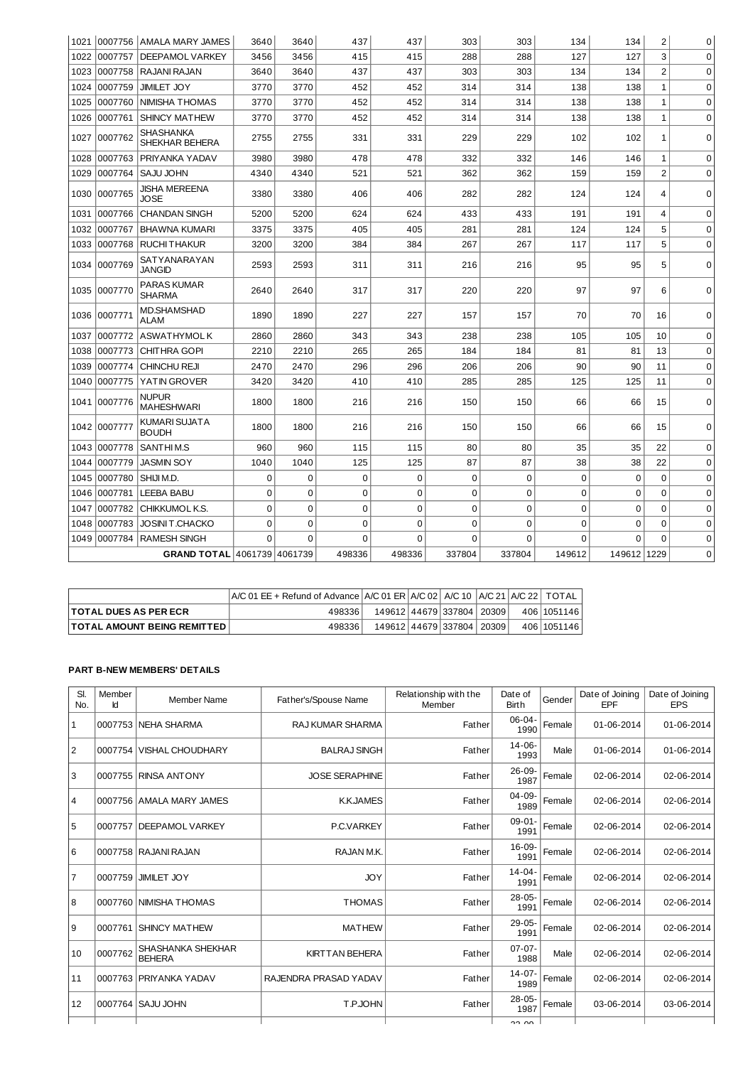| | | | | | | | | | | | | |
|---|---|---|---|---|---|---|---|---|---|---|---|---|
| 1021 | 0007756 | AMALA MARY JAMES | 3640 | 3640 | 437 | 437 | 303 | 303 | 134 | 134 | 2 | 0 |
| 1022 | 0007757 | DEEPAMOL VARKEY | 3456 | 3456 | 415 | 415 | 288 | 288 | 127 | 127 | 3 | 0 |
| 1023 | 0007758 | RAJANI RAJAN | 3640 | 3640 | 437 | 437 | 303 | 303 | 134 | 134 | 2 | 0 |
| 1024 | 0007759 | JIMILET JOY | 3770 | 3770 | 452 | 452 | 314 | 314 | 138 | 138 | 1 | 0 |
| 1025 | 0007760 | NIMISHA THOMAS | 3770 | 3770 | 452 | 452 | 314 | 314 | 138 | 138 | 1 | 0 |
| 1026 | 0007761 | SHINCY MATHEW | 3770 | 3770 | 452 | 452 | 314 | 314 | 138 | 138 | 1 | 0 |
| 1027 | 0007762 | SHASHANKA SHEKHAR BEHERA | 2755 | 2755 | 331 | 331 | 229 | 229 | 102 | 102 | 1 | 0 |
| 1028 | 0007763 | PRIYANKA YADAV | 3980 | 3980 | 478 | 478 | 332 | 332 | 146 | 146 | 1 | 0 |
| 1029 | 0007764 | SAJU JOHN | 4340 | 4340 | 521 | 521 | 362 | 362 | 159 | 159 | 2 | 0 |
| 1030 | 0007765 | JISHA MEREENA JOSE | 3380 | 3380 | 406 | 406 | 282 | 282 | 124 | 124 | 4 | 0 |
| 1031 | 0007766 | CHANDAN SINGH | 5200 | 5200 | 624 | 624 | 433 | 433 | 191 | 191 | 4 | 0 |
| 1032 | 0007767 | BHAWNA KUMARI | 3375 | 3375 | 405 | 405 | 281 | 281 | 124 | 124 | 5 | 0 |
| 1033 | 0007768 | RUCHI THAKUR | 3200 | 3200 | 384 | 384 | 267 | 267 | 117 | 117 | 5 | 0 |
| 1034 | 0007769 | SATYANARAYAN JANGID | 2593 | 2593 | 311 | 311 | 216 | 216 | 95 | 95 | 5 | 0 |
| 1035 | 0007770 | PARAS KUMAR SHARMA | 2640 | 2640 | 317 | 317 | 220 | 220 | 97 | 97 | 6 | 0 |
| 1036 | 0007771 | MD.SHAMSHAD ALAM | 1890 | 1890 | 227 | 227 | 157 | 157 | 70 | 70 | 16 | 0 |
| 1037 | 0007772 | ASWATHYMOL K | 2860 | 2860 | 343 | 343 | 238 | 238 | 105 | 105 | 10 | 0 |
| 1038 | 0007773 | CHITHRA GOPI | 2210 | 2210 | 265 | 265 | 184 | 184 | 81 | 81 | 13 | 0 |
| 1039 | 0007774 | CHINCHU REJI | 2470 | 2470 | 296 | 296 | 206 | 206 | 90 | 90 | 11 | 0 |
| 1040 | 0007775 | YATIN GROVER | 3420 | 3420 | 410 | 410 | 285 | 285 | 125 | 125 | 11 | 0 |
| 1041 | 0007776 | NUPUR MAHESHWARI | 1800 | 1800 | 216 | 216 | 150 | 150 | 66 | 66 | 15 | 0 |
| 1042 | 0007777 | KUMARI SUJATA BOUDH | 1800 | 1800 | 216 | 216 | 150 | 150 | 66 | 66 | 15 | 0 |
| 1043 | 0007778 | SANTHI M.S | 960 | 960 | 115 | 115 | 80 | 80 | 35 | 35 | 22 | 0 |
| 1044 | 0007779 | JASMIN SOY | 1040 | 1040 | 125 | 125 | 87 | 87 | 38 | 38 | 22 | 0 |
| 1045 | 0007780 | SHIJI M.D. | 0 | 0 | 0 | 0 | 0 | 0 | 0 | 0 | 0 | 0 |
| 1046 | 0007781 | LEEBA BABU | 0 | 0 | 0 | 0 | 0 | 0 | 0 | 0 | 0 | 0 |
| 1047 | 0007782 | CHIKKUMOL K.S. | 0 | 0 | 0 | 0 | 0 | 0 | 0 | 0 | 0 | 0 |
| 1048 | 0007783 | JOSINI T.CHACKO | 0 | 0 | 0 | 0 | 0 | 0 | 0 | 0 | 0 | 0 |
| 1049 | 0007784 | RAMESH SINGH | 0 | 0 | 0 | 0 | 0 | 0 | 0 | 0 | 0 | 0 |
| | | **GRAND TOTAL** | 4061739 | 4061739 | 498336 | 498336 | 337804 | 337804 | 149612 | 149612 | 1229 | 0 |

| | A/C 01 EE + Refund of Advance | A/C 01 ER | A/C 02 | A/C 10 | A/C 21 | A/C 22 | TOTAL |
|---|---|---|---|---|---|---|---|
| **TOTAL DUES AS PER ECR** | 498336 | 149612 | 44679 | 337804 | 20309 | 406 | 1051146 |
| **TOTAL AMOUNT BEING REMITTED** | 498336 | 149612 | 44679 | 337804 | 20309 | 406 | 1051146 |

**PART B-NEW MEMBERS' DETAILS**

| Sl. No. | Member Id | Member Name | Father's/Spouse Name | Relationship with the Member | Date of Birth | Gender | Date of Joining EPF | Date of Joining EPS |
|---|---|---|---|---|---|---|---|---|
| 1 | 0007753 | NEHA SHARMA | RAJ KUMAR SHARMA | Father | 06-04-1990 | Female | 01-06-2014 | 01-06-2014 |
| 2 | 0007754 | VISHAL CHOUDHARY | BALRAJ SINGH | Father | 14-06-1993 | Male | 01-06-2014 | 01-06-2014 |
| 3 | 0007755 | RINSA ANTONY | JOSE SERAPHINE | Father | 26-09-1987 | Female | 02-06-2014 | 02-06-2014 |
| 4 | 0007756 | AMALA MARY JAMES | K.K.JAMES | Father | 04-09-1989 | Female | 02-06-2014 | 02-06-2014 |
| 5 | 0007757 | DEEPAMOL VARKEY | P.C.VARKEY | Father | 09-01-1991 | Female | 02-06-2014 | 02-06-2014 |
| 6 | 0007758 | RAJANI RAJAN | RAJAN M.K. | Father | 16-09-1991 | Female | 02-06-2014 | 02-06-2014 |
| 7 | 0007759 | JIMILET JOY | JOY | Father | 14-04-1991 | Female | 02-06-2014 | 02-06-2014 |
| 8 | 0007760 | NIMISHA THOMAS | THOMAS | Father | 28-05-1991 | Female | 02-06-2014 | 02-06-2014 |
| 9 | 0007761 | SHINCY MATHEW | MATHEW | Father | 29-05-1991 | Female | 02-06-2014 | 02-06-2014 |
| 10 | 0007762 | SHASHANKA SHEKHAR BEHERA | KIRTTAN BEHERA | Father | 07-07-1988 | Male | 02-06-2014 | 02-06-2014 |
| 11 | 0007763 | PRIYANKA YADAV | RAJENDRA PRASAD YADAV | Father | 14-07-1989 | Female | 02-06-2014 | 02-06-2014 |
| 12 | 0007764 | SAJU JOHN | T.P.JOHN | Father | 28-05-1987 | Female | 03-06-2014 | 03-06-2014 |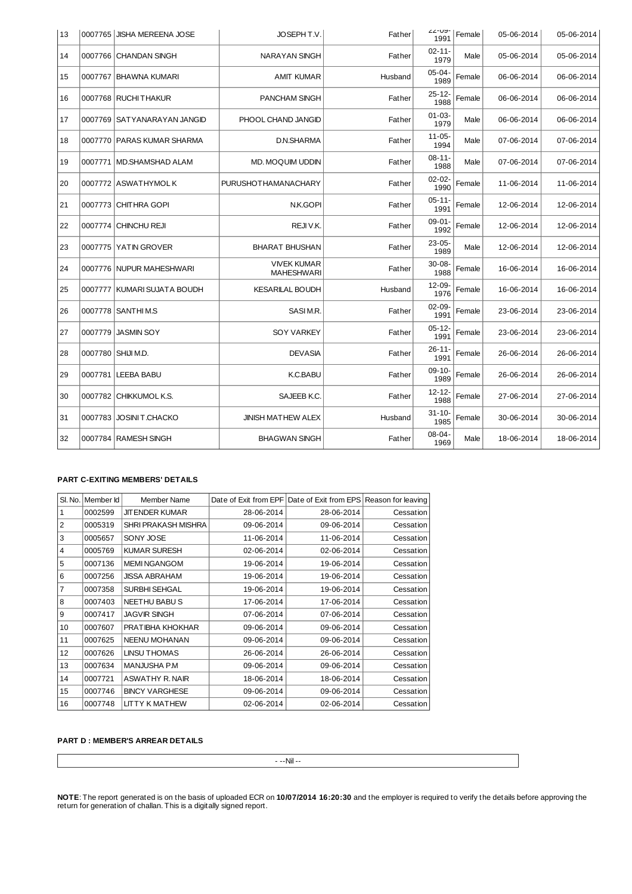| | | | | | | | | |
|---|---|---|---|---|---|---|---|---|
| 13 | 0007765 | JISHA MEREENA JOSE | JOSEPH T.V. | Father | 22-09-1991 | Female | 05-06-2014 | 05-06-2014 |
| 14 | 0007766 | CHANDAN SINGH | NARAYAN SINGH | Father | 02-11-1979 | Male | 05-06-2014 | 05-06-2014 |
| 15 | 0007767 | BHAWNA KUMARI | AMIT KUMAR | Husband | 05-04-1989 | Female | 06-06-2014 | 06-06-2014 |
| 16 | 0007768 | RUCHI THAKUR | PANCHAM SINGH | Father | 25-12-1988 | Female | 06-06-2014 | 06-06-2014 |
| 17 | 0007769 | SATYANARAYAN JANGID | PHOOL CHAND JANGID | Father | 01-03-1979 | Male | 06-06-2014 | 06-06-2014 |
| 18 | 0007770 | PARAS KUMAR SHARMA | D.N.SHARMA | Father | 11-05-1994 | Male | 07-06-2014 | 07-06-2014 |
| 19 | 0007771 | MD.SHAMSHAD ALAM | MD. MOQUIM UDDIN | Father | 08-11-1988 | Male | 07-06-2014 | 07-06-2014 |
| 20 | 0007772 | ASWATHYMOL K | PURUSHOTHAMANACHARY | Father | 02-02-1990 | Female | 11-06-2014 | 11-06-2014 |
| 21 | 0007773 | CHITHRA GOPI | N.K.GOPI | Father | 05-11-1991 | Female | 12-06-2014 | 12-06-2014 |
| 22 | 0007774 | CHINCHU REJI | REJI V.K. | Father | 09-01-1992 | Female | 12-06-2014 | 12-06-2014 |
| 23 | 0007775 | YATIN GROVER | BHARAT BHUSHAN | Father | 23-05-1989 | Male | 12-06-2014 | 12-06-2014 |
| 24 | 0007776 | NUPUR MAHESHWARI | VIVEK KUMAR MAHESHWARI | Father | 30-08-1988 | Female | 16-06-2014 | 16-06-2014 |
| 25 | 0007777 | KUMARI SUJATA BOUDH | KESARILAL BOUDH | Husband | 12-09-1976 | Female | 16-06-2014 | 16-06-2014 |
| 26 | 0007778 | SANTHI M.S | SASI M.R. | Father | 02-09-1991 | Female | 23-06-2014 | 23-06-2014 |
| 27 | 0007779 | JASMIN SOY | SOY VARKEY | Father | 05-12-1991 | Female | 23-06-2014 | 23-06-2014 |
| 28 | 0007780 | SHIJI M.D. | DEVASIA | Father | 26-11-1991 | Female | 26-06-2014 | 26-06-2014 |
| 29 | 0007781 | LEEBA BABU | K.C.BABU | Father | 09-10-1989 | Female | 26-06-2014 | 26-06-2014 |
| 30 | 0007782 | CHIKKUMOL K.S. | SAJEEB K.C. | Father | 12-12-1988 | Female | 27-06-2014 | 27-06-2014 |
| 31 | 0007783 | JOSINI T.CHACKO | JINISH MATHEW ALEX | Husband | 31-10-1985 | Female | 30-06-2014 | 30-06-2014 |
| 32 | 0007784 | RAMESH SINGH | BHAGWAN SINGH | Father | 08-04-1969 | Male | 18-06-2014 | 18-06-2014 |

**PART C-EXITING MEMBERS' DETAILS**

| Sl. No. | Member Id | Member Name | Date of Exit from EPF | Date of Exit from EPS | Reason for leaving |
|---|---|---|---|---|---|
| 1 | 0002599 | JITENDER KUMAR | 28-06-2014 | 28-06-2014 | Cessation |
| 2 | 0005319 | SHRI PRAKASH MISHRA | 09-06-2014 | 09-06-2014 | Cessation |
| 3 | 0005657 | SONY JOSE | 11-06-2014 | 11-06-2014 | Cessation |
| 4 | 0005769 | KUMAR SURESH | 02-06-2014 | 02-06-2014 | Cessation |
| 5 | 0007136 | MEMI NGANGOM | 19-06-2014 | 19-06-2014 | Cessation |
| 6 | 0007256 | JISSA ABRAHAM | 19-06-2014 | 19-06-2014 | Cessation |
| 7 | 0007358 | SURBHI SEHGAL | 19-06-2014 | 19-06-2014 | Cessation |
| 8 | 0007403 | NEETHU BABU S | 17-06-2014 | 17-06-2014 | Cessation |
| 9 | 0007417 | JAGVIR SINGH | 07-06-2014 | 07-06-2014 | Cessation |
| 10 | 0007607 | PRATIBHA KHOKHAR | 09-06-2014 | 09-06-2014 | Cessation |
| 11 | 0007625 | NEENU MOHANAN | 09-06-2014 | 09-06-2014 | Cessation |
| 12 | 0007626 | LINSU THOMAS | 26-06-2014 | 26-06-2014 | Cessation |
| 13 | 0007634 | MANJUSHA P.M | 09-06-2014 | 09-06-2014 | Cessation |
| 14 | 0007721 | ASWATHY R. NAIR | 18-06-2014 | 18-06-2014 | Cessation |
| 15 | 0007746 | BINCY VARGHESE | 09-06-2014 | 09-06-2014 | Cessation |
| 16 | 0007748 | LITTY K MATHEW | 02-06-2014 | 02-06-2014 | Cessation |

**PART D : MEMBER'S ARREAR DETAILS**

- --Nil --

**NOTE**: The report generated is on the basis of uploaded ECR on **10/07/2014 16:20:30** and the employer is required to verify the details before approving the return for generation of challan. This is a digitally signed report.